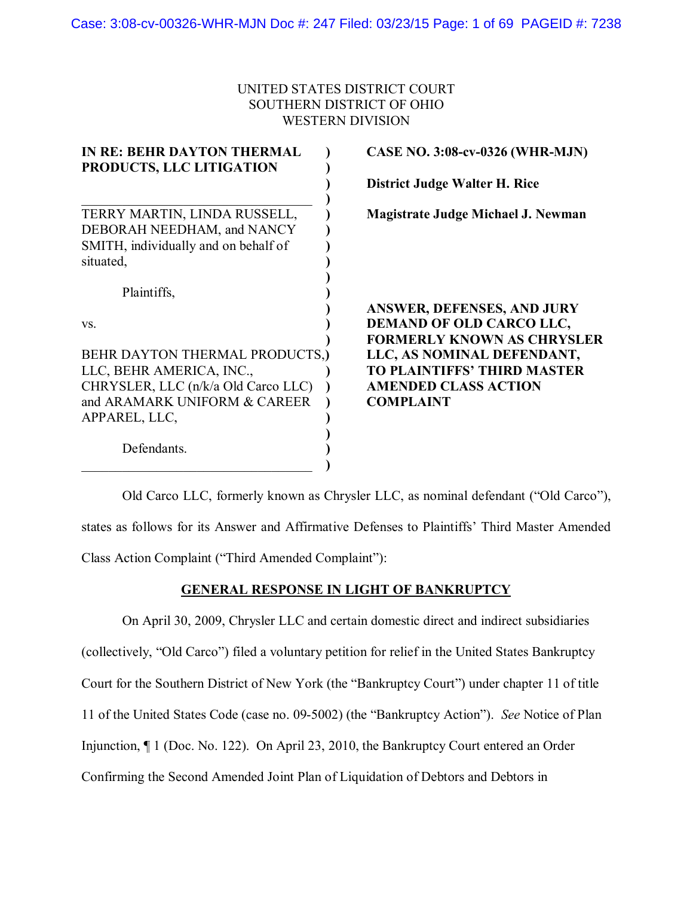UNITED STATES DISTRICT COURT
SOUTHERN DISTRICT OF OHIO
WESTERN DIVISION

**IN RE: BEHR DAYTON THERMAL PRODUCTS, LLC LITIGATION**

---

TERRY MARTIN, LINDA RUSSELL, DEBORAH NEEDHAM, and NANCY SMITH, individually and on behalf of situated,

Plaintiffs,

vs.

BEHR DAYTON THERMAL PRODUCTS, LLC, BEHR AMERICA, INC., CHRYSLER, LLC (n/k/a Old Carco LLC) and ARAMARK UNIFORM & CAREER APPAREL, LLC,

Defendants.

**CASE NO. 3:08-cv-0326 (WHR-MJN)**

**District Judge Walter H. Rice**

**Magistrate Judge Michael J. Newman**

**ANSWER, DEFENSES, AND JURY DEMAND OF OLD CARCO LLC, FORMERLY KNOWN AS CHRYSLER LLC, AS NOMINAL DEFENDANT, TO PLAINTIFFS' THIRD MASTER AMENDED CLASS ACTION COMPLAINT**

Old Carco LLC, formerly known as Chrysler LLC, as nominal defendant ("Old Carco"), states as follows for its Answer and Affirmative Defenses to Plaintiffs' Third Master Amended Class Action Complaint ("Third Amended Complaint"):

## GENERAL RESPONSE IN LIGHT OF BANKRUPTCY

On April 30, 2009, Chrysler LLC and certain domestic direct and indirect subsidiaries (collectively, "Old Carco") filed a voluntary petition for relief in the United States Bankruptcy Court for the Southern District of New York (the "Bankruptcy Court") under chapter 11 of title 11 of the United States Code (case no. 09-5002) (the "Bankruptcy Action"). *See* Notice of Plan Injunction, ¶ 1 (Doc. No. 122). On April 23, 2010, the Bankruptcy Court entered an Order Confirming the Second Amended Joint Plan of Liquidation of Debtors and Debtors in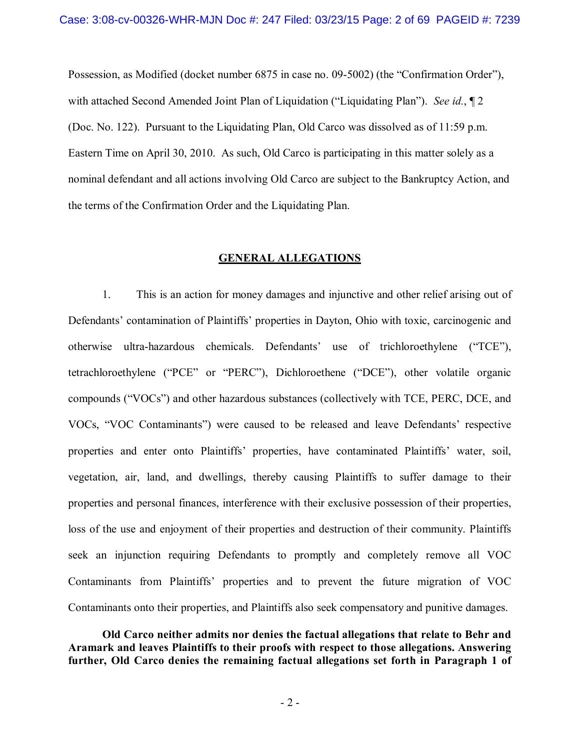Possession, as Modified (docket number 6875 in case no. 09-5002) (the "Confirmation Order"), with attached Second Amended Joint Plan of Liquidation ("Liquidating Plan"). *See id.*, ¶ 2 (Doc. No. 122). Pursuant to the Liquidating Plan, Old Carco was dissolved as of 11:59 p.m. Eastern Time on April 30, 2010. As such, Old Carco is participating in this matter solely as a nominal defendant and all actions involving Old Carco are subject to the Bankruptcy Action, and the terms of the Confirmation Order and the Liquidating Plan.

## GENERAL ALLEGATIONS

1. This is an action for money damages and injunctive and other relief arising out of Defendants' contamination of Plaintiffs' properties in Dayton, Ohio with toxic, carcinogenic and otherwise ultra-hazardous chemicals. Defendants' use of trichloroethylene ("TCE"), tetrachloroethylene ("PCE" or "PERC"), Dichloroethene ("DCE"), other volatile organic compounds ("VOCs") and other hazardous substances (collectively with TCE, PERC, DCE, and VOCs, "VOC Contaminants") were caused to be released and leave Defendants' respective properties and enter onto Plaintiffs' properties, have contaminated Plaintiffs' water, soil, vegetation, air, land, and dwellings, thereby causing Plaintiffs to suffer damage to their properties and personal finances, interference with their exclusive possession of their properties, loss of the use and enjoyment of their properties and destruction of their community. Plaintiffs seek an injunction requiring Defendants to promptly and completely remove all VOC Contaminants from Plaintiffs' properties and to prevent the future migration of VOC Contaminants onto their properties, and Plaintiffs also seek compensatory and punitive damages.

**Old Carco neither admits nor denies the factual allegations that relate to Behr and Aramark and leaves Plaintiffs to their proofs with respect to those allegations. Answering further, Old Carco denies the remaining factual allegations set forth in Paragraph 1 of**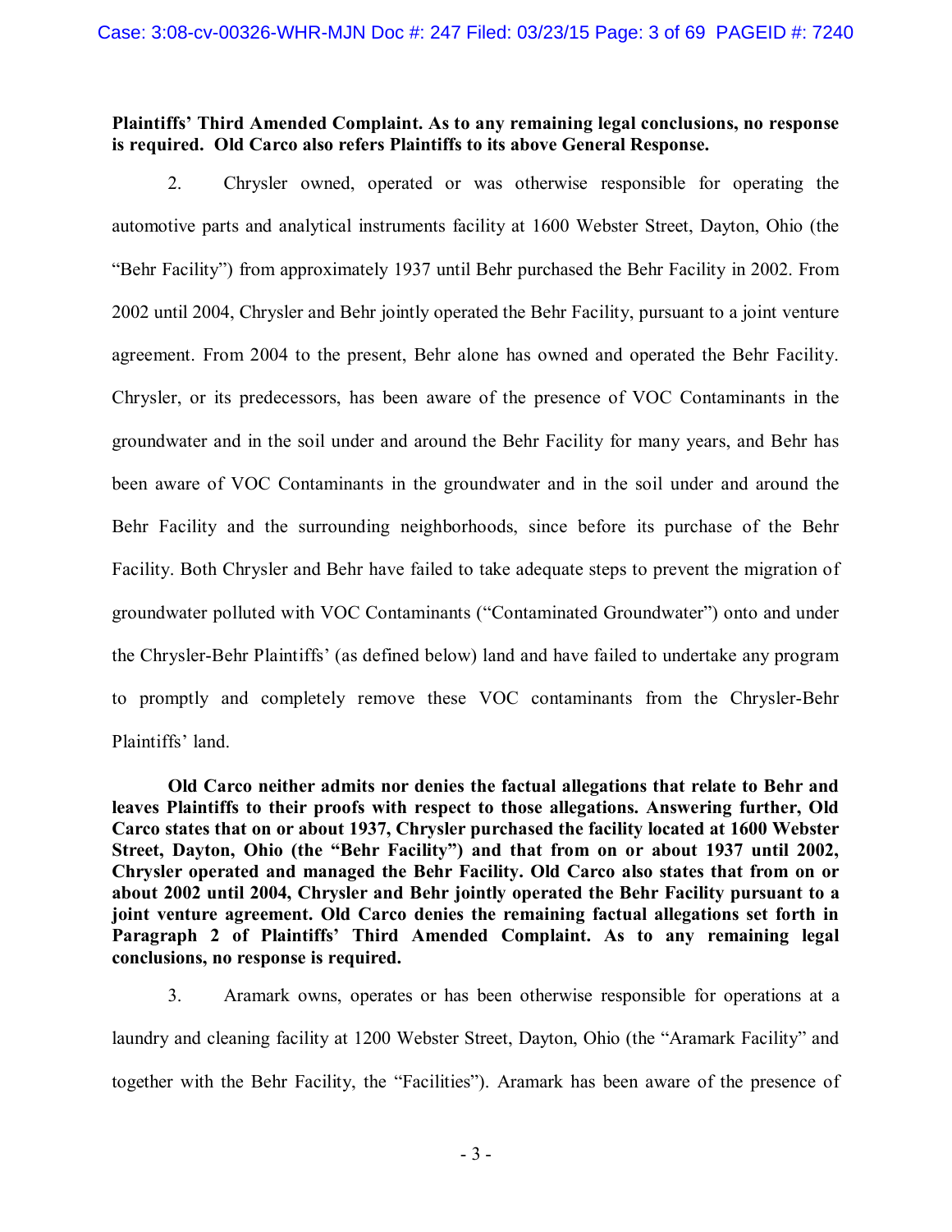**Plaintiffs' Third Amended Complaint. As to any remaining legal conclusions, no response is required. Old Carco also refers Plaintiffs to its above General Response.**

2. Chrysler owned, operated or was otherwise responsible for operating the automotive parts and analytical instruments facility at 1600 Webster Street, Dayton, Ohio (the "Behr Facility") from approximately 1937 until Behr purchased the Behr Facility in 2002. From 2002 until 2004, Chrysler and Behr jointly operated the Behr Facility, pursuant to a joint venture agreement. From 2004 to the present, Behr alone has owned and operated the Behr Facility. Chrysler, or its predecessors, has been aware of the presence of VOC Contaminants in the groundwater and in the soil under and around the Behr Facility for many years, and Behr has been aware of VOC Contaminants in the groundwater and in the soil under and around the Behr Facility and the surrounding neighborhoods, since before its purchase of the Behr Facility. Both Chrysler and Behr have failed to take adequate steps to prevent the migration of groundwater polluted with VOC Contaminants ("Contaminated Groundwater") onto and under the Chrysler-Behr Plaintiffs' (as defined below) land and have failed to undertake any program to promptly and completely remove these VOC contaminants from the Chrysler-Behr Plaintiffs' land.

**Old Carco neither admits nor denies the factual allegations that relate to Behr and leaves Plaintiffs to their proofs with respect to those allegations. Answering further, Old Carco states that on or about 1937, Chrysler purchased the facility located at 1600 Webster Street, Dayton, Ohio (the "Behr Facility") and that from on or about 1937 until 2002, Chrysler operated and managed the Behr Facility. Old Carco also states that from on or about 2002 until 2004, Chrysler and Behr jointly operated the Behr Facility pursuant to a joint venture agreement. Old Carco denies the remaining factual allegations set forth in Paragraph 2 of Plaintiffs' Third Amended Complaint. As to any remaining legal conclusions, no response is required.**

3. Aramark owns, operates or has been otherwise responsible for operations at a laundry and cleaning facility at 1200 Webster Street, Dayton, Ohio (the "Aramark Facility" and together with the Behr Facility, the "Facilities"). Aramark has been aware of the presence of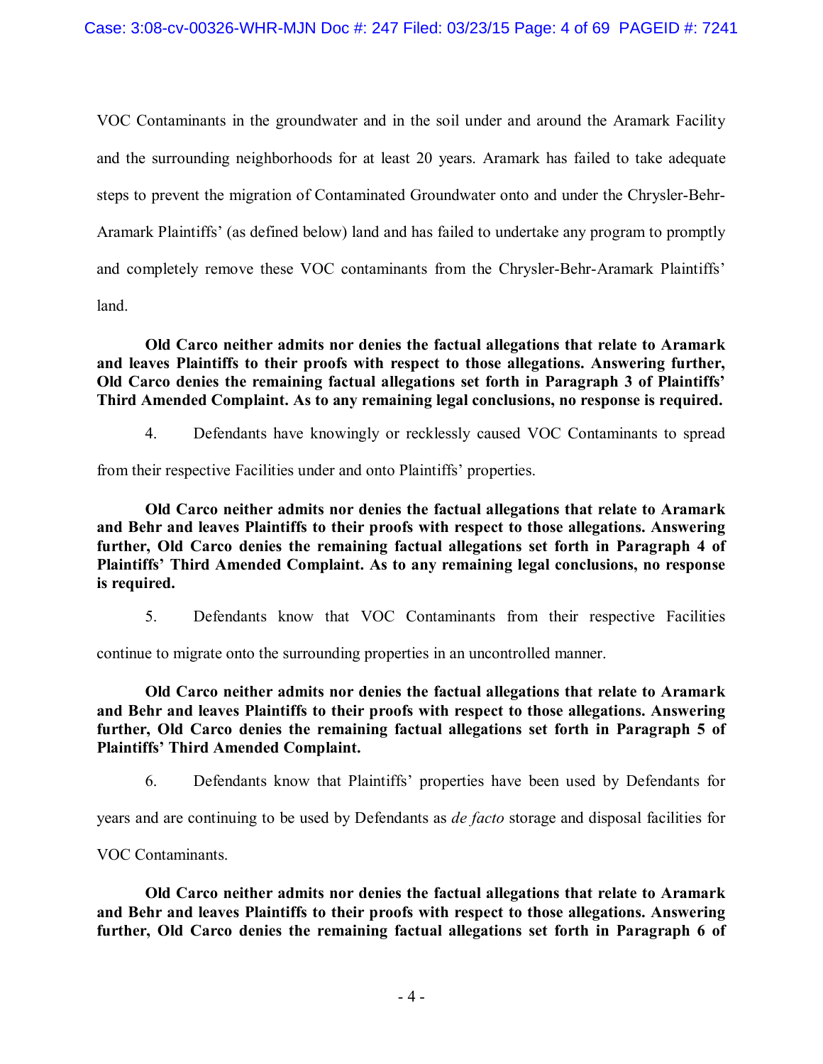VOC Contaminants in the groundwater and in the soil under and around the Aramark Facility and the surrounding neighborhoods for at least 20 years. Aramark has failed to take adequate steps to prevent the migration of Contaminated Groundwater onto and under the Chrysler-Behr-Aramark Plaintiffs' (as defined below) land and has failed to undertake any program to promptly and completely remove these VOC contaminants from the Chrysler-Behr-Aramark Plaintiffs' land.

**Old Carco neither admits nor denies the factual allegations that relate to Aramark and leaves Plaintiffs to their proofs with respect to those allegations. Answering further, Old Carco denies the remaining factual allegations set forth in Paragraph 3 of Plaintiffs' Third Amended Complaint. As to any remaining legal conclusions, no response is required.**

4. Defendants have knowingly or recklessly caused VOC Contaminants to spread from their respective Facilities under and onto Plaintiffs' properties.

**Old Carco neither admits nor denies the factual allegations that relate to Aramark and Behr and leaves Plaintiffs to their proofs with respect to those allegations. Answering further, Old Carco denies the remaining factual allegations set forth in Paragraph 4 of Plaintiffs' Third Amended Complaint. As to any remaining legal conclusions, no response is required.**

5. Defendants know that VOC Contaminants from their respective Facilities continue to migrate onto the surrounding properties in an uncontrolled manner.

**Old Carco neither admits nor denies the factual allegations that relate to Aramark and Behr and leaves Plaintiffs to their proofs with respect to those allegations. Answering further, Old Carco denies the remaining factual allegations set forth in Paragraph 5 of Plaintiffs' Third Amended Complaint.**

6. Defendants know that Plaintiffs' properties have been used by Defendants for years and are continuing to be used by Defendants as *de facto* storage and disposal facilities for VOC Contaminants.

**Old Carco neither admits nor denies the factual allegations that relate to Aramark and Behr and leaves Plaintiffs to their proofs with respect to those allegations. Answering further, Old Carco denies the remaining factual allegations set forth in Paragraph 6 of**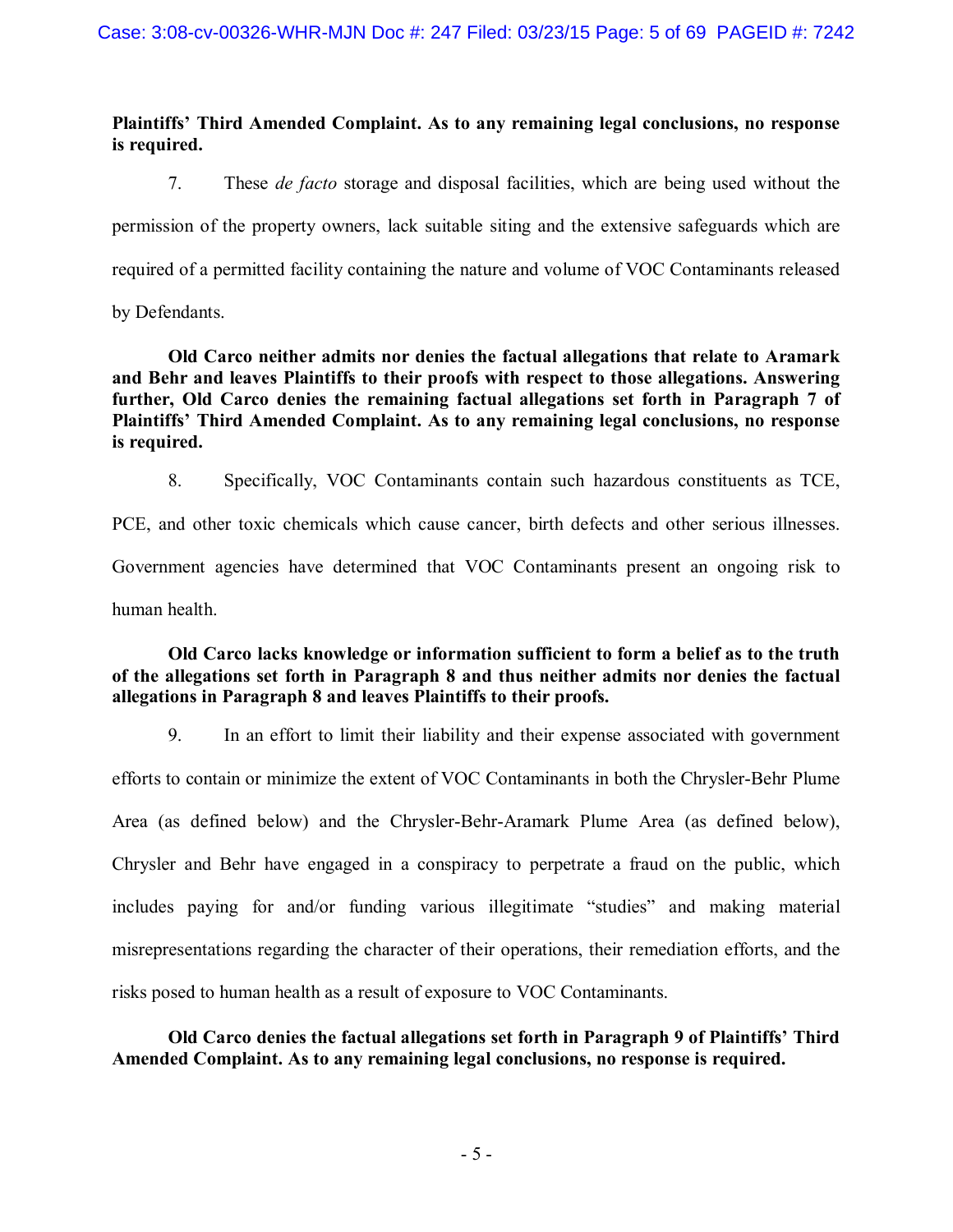**Plaintiffs' Third Amended Complaint. As to any remaining legal conclusions, no response is required.**

7. These *de facto* storage and disposal facilities, which are being used without the permission of the property owners, lack suitable siting and the extensive safeguards which are required of a permitted facility containing the nature and volume of VOC Contaminants released by Defendants.

**Old Carco neither admits nor denies the factual allegations that relate to Aramark and Behr and leaves Plaintiffs to their proofs with respect to those allegations. Answering further, Old Carco denies the remaining factual allegations set forth in Paragraph 7 of Plaintiffs' Third Amended Complaint. As to any remaining legal conclusions, no response is required.**

8. Specifically, VOC Contaminants contain such hazardous constituents as TCE, PCE, and other toxic chemicals which cause cancer, birth defects and other serious illnesses. Government agencies have determined that VOC Contaminants present an ongoing risk to human health.

**Old Carco lacks knowledge or information sufficient to form a belief as to the truth of the allegations set forth in Paragraph 8 and thus neither admits nor denies the factual allegations in Paragraph 8 and leaves Plaintiffs to their proofs.**

9. In an effort to limit their liability and their expense associated with government efforts to contain or minimize the extent of VOC Contaminants in both the Chrysler-Behr Plume Area (as defined below) and the Chrysler-Behr-Aramark Plume Area (as defined below), Chrysler and Behr have engaged in a conspiracy to perpetrate a fraud on the public, which includes paying for and/or funding various illegitimate "studies" and making material misrepresentations regarding the character of their operations, their remediation efforts, and the risks posed to human health as a result of exposure to VOC Contaminants.

**Old Carco denies the factual allegations set forth in Paragraph 9 of Plaintiffs' Third Amended Complaint. As to any remaining legal conclusions, no response is required.**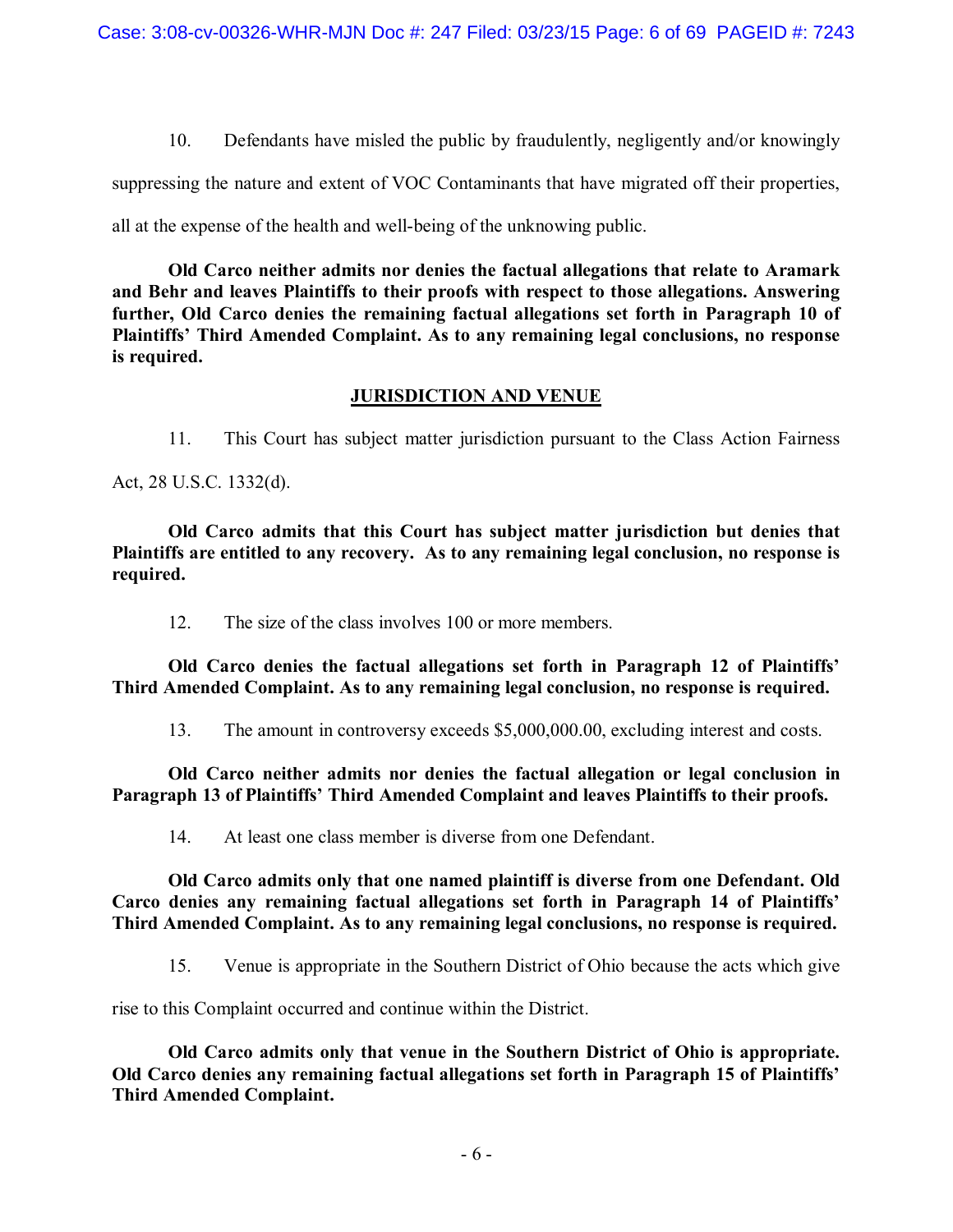10. Defendants have misled the public by fraudulently, negligently and/or knowingly suppressing the nature and extent of VOC Contaminants that have migrated off their properties, all at the expense of the health and well-being of the unknowing public.

**Old Carco neither admits nor denies the factual allegations that relate to Aramark and Behr and leaves Plaintiffs to their proofs with respect to those allegations. Answering further, Old Carco denies the remaining factual allegations set forth in Paragraph 10 of Plaintiffs' Third Amended Complaint. As to any remaining legal conclusions, no response is required.**

## JURISDICTION AND VENUE

11. This Court has subject matter jurisdiction pursuant to the Class Action Fairness Act, 28 U.S.C. 1332(d).

**Old Carco admits that this Court has subject matter jurisdiction but denies that Plaintiffs are entitled to any recovery. As to any remaining legal conclusion, no response is required.**

12. The size of the class involves 100 or more members.

**Old Carco denies the factual allegations set forth in Paragraph 12 of Plaintiffs' Third Amended Complaint. As to any remaining legal conclusion, no response is required.**

13. The amount in controversy exceeds $5,000,000.00, excluding interest and costs.

**Old Carco neither admits nor denies the factual allegation or legal conclusion in Paragraph 13 of Plaintiffs' Third Amended Complaint and leaves Plaintiffs to their proofs.**

14. At least one class member is diverse from one Defendant.

**Old Carco admits only that one named plaintiff is diverse from one Defendant. Old Carco denies any remaining factual allegations set forth in Paragraph 14 of Plaintiffs' Third Amended Complaint. As to any remaining legal conclusions, no response is required.**

15. Venue is appropriate in the Southern District of Ohio because the acts which give rise to this Complaint occurred and continue within the District.

**Old Carco admits only that venue in the Southern District of Ohio is appropriate. Old Carco denies any remaining factual allegations set forth in Paragraph 15 of Plaintiffs' Third Amended Complaint.**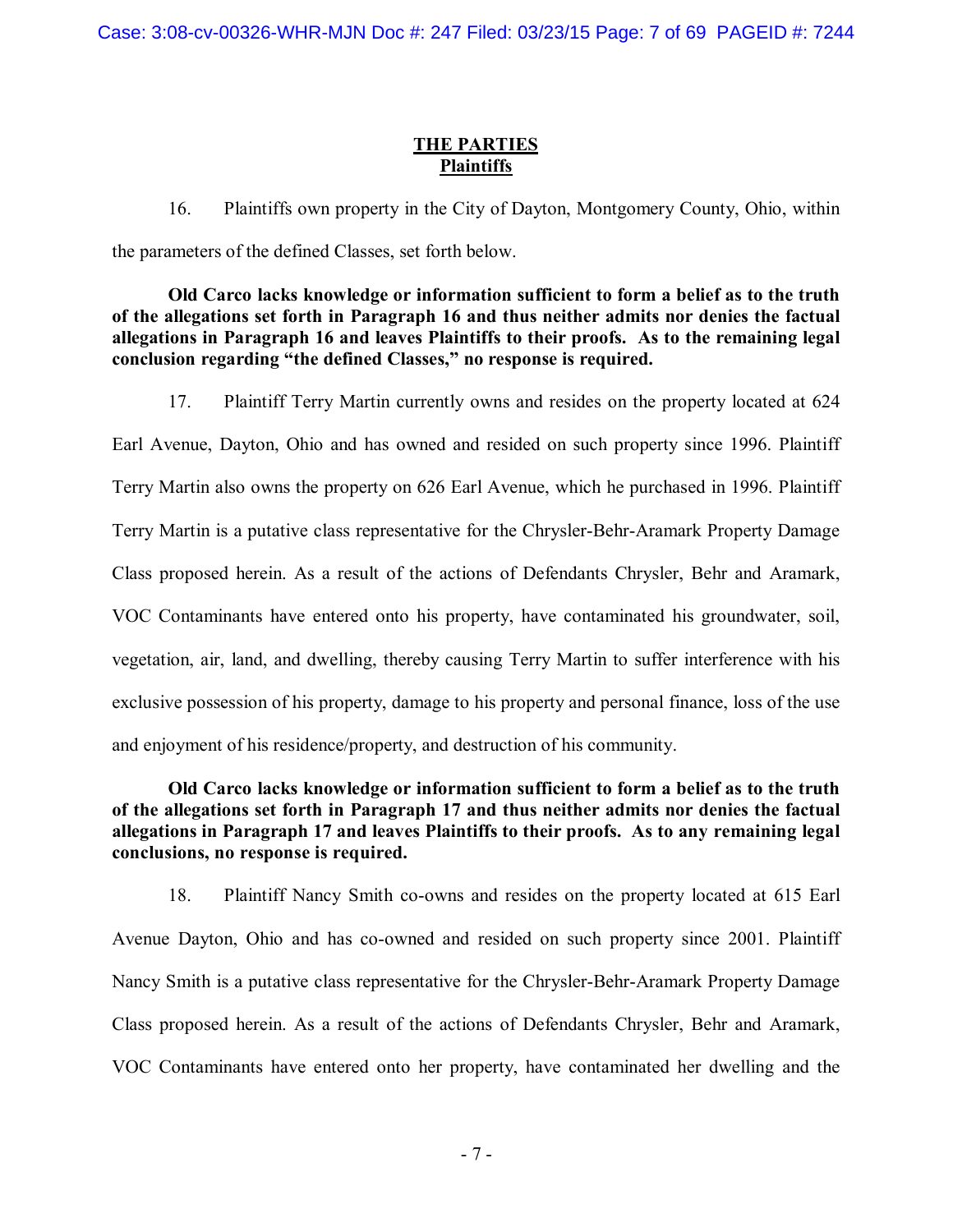## THE PARTIES

### Plaintiffs

16. Plaintiffs own property in the City of Dayton, Montgomery County, Ohio, within the parameters of the defined Classes, set forth below.

**Old Carco lacks knowledge or information sufficient to form a belief as to the truth of the allegations set forth in Paragraph 16 and thus neither admits nor denies the factual allegations in Paragraph 16 and leaves Plaintiffs to their proofs. As to the remaining legal conclusion regarding "the defined Classes," no response is required.**

17. Plaintiff Terry Martin currently owns and resides on the property located at 624 Earl Avenue, Dayton, Ohio and has owned and resided on such property since 1996. Plaintiff Terry Martin also owns the property on 626 Earl Avenue, which he purchased in 1996. Plaintiff Terry Martin is a putative class representative for the Chrysler-Behr-Aramark Property Damage Class proposed herein. As a result of the actions of Defendants Chrysler, Behr and Aramark, VOC Contaminants have entered onto his property, have contaminated his groundwater, soil, vegetation, air, land, and dwelling, thereby causing Terry Martin to suffer interference with his exclusive possession of his property, damage to his property and personal finance, loss of the use and enjoyment of his residence/property, and destruction of his community.

**Old Carco lacks knowledge or information sufficient to form a belief as to the truth of the allegations set forth in Paragraph 17 and thus neither admits nor denies the factual allegations in Paragraph 17 and leaves Plaintiffs to their proofs. As to any remaining legal conclusions, no response is required.**

18. Plaintiff Nancy Smith co-owns and resides on the property located at 615 Earl Avenue Dayton, Ohio and has co-owned and resided on such property since 2001. Plaintiff Nancy Smith is a putative class representative for the Chrysler-Behr-Aramark Property Damage Class proposed herein. As a result of the actions of Defendants Chrysler, Behr and Aramark, VOC Contaminants have entered onto her property, have contaminated her dwelling and the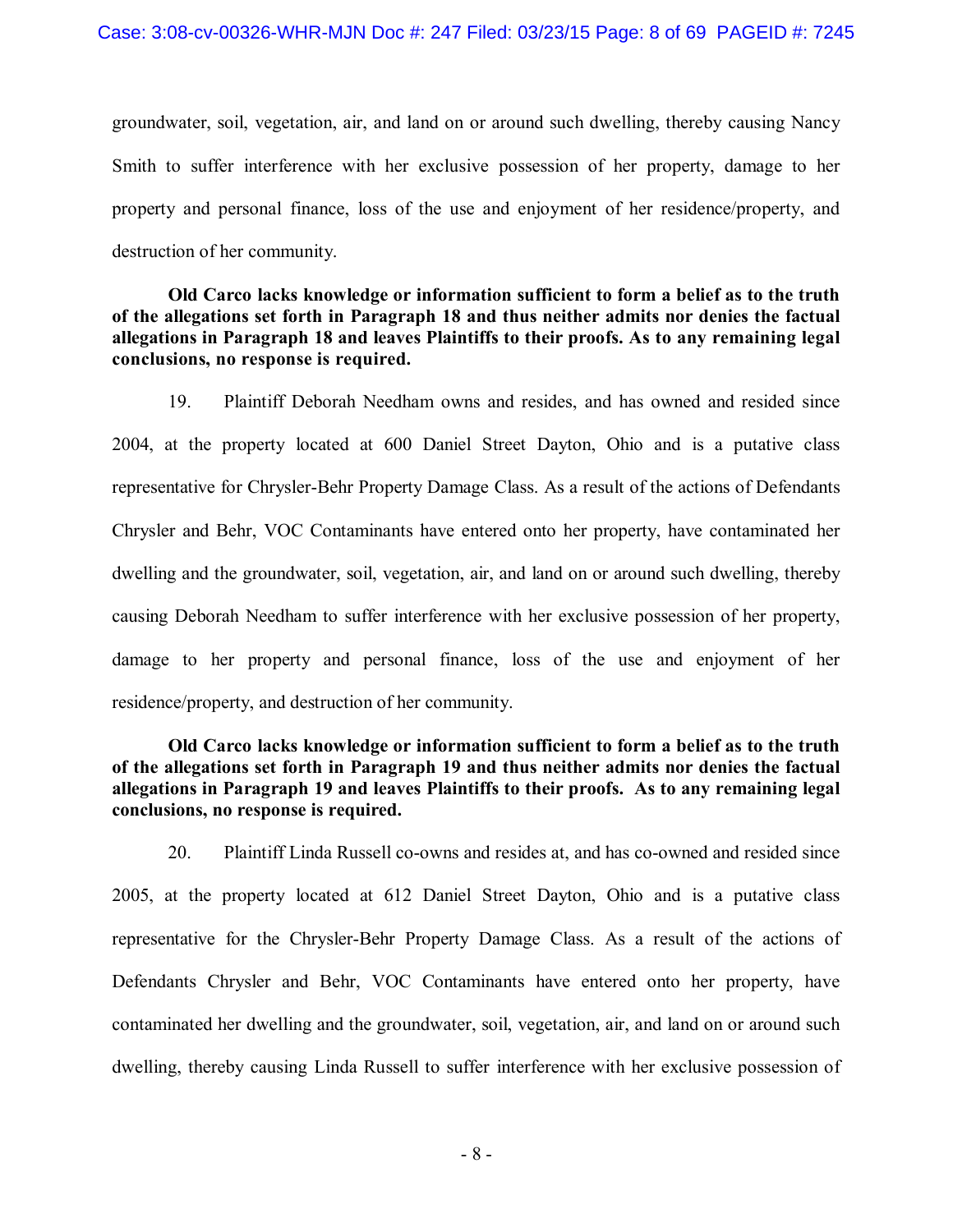groundwater, soil, vegetation, air, and land on or around such dwelling, thereby causing Nancy Smith to suffer interference with her exclusive possession of her property, damage to her property and personal finance, loss of the use and enjoyment of her residence/property, and destruction of her community.

**Old Carco lacks knowledge or information sufficient to form a belief as to the truth of the allegations set forth in Paragraph 18 and thus neither admits nor denies the factual allegations in Paragraph 18 and leaves Plaintiffs to their proofs. As to any remaining legal conclusions, no response is required.**

19. Plaintiff Deborah Needham owns and resides, and has owned and resided since 2004, at the property located at 600 Daniel Street Dayton, Ohio and is a putative class representative for Chrysler-Behr Property Damage Class. As a result of the actions of Defendants Chrysler and Behr, VOC Contaminants have entered onto her property, have contaminated her dwelling and the groundwater, soil, vegetation, air, and land on or around such dwelling, thereby causing Deborah Needham to suffer interference with her exclusive possession of her property, damage to her property and personal finance, loss of the use and enjoyment of her residence/property, and destruction of her community.

**Old Carco lacks knowledge or information sufficient to form a belief as to the truth of the allegations set forth in Paragraph 19 and thus neither admits nor denies the factual allegations in Paragraph 19 and leaves Plaintiffs to their proofs. As to any remaining legal conclusions, no response is required.**

20. Plaintiff Linda Russell co-owns and resides at, and has co-owned and resided since 2005, at the property located at 612 Daniel Street Dayton, Ohio and is a putative class representative for the Chrysler-Behr Property Damage Class. As a result of the actions of Defendants Chrysler and Behr, VOC Contaminants have entered onto her property, have contaminated her dwelling and the groundwater, soil, vegetation, air, and land on or around such dwelling, thereby causing Linda Russell to suffer interference with her exclusive possession of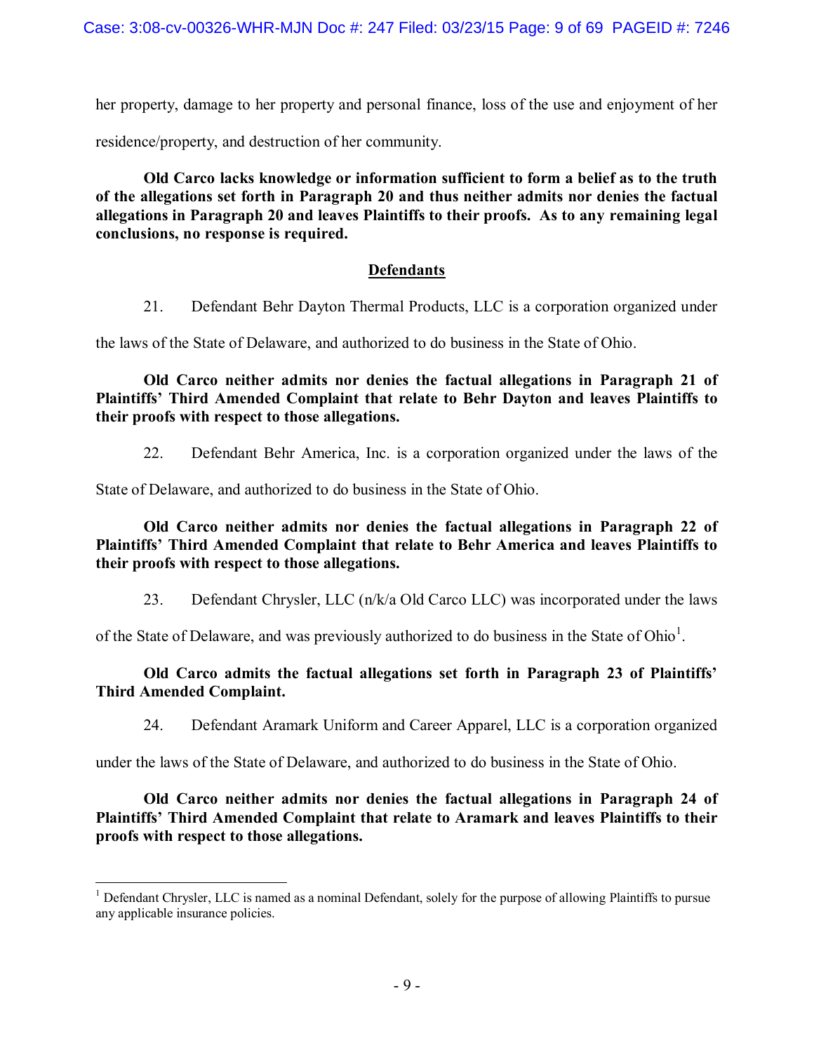her property, damage to her property and personal finance, loss of the use and enjoyment of her residence/property, and destruction of her community.

**Old Carco lacks knowledge or information sufficient to form a belief as to the truth of the allegations set forth in Paragraph 20 and thus neither admits nor denies the factual allegations in Paragraph 20 and leaves Plaintiffs to their proofs. As to any remaining legal conclusions, no response is required.**

## Defendants

21. Defendant Behr Dayton Thermal Products, LLC is a corporation organized under the laws of the State of Delaware, and authorized to do business in the State of Ohio.

**Old Carco neither admits nor denies the factual allegations in Paragraph 21 of Plaintiffs' Third Amended Complaint that relate to Behr Dayton and leaves Plaintiffs to their proofs with respect to those allegations.**

22. Defendant Behr America, Inc. is a corporation organized under the laws of the State of Delaware, and authorized to do business in the State of Ohio.

**Old Carco neither admits nor denies the factual allegations in Paragraph 22 of Plaintiffs' Third Amended Complaint that relate to Behr America and leaves Plaintiffs to their proofs with respect to those allegations.**

23. Defendant Chrysler, LLC (n/k/a Old Carco LLC) was incorporated under the laws of the State of Delaware, and was previously authorized to do business in the State of Ohio[1].

**Old Carco admits the factual allegations set forth in Paragraph 23 of Plaintiffs' Third Amended Complaint.**

24. Defendant Aramark Uniform and Career Apparel, LLC is a corporation organized under the laws of the State of Delaware, and authorized to do business in the State of Ohio.

**Old Carco neither admits nor denies the factual allegations in Paragraph 24 of Plaintiffs' Third Amended Complaint that relate to Aramark and leaves Plaintiffs to their proofs with respect to those allegations.**

---

[1] Defendant Chrysler, LLC is named as a nominal Defendant, solely for the purpose of allowing Plaintiffs to pursue any applicable insurance policies.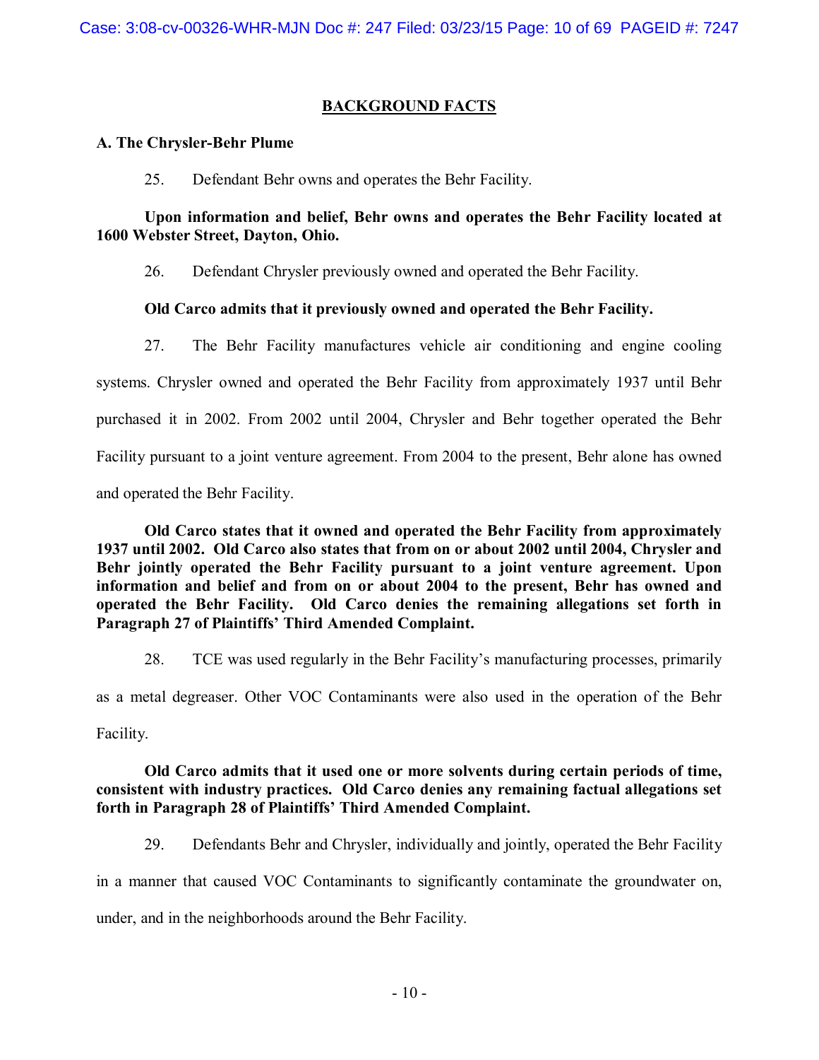## BACKGROUND FACTS

### A. The Chrysler-Behr Plume

25. Defendant Behr owns and operates the Behr Facility.

**Upon information and belief, Behr owns and operates the Behr Facility located at 1600 Webster Street, Dayton, Ohio.**

26. Defendant Chrysler previously owned and operated the Behr Facility.

**Old Carco admits that it previously owned and operated the Behr Facility.**

27. The Behr Facility manufactures vehicle air conditioning and engine cooling systems. Chrysler owned and operated the Behr Facility from approximately 1937 until Behr purchased it in 2002. From 2002 until 2004, Chrysler and Behr together operated the Behr Facility pursuant to a joint venture agreement. From 2004 to the present, Behr alone has owned and operated the Behr Facility.

**Old Carco states that it owned and operated the Behr Facility from approximately 1937 until 2002. Old Carco also states that from on or about 2002 until 2004, Chrysler and Behr jointly operated the Behr Facility pursuant to a joint venture agreement. Upon information and belief and from on or about 2004 to the present, Behr has owned and operated the Behr Facility. Old Carco denies the remaining allegations set forth in Paragraph 27 of Plaintiffs' Third Amended Complaint.**

28. TCE was used regularly in the Behr Facility's manufacturing processes, primarily as a metal degreaser. Other VOC Contaminants were also used in the operation of the Behr Facility.

**Old Carco admits that it used one or more solvents during certain periods of time, consistent with industry practices. Old Carco denies any remaining factual allegations set forth in Paragraph 28 of Plaintiffs' Third Amended Complaint.**

29. Defendants Behr and Chrysler, individually and jointly, operated the Behr Facility in a manner that caused VOC Contaminants to significantly contaminate the groundwater on, under, and in the neighborhoods around the Behr Facility.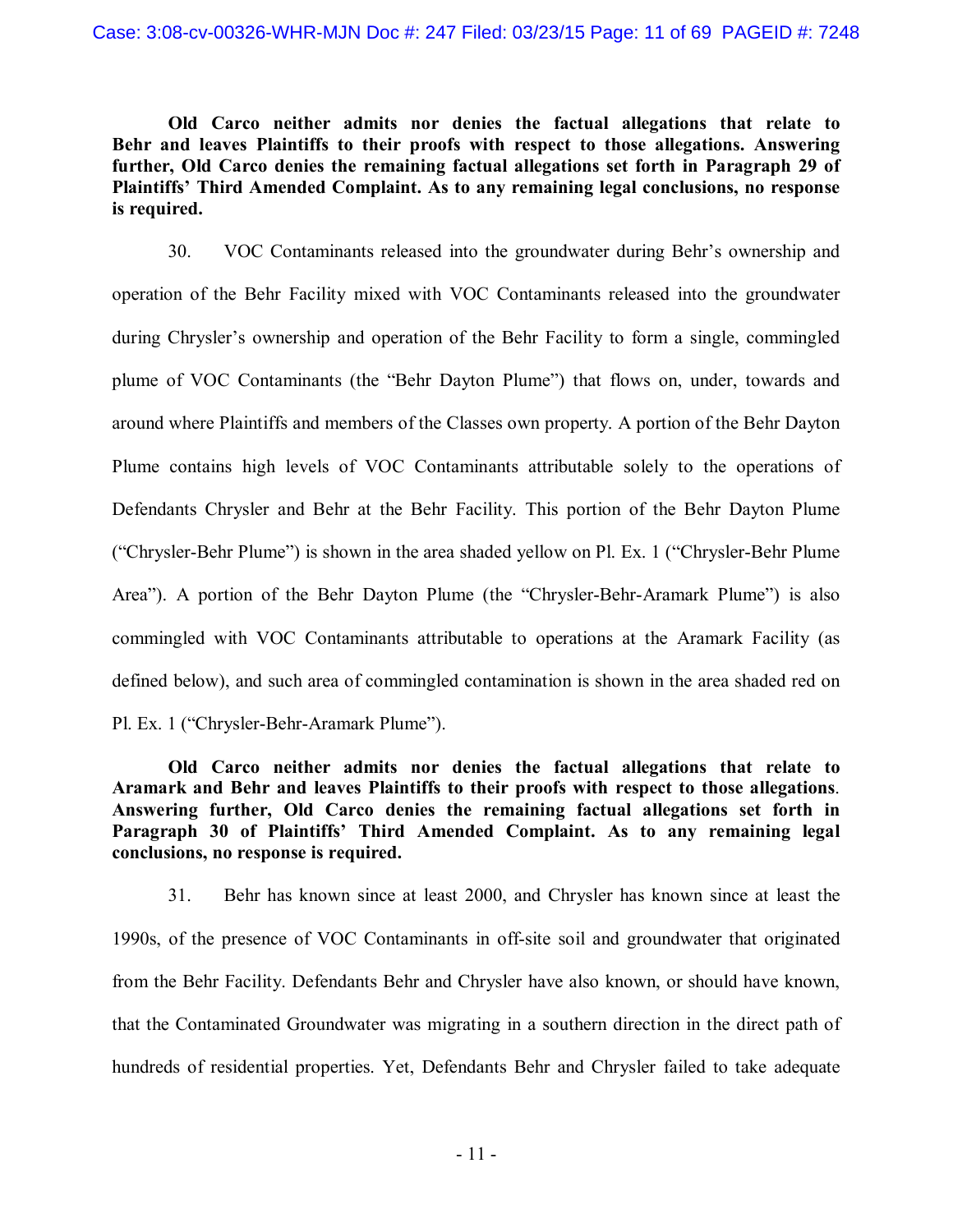**Old Carco neither admits nor denies the factual allegations that relate to Behr and leaves Plaintiffs to their proofs with respect to those allegations. Answering further, Old Carco denies the remaining factual allegations set forth in Paragraph 29 of Plaintiffs' Third Amended Complaint. As to any remaining legal conclusions, no response is required.**

30. VOC Contaminants released into the groundwater during Behr's ownership and operation of the Behr Facility mixed with VOC Contaminants released into the groundwater during Chrysler's ownership and operation of the Behr Facility to form a single, commingled plume of VOC Contaminants (the "Behr Dayton Plume") that flows on, under, towards and around where Plaintiffs and members of the Classes own property. A portion of the Behr Dayton Plume contains high levels of VOC Contaminants attributable solely to the operations of Defendants Chrysler and Behr at the Behr Facility. This portion of the Behr Dayton Plume ("Chrysler-Behr Plume") is shown in the area shaded yellow on Pl. Ex. 1 ("Chrysler-Behr Plume Area"). A portion of the Behr Dayton Plume (the "Chrysler-Behr-Aramark Plume") is also commingled with VOC Contaminants attributable to operations at the Aramark Facility (as defined below), and such area of commingled contamination is shown in the area shaded red on Pl. Ex. 1 ("Chrysler-Behr-Aramark Plume").

**Old Carco neither admits nor denies the factual allegations that relate to Aramark and Behr and leaves Plaintiffs to their proofs with respect to those allegations. Answering further, Old Carco denies the remaining factual allegations set forth in Paragraph 30 of Plaintiffs' Third Amended Complaint. As to any remaining legal conclusions, no response is required.**

31. Behr has known since at least 2000, and Chrysler has known since at least the 1990s, of the presence of VOC Contaminants in off-site soil and groundwater that originated from the Behr Facility. Defendants Behr and Chrysler have also known, or should have known, that the Contaminated Groundwater was migrating in a southern direction in the direct path of hundreds of residential properties. Yet, Defendants Behr and Chrysler failed to take adequate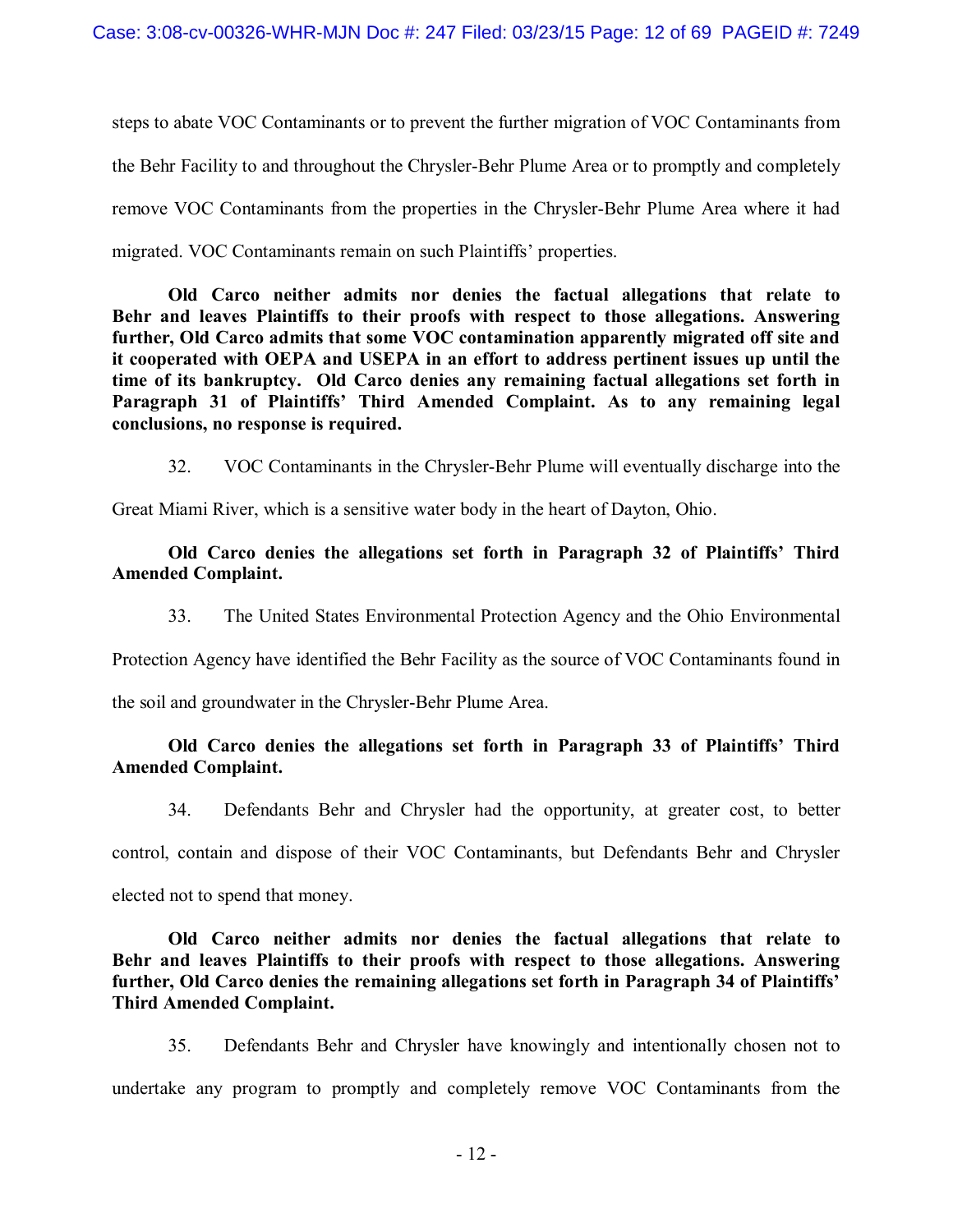steps to abate VOC Contaminants or to prevent the further migration of VOC Contaminants from the Behr Facility to and throughout the Chrysler-Behr Plume Area or to promptly and completely remove VOC Contaminants from the properties in the Chrysler-Behr Plume Area where it had migrated. VOC Contaminants remain on such Plaintiffs' properties.

**Old Carco neither admits nor denies the factual allegations that relate to Behr and leaves Plaintiffs to their proofs with respect to those allegations. Answering further, Old Carco admits that some VOC contamination apparently migrated off site and it cooperated with OEPA and USEPA in an effort to address pertinent issues up until the time of its bankruptcy. Old Carco denies any remaining factual allegations set forth in Paragraph 31 of Plaintiffs' Third Amended Complaint. As to any remaining legal conclusions, no response is required.**

32. VOC Contaminants in the Chrysler-Behr Plume will eventually discharge into the Great Miami River, which is a sensitive water body in the heart of Dayton, Ohio.

**Old Carco denies the allegations set forth in Paragraph 32 of Plaintiffs' Third Amended Complaint.**

33. The United States Environmental Protection Agency and the Ohio Environmental Protection Agency have identified the Behr Facility as the source of VOC Contaminants found in the soil and groundwater in the Chrysler-Behr Plume Area.

**Old Carco denies the allegations set forth in Paragraph 33 of Plaintiffs' Third Amended Complaint.**

34. Defendants Behr and Chrysler had the opportunity, at greater cost, to better control, contain and dispose of their VOC Contaminants, but Defendants Behr and Chrysler elected not to spend that money.

**Old Carco neither admits nor denies the factual allegations that relate to Behr and leaves Plaintiffs to their proofs with respect to those allegations. Answering further, Old Carco denies the remaining allegations set forth in Paragraph 34 of Plaintiffs' Third Amended Complaint.**

35. Defendants Behr and Chrysler have knowingly and intentionally chosen not to undertake any program to promptly and completely remove VOC Contaminants from the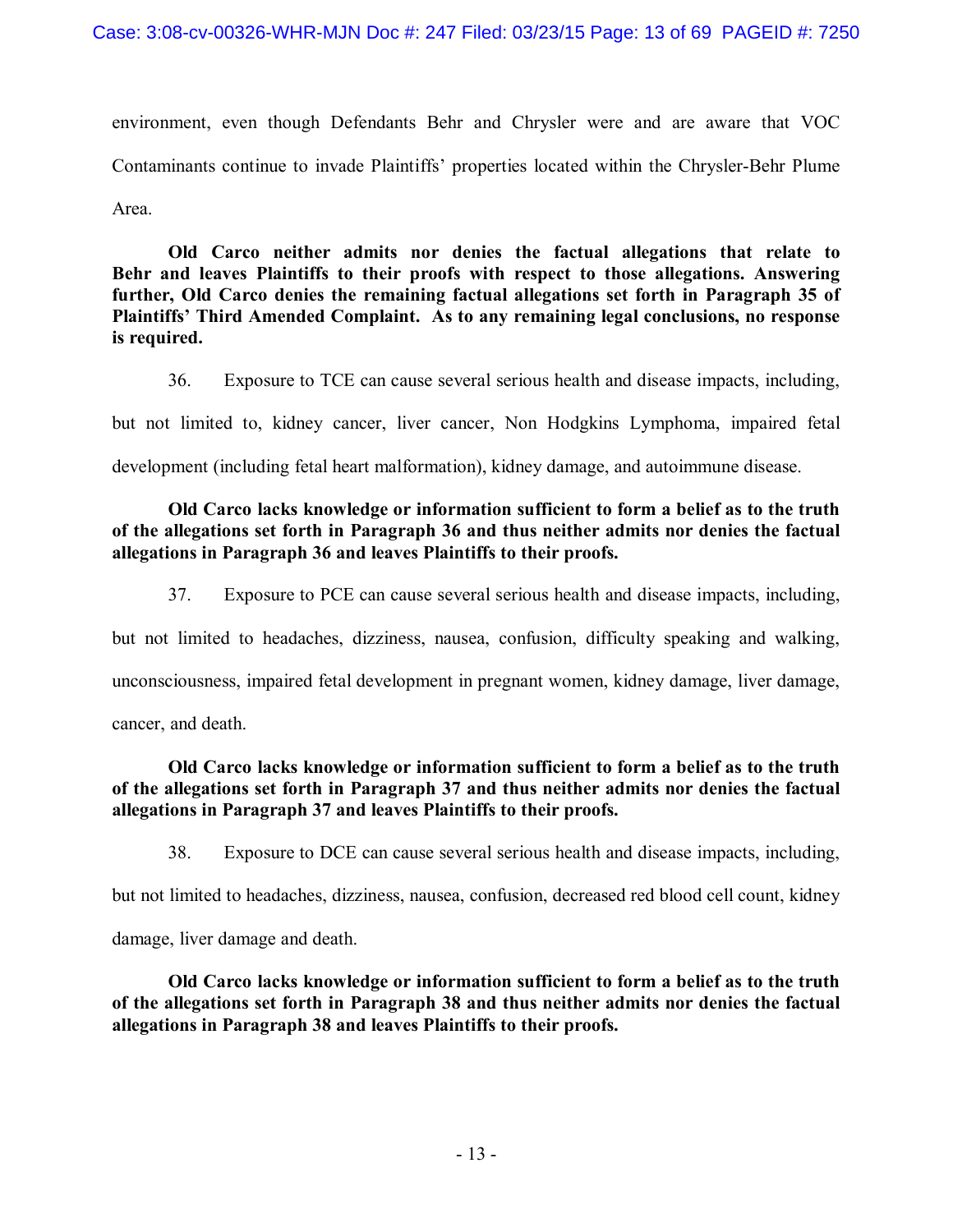environment, even though Defendants Behr and Chrysler were and are aware that VOC Contaminants continue to invade Plaintiffs' properties located within the Chrysler-Behr Plume Area.

**Old Carco neither admits nor denies the factual allegations that relate to Behr and leaves Plaintiffs to their proofs with respect to those allegations. Answering further, Old Carco denies the remaining factual allegations set forth in Paragraph 35 of Plaintiffs' Third Amended Complaint. As to any remaining legal conclusions, no response is required.**

36. Exposure to TCE can cause several serious health and disease impacts, including, but not limited to, kidney cancer, liver cancer, Non Hodgkins Lymphoma, impaired fetal development (including fetal heart malformation), kidney damage, and autoimmune disease.

**Old Carco lacks knowledge or information sufficient to form a belief as to the truth of the allegations set forth in Paragraph 36 and thus neither admits nor denies the factual allegations in Paragraph 36 and leaves Plaintiffs to their proofs.**

37. Exposure to PCE can cause several serious health and disease impacts, including, but not limited to headaches, dizziness, nausea, confusion, difficulty speaking and walking, unconsciousness, impaired fetal development in pregnant women, kidney damage, liver damage, cancer, and death.

**Old Carco lacks knowledge or information sufficient to form a belief as to the truth of the allegations set forth in Paragraph 37 and thus neither admits nor denies the factual allegations in Paragraph 37 and leaves Plaintiffs to their proofs.**

38. Exposure to DCE can cause several serious health and disease impacts, including, but not limited to headaches, dizziness, nausea, confusion, decreased red blood cell count, kidney damage, liver damage and death.

**Old Carco lacks knowledge or information sufficient to form a belief as to the truth of the allegations set forth in Paragraph 38 and thus neither admits nor denies the factual allegations in Paragraph 38 and leaves Plaintiffs to their proofs.**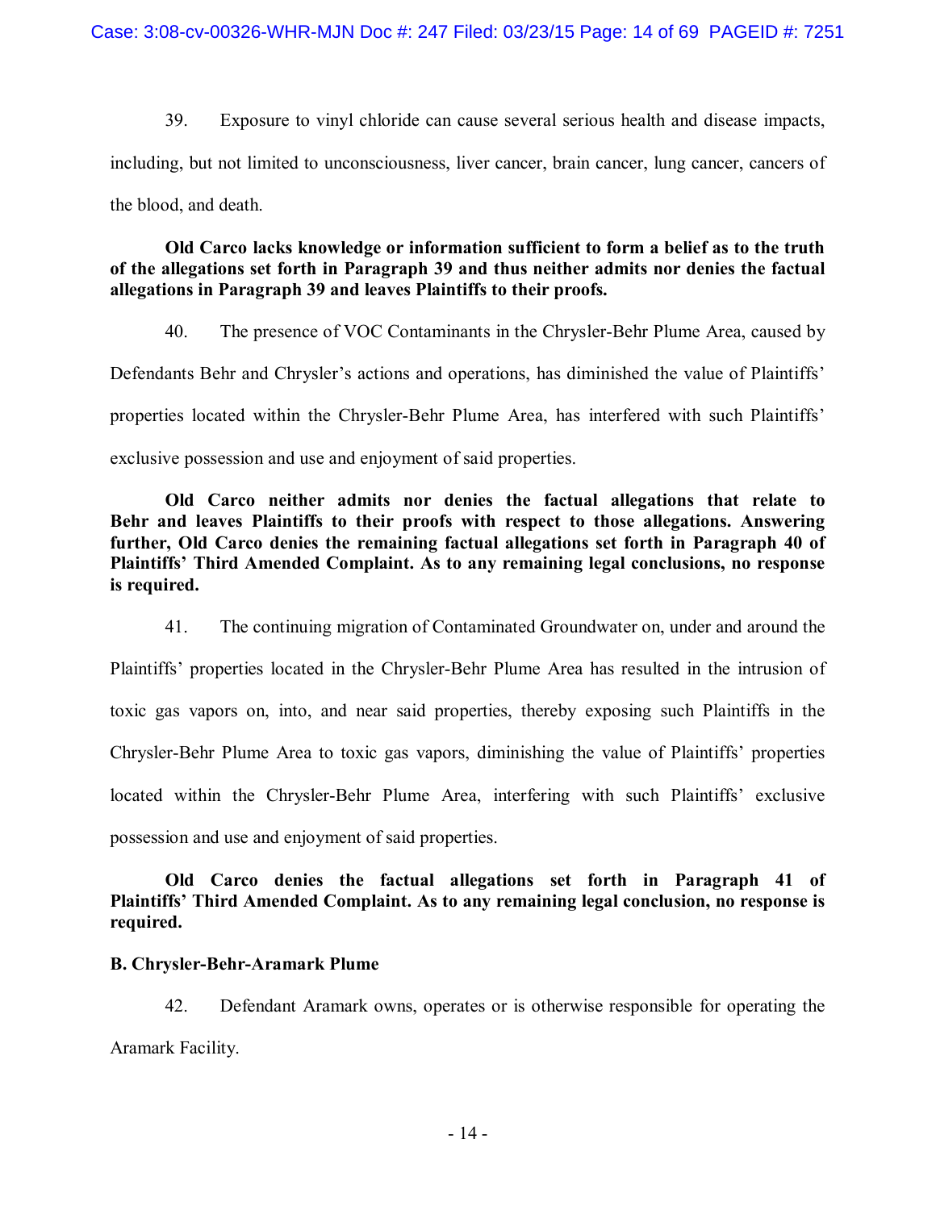39. Exposure to vinyl chloride can cause several serious health and disease impacts, including, but not limited to unconsciousness, liver cancer, brain cancer, lung cancer, cancers of the blood, and death.

**Old Carco lacks knowledge or information sufficient to form a belief as to the truth of the allegations set forth in Paragraph 39 and thus neither admits nor denies the factual allegations in Paragraph 39 and leaves Plaintiffs to their proofs.**

40. The presence of VOC Contaminants in the Chrysler-Behr Plume Area, caused by Defendants Behr and Chrysler's actions and operations, has diminished the value of Plaintiffs' properties located within the Chrysler-Behr Plume Area, has interfered with such Plaintiffs' exclusive possession and use and enjoyment of said properties.

**Old Carco neither admits nor denies the factual allegations that relate to Behr and leaves Plaintiffs to their proofs with respect to those allegations. Answering further, Old Carco denies the remaining factual allegations set forth in Paragraph 40 of Plaintiffs' Third Amended Complaint. As to any remaining legal conclusions, no response is required.**

41. The continuing migration of Contaminated Groundwater on, under and around the Plaintiffs' properties located in the Chrysler-Behr Plume Area has resulted in the intrusion of toxic gas vapors on, into, and near said properties, thereby exposing such Plaintiffs in the Chrysler-Behr Plume Area to toxic gas vapors, diminishing the value of Plaintiffs' properties located within the Chrysler-Behr Plume Area, interfering with such Plaintiffs' exclusive possession and use and enjoyment of said properties.

**Old Carco denies the factual allegations set forth in Paragraph 41 of Plaintiffs' Third Amended Complaint. As to any remaining legal conclusion, no response is required.**

**B. Chrysler-Behr-Aramark Plume**

42. Defendant Aramark owns, operates or is otherwise responsible for operating the Aramark Facility.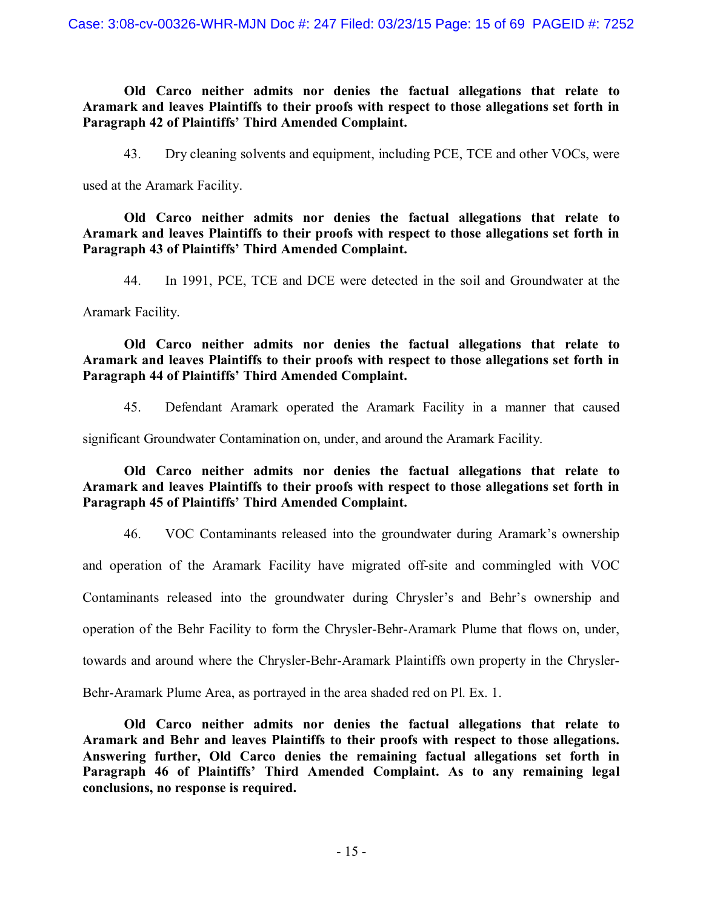**Old Carco neither admits nor denies the factual allegations that relate to Aramark and leaves Plaintiffs to their proofs with respect to those allegations set forth in Paragraph 42 of Plaintiffs' Third Amended Complaint.**

43. Dry cleaning solvents and equipment, including PCE, TCE and other VOCs, were used at the Aramark Facility.

**Old Carco neither admits nor denies the factual allegations that relate to Aramark and leaves Plaintiffs to their proofs with respect to those allegations set forth in Paragraph 43 of Plaintiffs' Third Amended Complaint.**

44. In 1991, PCE, TCE and DCE were detected in the soil and Groundwater at the Aramark Facility.

**Old Carco neither admits nor denies the factual allegations that relate to Aramark and leaves Plaintiffs to their proofs with respect to those allegations set forth in Paragraph 44 of Plaintiffs' Third Amended Complaint.**

45. Defendant Aramark operated the Aramark Facility in a manner that caused significant Groundwater Contamination on, under, and around the Aramark Facility.

**Old Carco neither admits nor denies the factual allegations that relate to Aramark and leaves Plaintiffs to their proofs with respect to those allegations set forth in Paragraph 45 of Plaintiffs' Third Amended Complaint.**

46. VOC Contaminants released into the groundwater during Aramark's ownership and operation of the Aramark Facility have migrated off-site and commingled with VOC Contaminants released into the groundwater during Chrysler's and Behr's ownership and operation of the Behr Facility to form the Chrysler-Behr-Aramark Plume that flows on, under, towards and around where the Chrysler-Behr-Aramark Plaintiffs own property in the Chrysler-Behr-Aramark Plume Area, as portrayed in the area shaded red on Pl. Ex. 1.

**Old Carco neither admits nor denies the factual allegations that relate to Aramark and Behr and leaves Plaintiffs to their proofs with respect to those allegations. Answering further, Old Carco denies the remaining factual allegations set forth in Paragraph 46 of Plaintiffs' Third Amended Complaint. As to any remaining legal conclusions, no response is required.**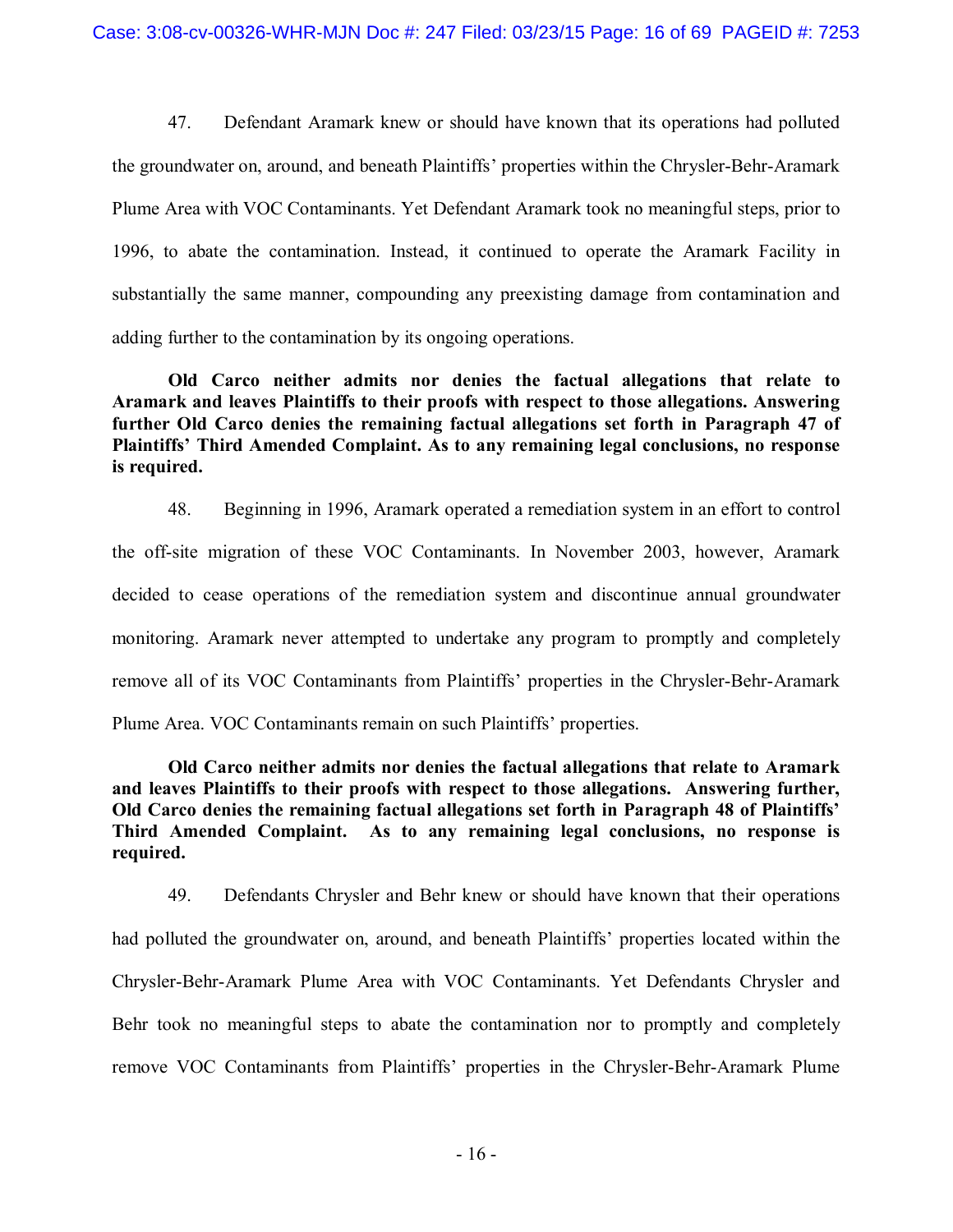47. Defendant Aramark knew or should have known that its operations had polluted the groundwater on, around, and beneath Plaintiffs' properties within the Chrysler-Behr-Aramark Plume Area with VOC Contaminants. Yet Defendant Aramark took no meaningful steps, prior to 1996, to abate the contamination. Instead, it continued to operate the Aramark Facility in substantially the same manner, compounding any preexisting damage from contamination and adding further to the contamination by its ongoing operations.

**Old Carco neither admits nor denies the factual allegations that relate to Aramark and leaves Plaintiffs to their proofs with respect to those allegations. Answering further Old Carco denies the remaining factual allegations set forth in Paragraph 47 of Plaintiffs' Third Amended Complaint. As to any remaining legal conclusions, no response is required.**

48. Beginning in 1996, Aramark operated a remediation system in an effort to control the off-site migration of these VOC Contaminants. In November 2003, however, Aramark decided to cease operations of the remediation system and discontinue annual groundwater monitoring. Aramark never attempted to undertake any program to promptly and completely remove all of its VOC Contaminants from Plaintiffs' properties in the Chrysler-Behr-Aramark Plume Area. VOC Contaminants remain on such Plaintiffs' properties.

**Old Carco neither admits nor denies the factual allegations that relate to Aramark and leaves Plaintiffs to their proofs with respect to those allegations. Answering further, Old Carco denies the remaining factual allegations set forth in Paragraph 48 of Plaintiffs' Third Amended Complaint. As to any remaining legal conclusions, no response is required.**

49. Defendants Chrysler and Behr knew or should have known that their operations had polluted the groundwater on, around, and beneath Plaintiffs' properties located within the Chrysler-Behr-Aramark Plume Area with VOC Contaminants. Yet Defendants Chrysler and Behr took no meaningful steps to abate the contamination nor to promptly and completely remove VOC Contaminants from Plaintiffs' properties in the Chrysler-Behr-Aramark Plume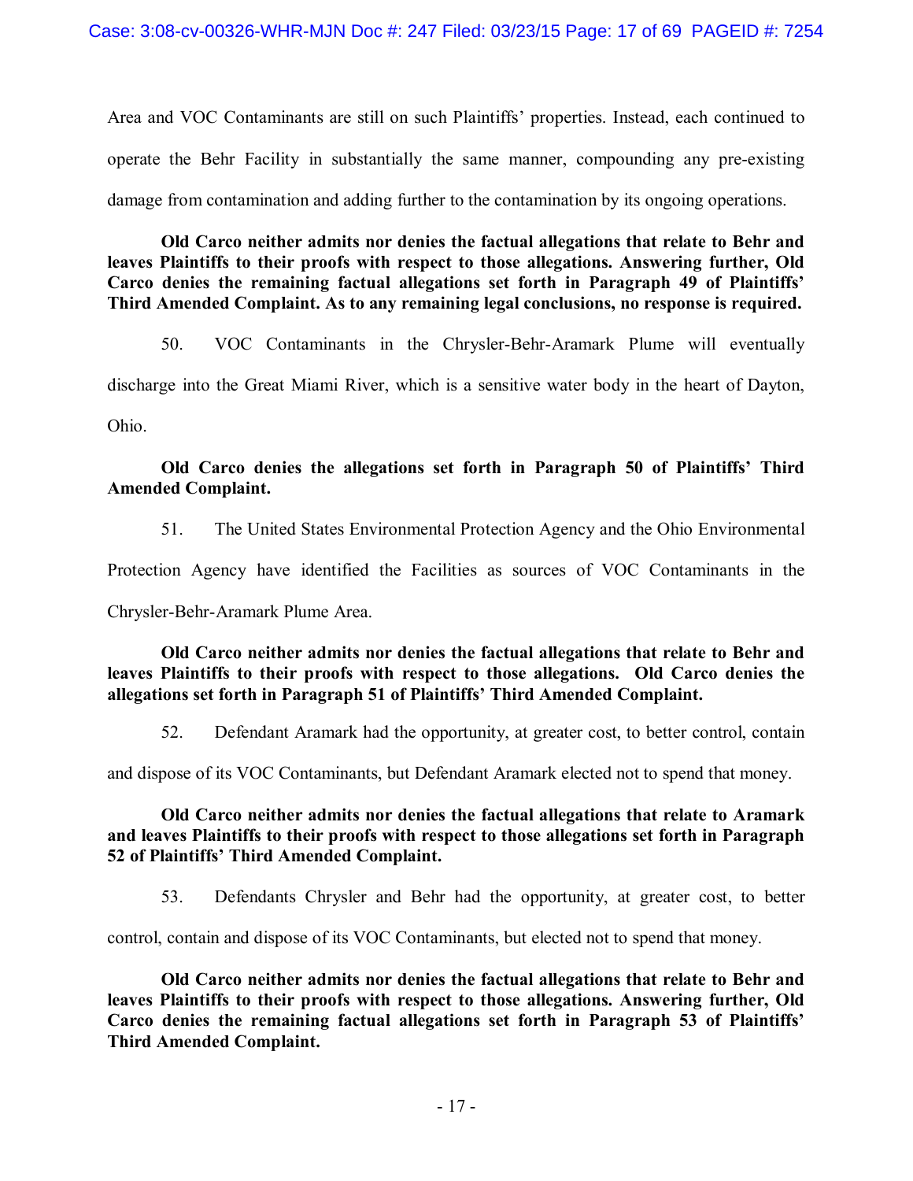Area and VOC Contaminants are still on such Plaintiffs' properties. Instead, each continued to operate the Behr Facility in substantially the same manner, compounding any pre-existing damage from contamination and adding further to the contamination by its ongoing operations.

**Old Carco neither admits nor denies the factual allegations that relate to Behr and leaves Plaintiffs to their proofs with respect to those allegations. Answering further, Old Carco denies the remaining factual allegations set forth in Paragraph 49 of Plaintiffs' Third Amended Complaint. As to any remaining legal conclusions, no response is required.**

50. VOC Contaminants in the Chrysler-Behr-Aramark Plume will eventually discharge into the Great Miami River, which is a sensitive water body in the heart of Dayton, Ohio.

**Old Carco denies the allegations set forth in Paragraph 50 of Plaintiffs' Third Amended Complaint.**

51. The United States Environmental Protection Agency and the Ohio Environmental Protection Agency have identified the Facilities as sources of VOC Contaminants in the Chrysler-Behr-Aramark Plume Area.

**Old Carco neither admits nor denies the factual allegations that relate to Behr and leaves Plaintiffs to their proofs with respect to those allegations. Old Carco denies the allegations set forth in Paragraph 51 of Plaintiffs' Third Amended Complaint.**

52. Defendant Aramark had the opportunity, at greater cost, to better control, contain and dispose of its VOC Contaminants, but Defendant Aramark elected not to spend that money.

**Old Carco neither admits nor denies the factual allegations that relate to Aramark and leaves Plaintiffs to their proofs with respect to those allegations set forth in Paragraph 52 of Plaintiffs' Third Amended Complaint.**

53. Defendants Chrysler and Behr had the opportunity, at greater cost, to better control, contain and dispose of its VOC Contaminants, but elected not to spend that money.

**Old Carco neither admits nor denies the factual allegations that relate to Behr and leaves Plaintiffs to their proofs with respect to those allegations. Answering further, Old Carco denies the remaining factual allegations set forth in Paragraph 53 of Plaintiffs' Third Amended Complaint.**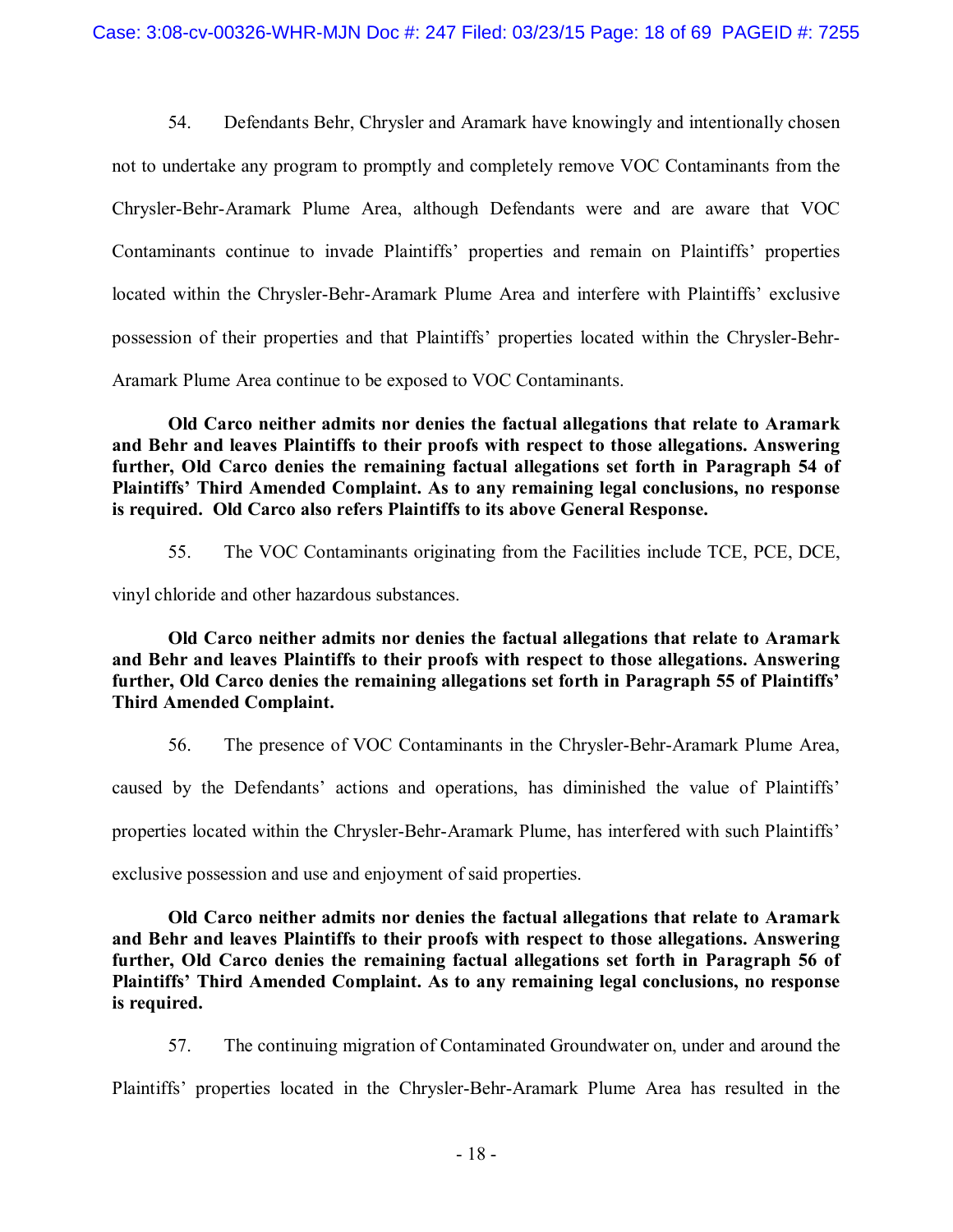54. Defendants Behr, Chrysler and Aramark have knowingly and intentionally chosen not to undertake any program to promptly and completely remove VOC Contaminants from the Chrysler-Behr-Aramark Plume Area, although Defendants were and are aware that VOC Contaminants continue to invade Plaintiffs' properties and remain on Plaintiffs' properties located within the Chrysler-Behr-Aramark Plume Area and interfere with Plaintiffs' exclusive possession of their properties and that Plaintiffs' properties located within the Chrysler-Behr-Aramark Plume Area continue to be exposed to VOC Contaminants.

**Old Carco neither admits nor denies the factual allegations that relate to Aramark and Behr and leaves Plaintiffs to their proofs with respect to those allegations. Answering further, Old Carco denies the remaining factual allegations set forth in Paragraph 54 of Plaintiffs' Third Amended Complaint. As to any remaining legal conclusions, no response is required. Old Carco also refers Plaintiffs to its above General Response.**

55. The VOC Contaminants originating from the Facilities include TCE, PCE, DCE, vinyl chloride and other hazardous substances.

**Old Carco neither admits nor denies the factual allegations that relate to Aramark and Behr and leaves Plaintiffs to their proofs with respect to those allegations. Answering further, Old Carco denies the remaining allegations set forth in Paragraph 55 of Plaintiffs' Third Amended Complaint.**

56. The presence of VOC Contaminants in the Chrysler-Behr-Aramark Plume Area, caused by the Defendants' actions and operations, has diminished the value of Plaintiffs' properties located within the Chrysler-Behr-Aramark Plume, has interfered with such Plaintiffs' exclusive possession and use and enjoyment of said properties.

**Old Carco neither admits nor denies the factual allegations that relate to Aramark and Behr and leaves Plaintiffs to their proofs with respect to those allegations. Answering further, Old Carco denies the remaining factual allegations set forth in Paragraph 56 of Plaintiffs' Third Amended Complaint. As to any remaining legal conclusions, no response is required.**

57. The continuing migration of Contaminated Groundwater on, under and around the Plaintiffs' properties located in the Chrysler-Behr-Aramark Plume Area has resulted in the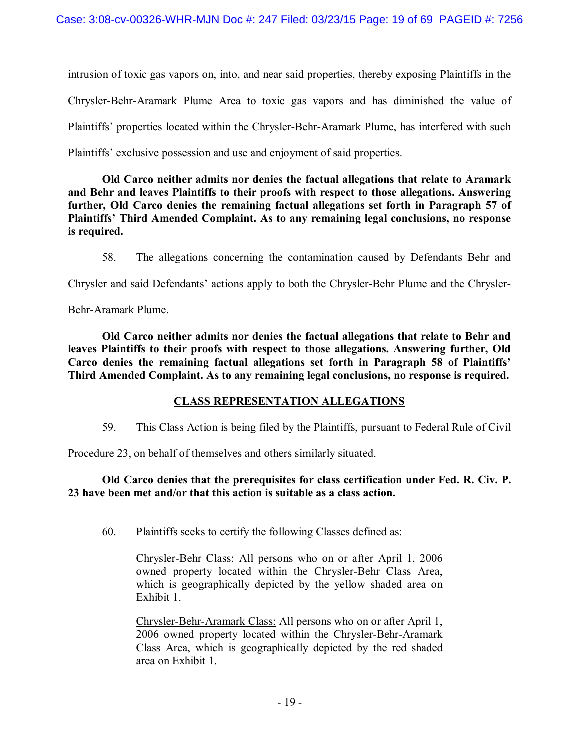intrusion of toxic gas vapors on, into, and near said properties, thereby exposing Plaintiffs in the Chrysler-Behr-Aramark Plume Area to toxic gas vapors and has diminished the value of Plaintiffs' properties located within the Chrysler-Behr-Aramark Plume, has interfered with such Plaintiffs' exclusive possession and use and enjoyment of said properties.

**Old Carco neither admits nor denies the factual allegations that relate to Aramark and Behr and leaves Plaintiffs to their proofs with respect to those allegations. Answering further, Old Carco denies the remaining factual allegations set forth in Paragraph 57 of Plaintiffs' Third Amended Complaint. As to any remaining legal conclusions, no response is required.**

58. The allegations concerning the contamination caused by Defendants Behr and Chrysler and said Defendants' actions apply to both the Chrysler-Behr Plume and the Chrysler-Behr-Aramark Plume.

**Old Carco neither admits nor denies the factual allegations that relate to Behr and leaves Plaintiffs to their proofs with respect to those allegations. Answering further, Old Carco denies the remaining factual allegations set forth in Paragraph 58 of Plaintiffs' Third Amended Complaint. As to any remaining legal conclusions, no response is required.**

## CLASS REPRESENTATION ALLEGATIONS

59. This Class Action is being filed by the Plaintiffs, pursuant to Federal Rule of Civil Procedure 23, on behalf of themselves and others similarly situated.

**Old Carco denies that the prerequisites for class certification under Fed. R. Civ. P. 23 have been met and/or that this action is suitable as a class action.**

60. Plaintiffs seeks to certify the following Classes defined as:

> Chrysler-Behr Class: All persons who on or after April 1, 2006 owned property located within the Chrysler-Behr Class Area, which is geographically depicted by the yellow shaded area on Exhibit 1.
>
> Chrysler-Behr-Aramark Class: All persons who on or after April 1, 2006 owned property located within the Chrysler-Behr-Aramark Class Area, which is geographically depicted by the red shaded area on Exhibit 1.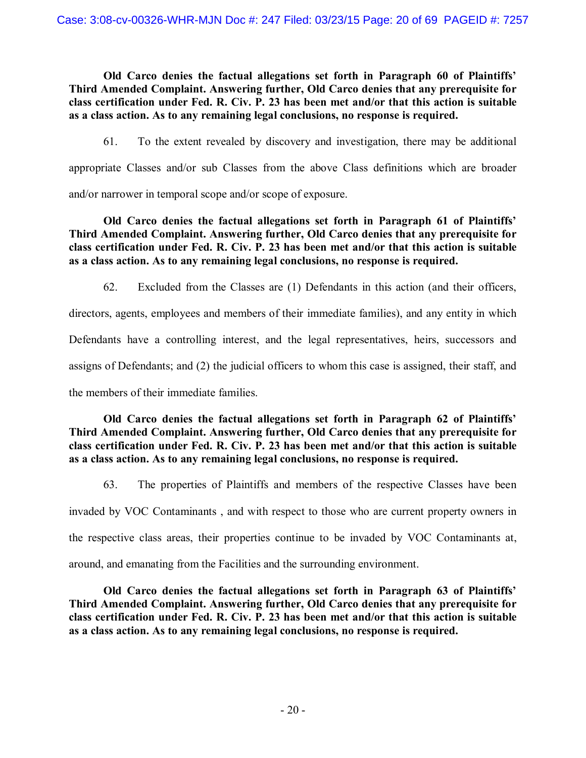**Old Carco denies the factual allegations set forth in Paragraph 60 of Plaintiffs' Third Amended Complaint. Answering further, Old Carco denies that any prerequisite for class certification under Fed. R. Civ. P. 23 has been met and/or that this action is suitable as a class action. As to any remaining legal conclusions, no response is required.**

61. To the extent revealed by discovery and investigation, there may be additional appropriate Classes and/or sub Classes from the above Class definitions which are broader and/or narrower in temporal scope and/or scope of exposure.

**Old Carco denies the factual allegations set forth in Paragraph 61 of Plaintiffs' Third Amended Complaint. Answering further, Old Carco denies that any prerequisite for class certification under Fed. R. Civ. P. 23 has been met and/or that this action is suitable as a class action. As to any remaining legal conclusions, no response is required.**

62. Excluded from the Classes are (1) Defendants in this action (and their officers, directors, agents, employees and members of their immediate families), and any entity in which Defendants have a controlling interest, and the legal representatives, heirs, successors and assigns of Defendants; and (2) the judicial officers to whom this case is assigned, their staff, and the members of their immediate families.

**Old Carco denies the factual allegations set forth in Paragraph 62 of Plaintiffs' Third Amended Complaint. Answering further, Old Carco denies that any prerequisite for class certification under Fed. R. Civ. P. 23 has been met and/or that this action is suitable as a class action. As to any remaining legal conclusions, no response is required.**

63. The properties of Plaintiffs and members of the respective Classes have been invaded by VOC Contaminants , and with respect to those who are current property owners in the respective class areas, their properties continue to be invaded by VOC Contaminants at, around, and emanating from the Facilities and the surrounding environment.

**Old Carco denies the factual allegations set forth in Paragraph 63 of Plaintiffs' Third Amended Complaint. Answering further, Old Carco denies that any prerequisite for class certification under Fed. R. Civ. P. 23 has been met and/or that this action is suitable as a class action. As to any remaining legal conclusions, no response is required.**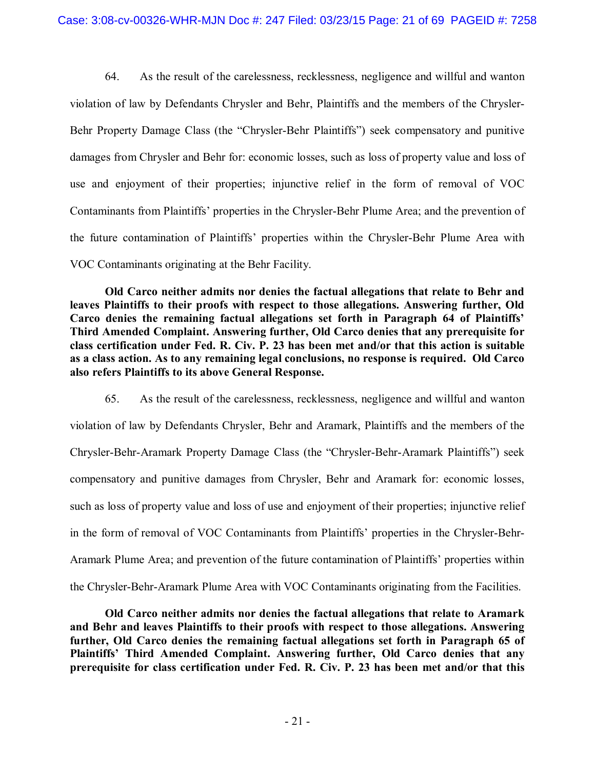64. As the result of the carelessness, recklessness, negligence and willful and wanton violation of law by Defendants Chrysler and Behr, Plaintiffs and the members of the Chrysler-Behr Property Damage Class (the "Chrysler-Behr Plaintiffs") seek compensatory and punitive damages from Chrysler and Behr for: economic losses, such as loss of property value and loss of use and enjoyment of their properties; injunctive relief in the form of removal of VOC Contaminants from Plaintiffs' properties in the Chrysler-Behr Plume Area; and the prevention of the future contamination of Plaintiffs' properties within the Chrysler-Behr Plume Area with VOC Contaminants originating at the Behr Facility.

**Old Carco neither admits nor denies the factual allegations that relate to Behr and leaves Plaintiffs to their proofs with respect to those allegations. Answering further, Old Carco denies the remaining factual allegations set forth in Paragraph 64 of Plaintiffs' Third Amended Complaint. Answering further, Old Carco denies that any prerequisite for class certification under Fed. R. Civ. P. 23 has been met and/or that this action is suitable as a class action. As to any remaining legal conclusions, no response is required. Old Carco also refers Plaintiffs to its above General Response.**

65. As the result of the carelessness, recklessness, negligence and willful and wanton violation of law by Defendants Chrysler, Behr and Aramark, Plaintiffs and the members of the Chrysler-Behr-Aramark Property Damage Class (the "Chrysler-Behr-Aramark Plaintiffs") seek compensatory and punitive damages from Chrysler, Behr and Aramark for: economic losses, such as loss of property value and loss of use and enjoyment of their properties; injunctive relief in the form of removal of VOC Contaminants from Plaintiffs' properties in the Chrysler-Behr-Aramark Plume Area; and prevention of the future contamination of Plaintiffs' properties within the Chrysler-Behr-Aramark Plume Area with VOC Contaminants originating from the Facilities.

**Old Carco neither admits nor denies the factual allegations that relate to Aramark and Behr and leaves Plaintiffs to their proofs with respect to those allegations. Answering further, Old Carco denies the remaining factual allegations set forth in Paragraph 65 of Plaintiffs' Third Amended Complaint. Answering further, Old Carco denies that any prerequisite for class certification under Fed. R. Civ. P. 23 has been met and/or that this**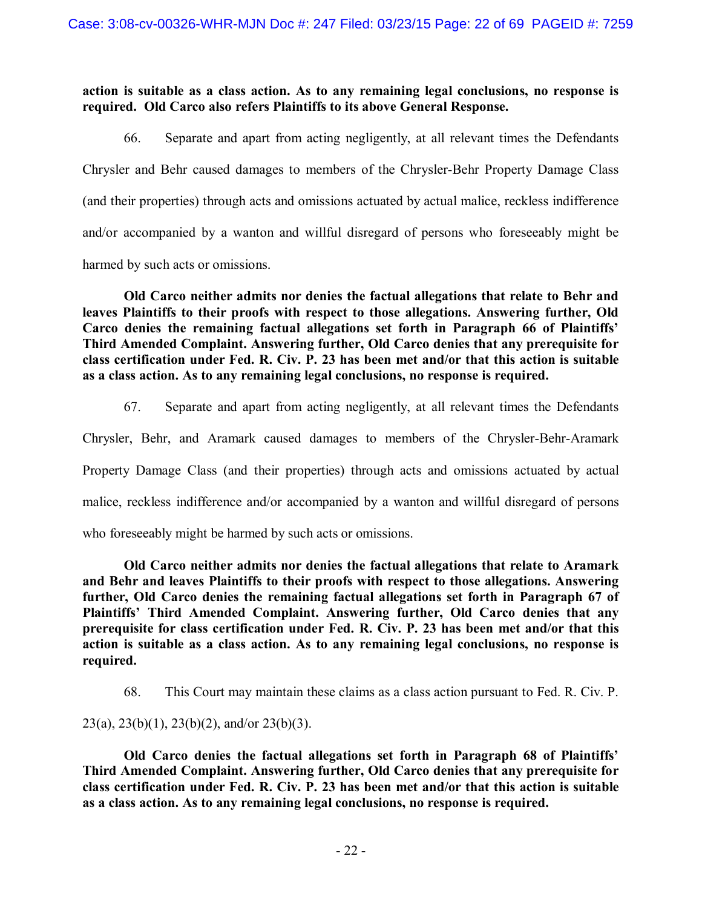**action is suitable as a class action. As to any remaining legal conclusions, no response is required. Old Carco also refers Plaintiffs to its above General Response.**

66. Separate and apart from acting negligently, at all relevant times the Defendants Chrysler and Behr caused damages to members of the Chrysler-Behr Property Damage Class (and their properties) through acts and omissions actuated by actual malice, reckless indifference and/or accompanied by a wanton and willful disregard of persons who foreseeably might be harmed by such acts or omissions.

**Old Carco neither admits nor denies the factual allegations that relate to Behr and leaves Plaintiffs to their proofs with respect to those allegations. Answering further, Old Carco denies the remaining factual allegations set forth in Paragraph 66 of Plaintiffs' Third Amended Complaint. Answering further, Old Carco denies that any prerequisite for class certification under Fed. R. Civ. P. 23 has been met and/or that this action is suitable as a class action. As to any remaining legal conclusions, no response is required.**

67. Separate and apart from acting negligently, at all relevant times the Defendants Chrysler, Behr, and Aramark caused damages to members of the Chrysler-Behr-Aramark Property Damage Class (and their properties) through acts and omissions actuated by actual malice, reckless indifference and/or accompanied by a wanton and willful disregard of persons who foreseeably might be harmed by such acts or omissions.

**Old Carco neither admits nor denies the factual allegations that relate to Aramark and Behr and leaves Plaintiffs to their proofs with respect to those allegations. Answering further, Old Carco denies the remaining factual allegations set forth in Paragraph 67 of Plaintiffs' Third Amended Complaint. Answering further, Old Carco denies that any prerequisite for class certification under Fed. R. Civ. P. 23 has been met and/or that this action is suitable as a class action. As to any remaining legal conclusions, no response is required.**

68. This Court may maintain these claims as a class action pursuant to Fed. R. Civ. P. 23(a), 23(b)(1), 23(b)(2), and/or 23(b)(3).

**Old Carco denies the factual allegations set forth in Paragraph 68 of Plaintiffs' Third Amended Complaint. Answering further, Old Carco denies that any prerequisite for class certification under Fed. R. Civ. P. 23 has been met and/or that this action is suitable as a class action. As to any remaining legal conclusions, no response is required.**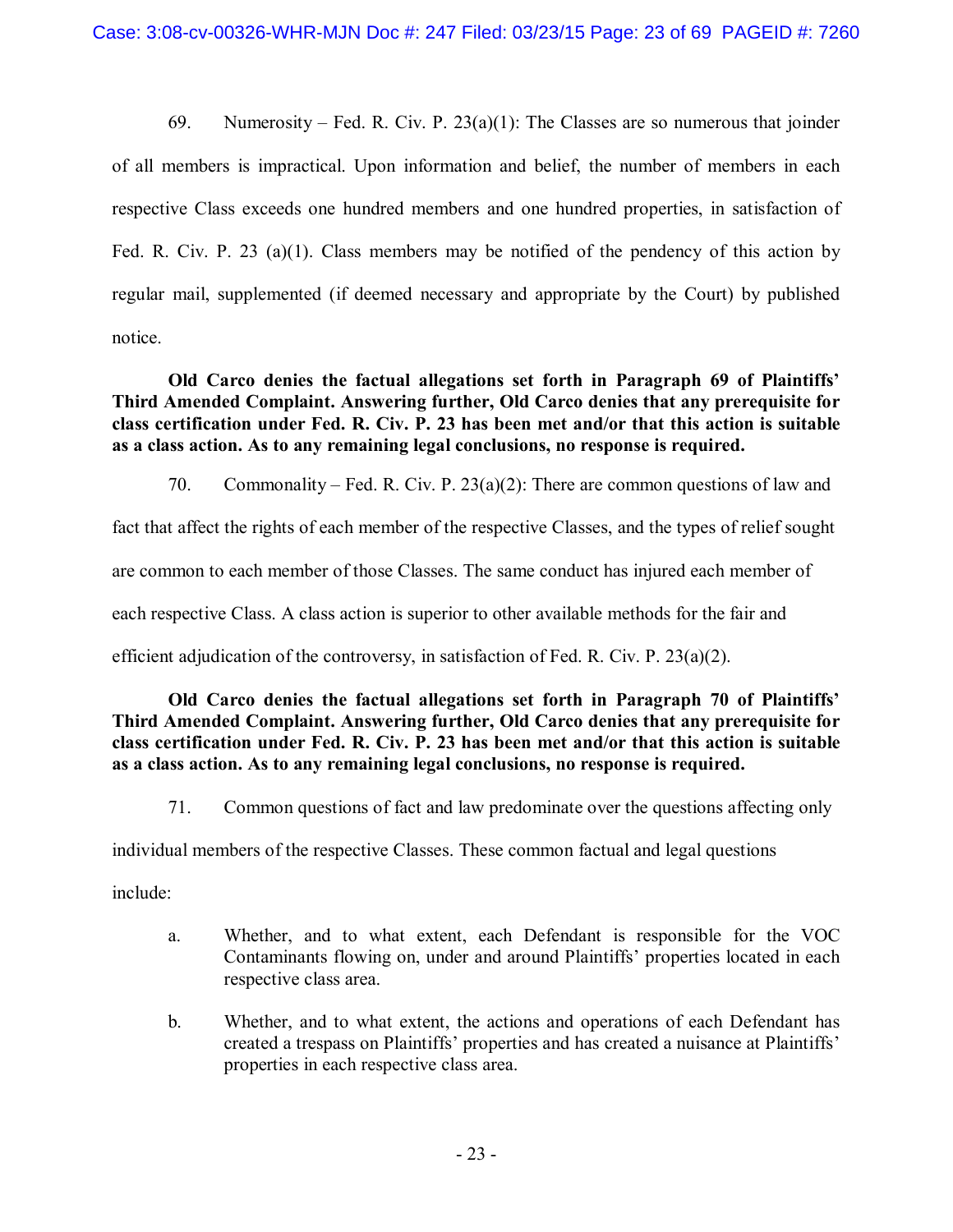69. Numerosity – Fed. R. Civ. P. 23(a)(1): The Classes are so numerous that joinder of all members is impractical. Upon information and belief, the number of members in each respective Class exceeds one hundred members and one hundred properties, in satisfaction of Fed. R. Civ. P. 23 (a)(1). Class members may be notified of the pendency of this action by regular mail, supplemented (if deemed necessary and appropriate by the Court) by published notice.

**Old Carco denies the factual allegations set forth in Paragraph 69 of Plaintiffs' Third Amended Complaint. Answering further, Old Carco denies that any prerequisite for class certification under Fed. R. Civ. P. 23 has been met and/or that this action is suitable as a class action. As to any remaining legal conclusions, no response is required.**

70. Commonality – Fed. R. Civ. P. 23(a)(2): There are common questions of law and fact that affect the rights of each member of the respective Classes, and the types of relief sought are common to each member of those Classes. The same conduct has injured each member of each respective Class. A class action is superior to other available methods for the fair and efficient adjudication of the controversy, in satisfaction of Fed. R. Civ. P. 23(a)(2).

**Old Carco denies the factual allegations set forth in Paragraph 70 of Plaintiffs' Third Amended Complaint. Answering further, Old Carco denies that any prerequisite for class certification under Fed. R. Civ. P. 23 has been met and/or that this action is suitable as a class action. As to any remaining legal conclusions, no response is required.**

71. Common questions of fact and law predominate over the questions affecting only individual members of the respective Classes. These common factual and legal questions include:

a. Whether, and to what extent, each Defendant is responsible for the VOC Contaminants flowing on, under and around Plaintiffs' properties located in each respective class area.

b. Whether, and to what extent, the actions and operations of each Defendant has created a trespass on Plaintiffs' properties and has created a nuisance at Plaintiffs' properties in each respective class area.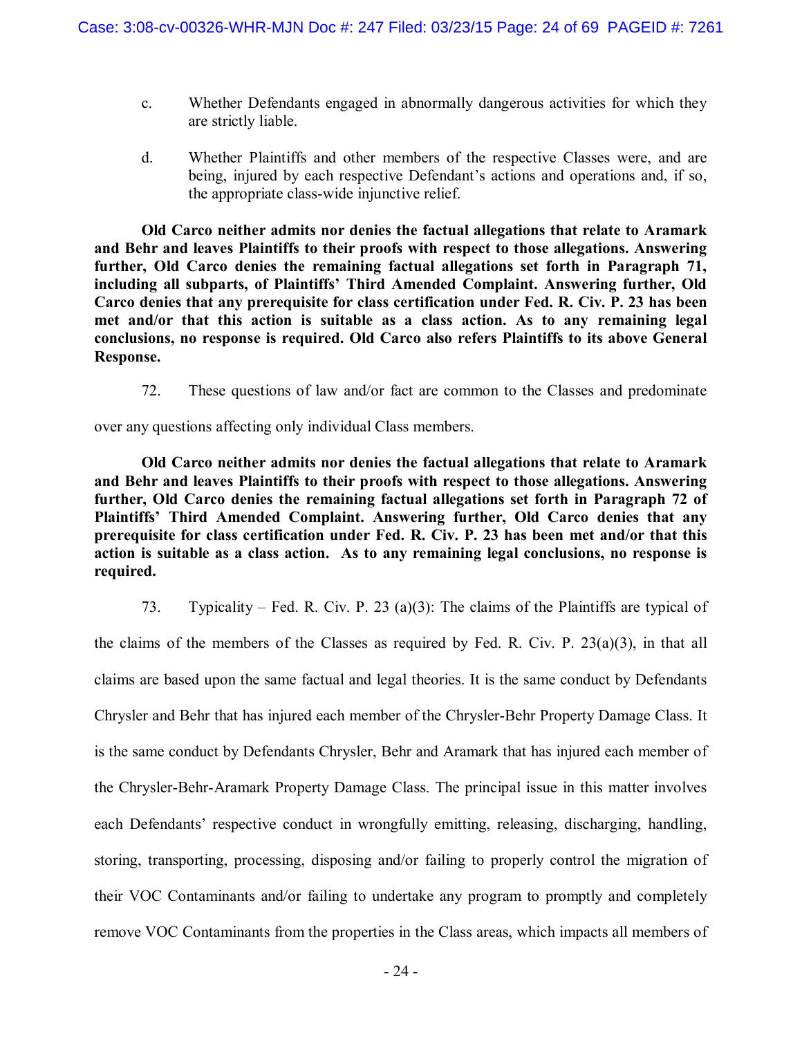c. Whether Defendants engaged in abnormally dangerous activities for which they are strictly liable.

d. Whether Plaintiffs and other members of the respective Classes were, and are being, injured by each respective Defendant's actions and operations and, if so, the appropriate class-wide injunctive relief.

**Old Carco neither admits nor denies the factual allegations that relate to Aramark and Behr and leaves Plaintiffs to their proofs with respect to those allegations. Answering further, Old Carco denies the remaining factual allegations set forth in Paragraph 71, including all subparts, of Plaintiffs' Third Amended Complaint. Answering further, Old Carco denies that any prerequisite for class certification under Fed. R. Civ. P. 23 has been met and/or that this action is suitable as a class action. As to any remaining legal conclusions, no response is required. Old Carco also refers Plaintiffs to its above General Response.**

72. These questions of law and/or fact are common to the Classes and predominate over any questions affecting only individual Class members.

**Old Carco neither admits nor denies the factual allegations that relate to Aramark and Behr and leaves Plaintiffs to their proofs with respect to those allegations. Answering further, Old Carco denies the remaining factual allegations set forth in Paragraph 72 of Plaintiffs' Third Amended Complaint. Answering further, Old Carco denies that any prerequisite for class certification under Fed. R. Civ. P. 23 has been met and/or that this action is suitable as a class action. As to any remaining legal conclusions, no response is required.**

73. Typicality – Fed. R. Civ. P. 23 (a)(3): The claims of the Plaintiffs are typical of the claims of the members of the Classes as required by Fed. R. Civ. P. 23(a)(3), in that all claims are based upon the same factual and legal theories. It is the same conduct by Defendants Chrysler and Behr that has injured each member of the Chrysler-Behr Property Damage Class. It is the same conduct by Defendants Chrysler, Behr and Aramark that has injured each member of the Chrysler-Behr-Aramark Property Damage Class. The principal issue in this matter involves each Defendants' respective conduct in wrongfully emitting, releasing, discharging, handling, storing, transporting, processing, disposing and/or failing to properly control the migration of their VOC Contaminants and/or failing to undertake any program to promptly and completely remove VOC Contaminants from the properties in the Class areas, which impacts all members of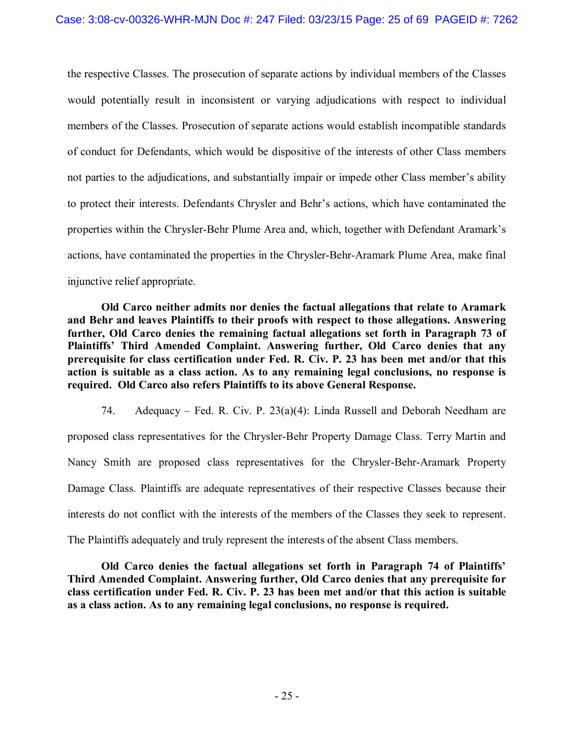the respective Classes. The prosecution of separate actions by individual members of the Classes would potentially result in inconsistent or varying adjudications with respect to individual members of the Classes. Prosecution of separate actions would establish incompatible standards of conduct for Defendants, which would be dispositive of the interests of other Class members not parties to the adjudications, and substantially impair or impede other Class member's ability to protect their interests. Defendants Chrysler and Behr's actions, which have contaminated the properties within the Chrysler-Behr Plume Area and, which, together with Defendant Aramark's actions, have contaminated the properties in the Chrysler-Behr-Aramark Plume Area, make final injunctive relief appropriate.

**Old Carco neither admits nor denies the factual allegations that relate to Aramark and Behr and leaves Plaintiffs to their proofs with respect to those allegations. Answering further, Old Carco denies the remaining factual allegations set forth in Paragraph 73 of Plaintiffs' Third Amended Complaint. Answering further, Old Carco denies that any prerequisite for class certification under Fed. R. Civ. P. 23 has been met and/or that this action is suitable as a class action. As to any remaining legal conclusions, no response is required. Old Carco also refers Plaintiffs to its above General Response.**

74. Adequacy – Fed. R. Civ. P. 23(a)(4): Linda Russell and Deborah Needham are proposed class representatives for the Chrysler-Behr Property Damage Class. Terry Martin and Nancy Smith are proposed class representatives for the Chrysler-Behr-Aramark Property Damage Class. Plaintiffs are adequate representatives of their respective Classes because their interests do not conflict with the interests of the members of the Classes they seek to represent. The Plaintiffs adequately and truly represent the interests of the absent Class members.

**Old Carco denies the factual allegations set forth in Paragraph 74 of Plaintiffs' Third Amended Complaint. Answering further, Old Carco denies that any prerequisite for class certification under Fed. R. Civ. P. 23 has been met and/or that this action is suitable as a class action. As to any remaining legal conclusions, no response is required.**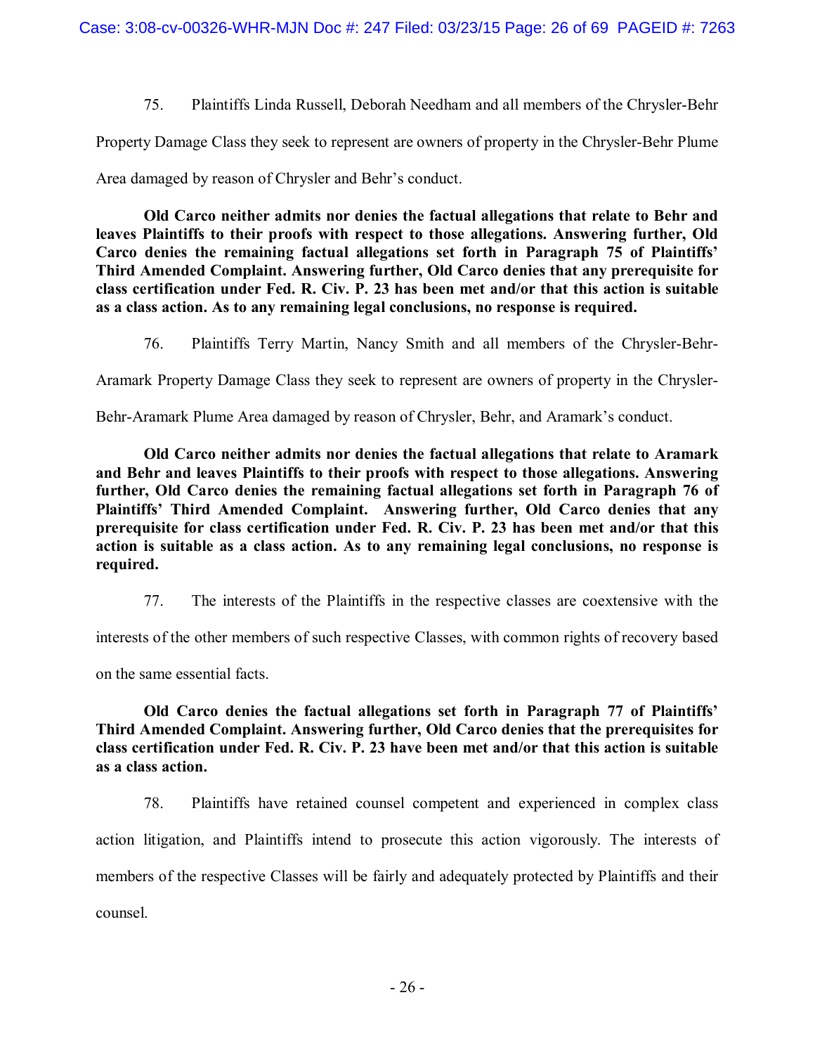75. Plaintiffs Linda Russell, Deborah Needham and all members of the Chrysler-Behr Property Damage Class they seek to represent are owners of property in the Chrysler-Behr Plume Area damaged by reason of Chrysler and Behr's conduct.

**Old Carco neither admits nor denies the factual allegations that relate to Behr and leaves Plaintiffs to their proofs with respect to those allegations. Answering further, Old Carco denies the remaining factual allegations set forth in Paragraph 75 of Plaintiffs' Third Amended Complaint. Answering further, Old Carco denies that any prerequisite for class certification under Fed. R. Civ. P. 23 has been met and/or that this action is suitable as a class action. As to any remaining legal conclusions, no response is required.**

76. Plaintiffs Terry Martin, Nancy Smith and all members of the Chrysler-Behr-Aramark Property Damage Class they seek to represent are owners of property in the Chrysler-Behr-Aramark Plume Area damaged by reason of Chrysler, Behr, and Aramark's conduct.

**Old Carco neither admits nor denies the factual allegations that relate to Aramark and Behr and leaves Plaintiffs to their proofs with respect to those allegations. Answering further, Old Carco denies the remaining factual allegations set forth in Paragraph 76 of Plaintiffs' Third Amended Complaint. Answering further, Old Carco denies that any prerequisite for class certification under Fed. R. Civ. P. 23 has been met and/or that this action is suitable as a class action. As to any remaining legal conclusions, no response is required.**

77. The interests of the Plaintiffs in the respective classes are coextensive with the interests of the other members of such respective Classes, with common rights of recovery based on the same essential facts.

**Old Carco denies the factual allegations set forth in Paragraph 77 of Plaintiffs' Third Amended Complaint. Answering further, Old Carco denies that the prerequisites for class certification under Fed. R. Civ. P. 23 have been met and/or that this action is suitable as a class action.**

78. Plaintiffs have retained counsel competent and experienced in complex class action litigation, and Plaintiffs intend to prosecute this action vigorously. The interests of members of the respective Classes will be fairly and adequately protected by Plaintiffs and their counsel.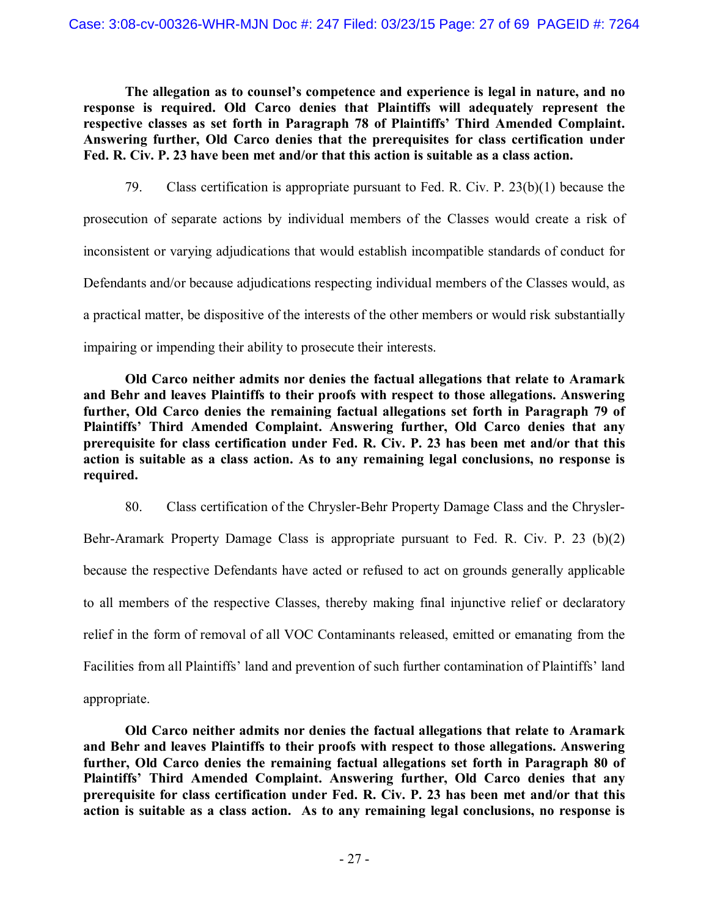**The allegation as to counsel's competence and experience is legal in nature, and no response is required. Old Carco denies that Plaintiffs will adequately represent the respective classes as set forth in Paragraph 78 of Plaintiffs' Third Amended Complaint. Answering further, Old Carco denies that the prerequisites for class certification under Fed. R. Civ. P. 23 have been met and/or that this action is suitable as a class action.**

79. Class certification is appropriate pursuant to Fed. R. Civ. P. 23(b)(1) because the prosecution of separate actions by individual members of the Classes would create a risk of inconsistent or varying adjudications that would establish incompatible standards of conduct for Defendants and/or because adjudications respecting individual members of the Classes would, as a practical matter, be dispositive of the interests of the other members or would risk substantially impairing or impending their ability to prosecute their interests.

**Old Carco neither admits nor denies the factual allegations that relate to Aramark and Behr and leaves Plaintiffs to their proofs with respect to those allegations. Answering further, Old Carco denies the remaining factual allegations set forth in Paragraph 79 of Plaintiffs' Third Amended Complaint. Answering further, Old Carco denies that any prerequisite for class certification under Fed. R. Civ. P. 23 has been met and/or that this action is suitable as a class action. As to any remaining legal conclusions, no response is required.**

80. Class certification of the Chrysler-Behr Property Damage Class and the Chrysler-Behr-Aramark Property Damage Class is appropriate pursuant to Fed. R. Civ. P. 23 (b)(2) because the respective Defendants have acted or refused to act on grounds generally applicable to all members of the respective Classes, thereby making final injunctive relief or declaratory relief in the form of removal of all VOC Contaminants released, emitted or emanating from the Facilities from all Plaintiffs' land and prevention of such further contamination of Plaintiffs' land appropriate.

**Old Carco neither admits nor denies the factual allegations that relate to Aramark and Behr and leaves Plaintiffs to their proofs with respect to those allegations. Answering further, Old Carco denies the remaining factual allegations set forth in Paragraph 80 of Plaintiffs' Third Amended Complaint. Answering further, Old Carco denies that any prerequisite for class certification under Fed. R. Civ. P. 23 has been met and/or that this action is suitable as a class action. As to any remaining legal conclusions, no response is**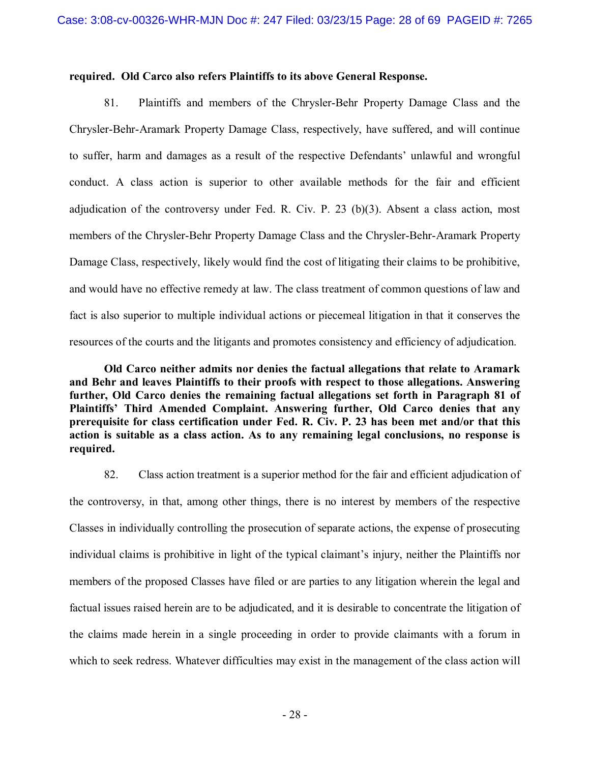**required. Old Carco also refers Plaintiffs to its above General Response.**

81. Plaintiffs and members of the Chrysler-Behr Property Damage Class and the Chrysler-Behr-Aramark Property Damage Class, respectively, have suffered, and will continue to suffer, harm and damages as a result of the respective Defendants' unlawful and wrongful conduct. A class action is superior to other available methods for the fair and efficient adjudication of the controversy under Fed. R. Civ. P. 23 (b)(3). Absent a class action, most members of the Chrysler-Behr Property Damage Class and the Chrysler-Behr-Aramark Property Damage Class, respectively, likely would find the cost of litigating their claims to be prohibitive, and would have no effective remedy at law. The class treatment of common questions of law and fact is also superior to multiple individual actions or piecemeal litigation in that it conserves the resources of the courts and the litigants and promotes consistency and efficiency of adjudication.

**Old Carco neither admits nor denies the factual allegations that relate to Aramark and Behr and leaves Plaintiffs to their proofs with respect to those allegations. Answering further, Old Carco denies the remaining factual allegations set forth in Paragraph 81 of Plaintiffs' Third Amended Complaint. Answering further, Old Carco denies that any prerequisite for class certification under Fed. R. Civ. P. 23 has been met and/or that this action is suitable as a class action. As to any remaining legal conclusions, no response is required.**

82. Class action treatment is a superior method for the fair and efficient adjudication of the controversy, in that, among other things, there is no interest by members of the respective Classes in individually controlling the prosecution of separate actions, the expense of prosecuting individual claims is prohibitive in light of the typical claimant's injury, neither the Plaintiffs nor members of the proposed Classes have filed or are parties to any litigation wherein the legal and factual issues raised herein are to be adjudicated, and it is desirable to concentrate the litigation of the claims made herein in a single proceeding in order to provide claimants with a forum in which to seek redress. Whatever difficulties may exist in the management of the class action will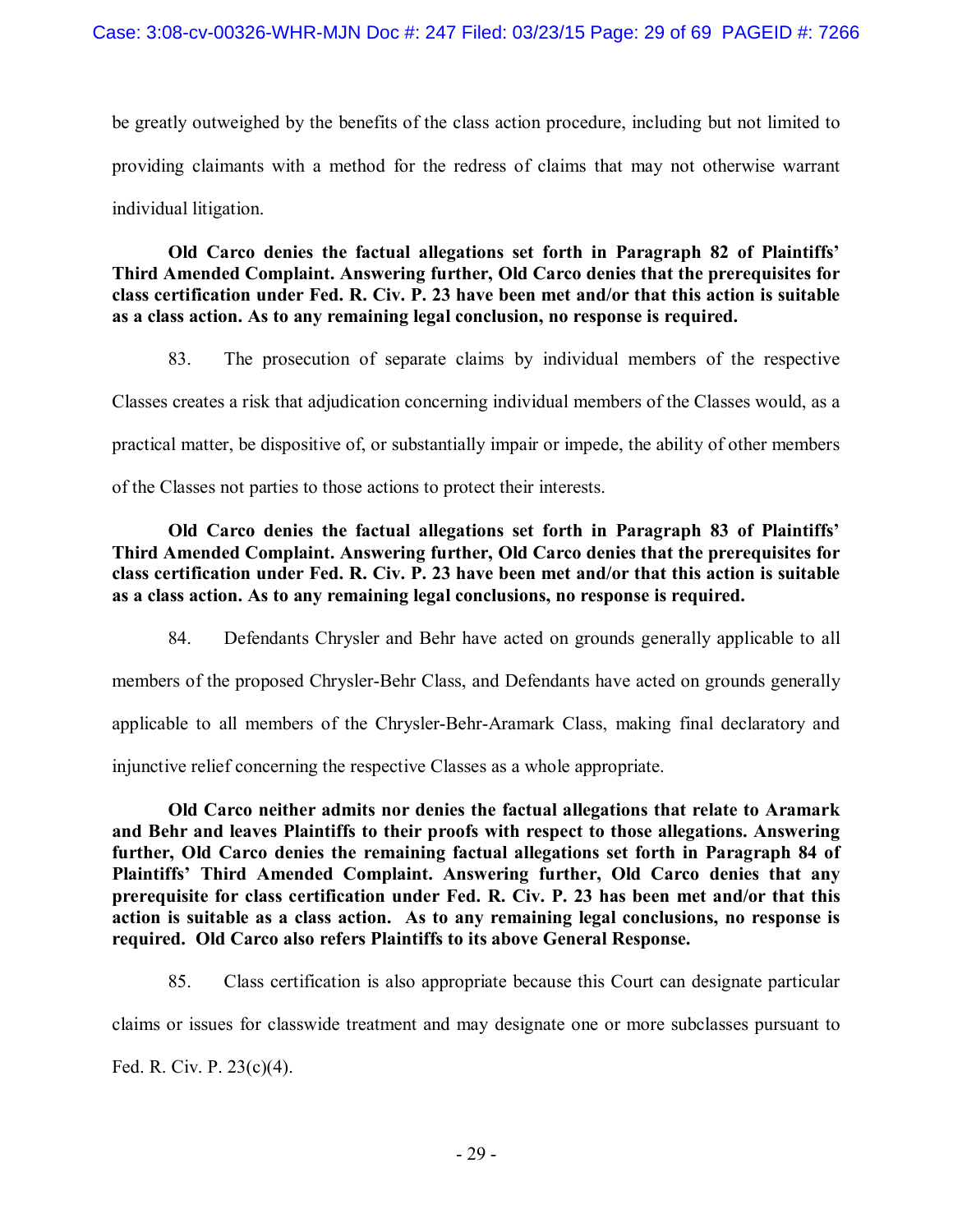be greatly outweighed by the benefits of the class action procedure, including but not limited to providing claimants with a method for the redress of claims that may not otherwise warrant individual litigation.

**Old Carco denies the factual allegations set forth in Paragraph 82 of Plaintiffs' Third Amended Complaint. Answering further, Old Carco denies that the prerequisites for class certification under Fed. R. Civ. P. 23 have been met and/or that this action is suitable as a class action. As to any remaining legal conclusion, no response is required.**

83. The prosecution of separate claims by individual members of the respective Classes creates a risk that adjudication concerning individual members of the Classes would, as a practical matter, be dispositive of, or substantially impair or impede, the ability of other members of the Classes not parties to those actions to protect their interests.

**Old Carco denies the factual allegations set forth in Paragraph 83 of Plaintiffs' Third Amended Complaint. Answering further, Old Carco denies that the prerequisites for class certification under Fed. R. Civ. P. 23 have been met and/or that this action is suitable as a class action. As to any remaining legal conclusions, no response is required.**

84. Defendants Chrysler and Behr have acted on grounds generally applicable to all members of the proposed Chrysler-Behr Class, and Defendants have acted on grounds generally applicable to all members of the Chrysler-Behr-Aramark Class, making final declaratory and injunctive relief concerning the respective Classes as a whole appropriate.

**Old Carco neither admits nor denies the factual allegations that relate to Aramark and Behr and leaves Plaintiffs to their proofs with respect to those allegations. Answering further, Old Carco denies the remaining factual allegations set forth in Paragraph 84 of Plaintiffs' Third Amended Complaint. Answering further, Old Carco denies that any prerequisite for class certification under Fed. R. Civ. P. 23 has been met and/or that this action is suitable as a class action. As to any remaining legal conclusions, no response is required. Old Carco also refers Plaintiffs to its above General Response.**

85. Class certification is also appropriate because this Court can designate particular claims or issues for classwide treatment and may designate one or more subclasses pursuant to Fed. R. Civ. P. 23(c)(4).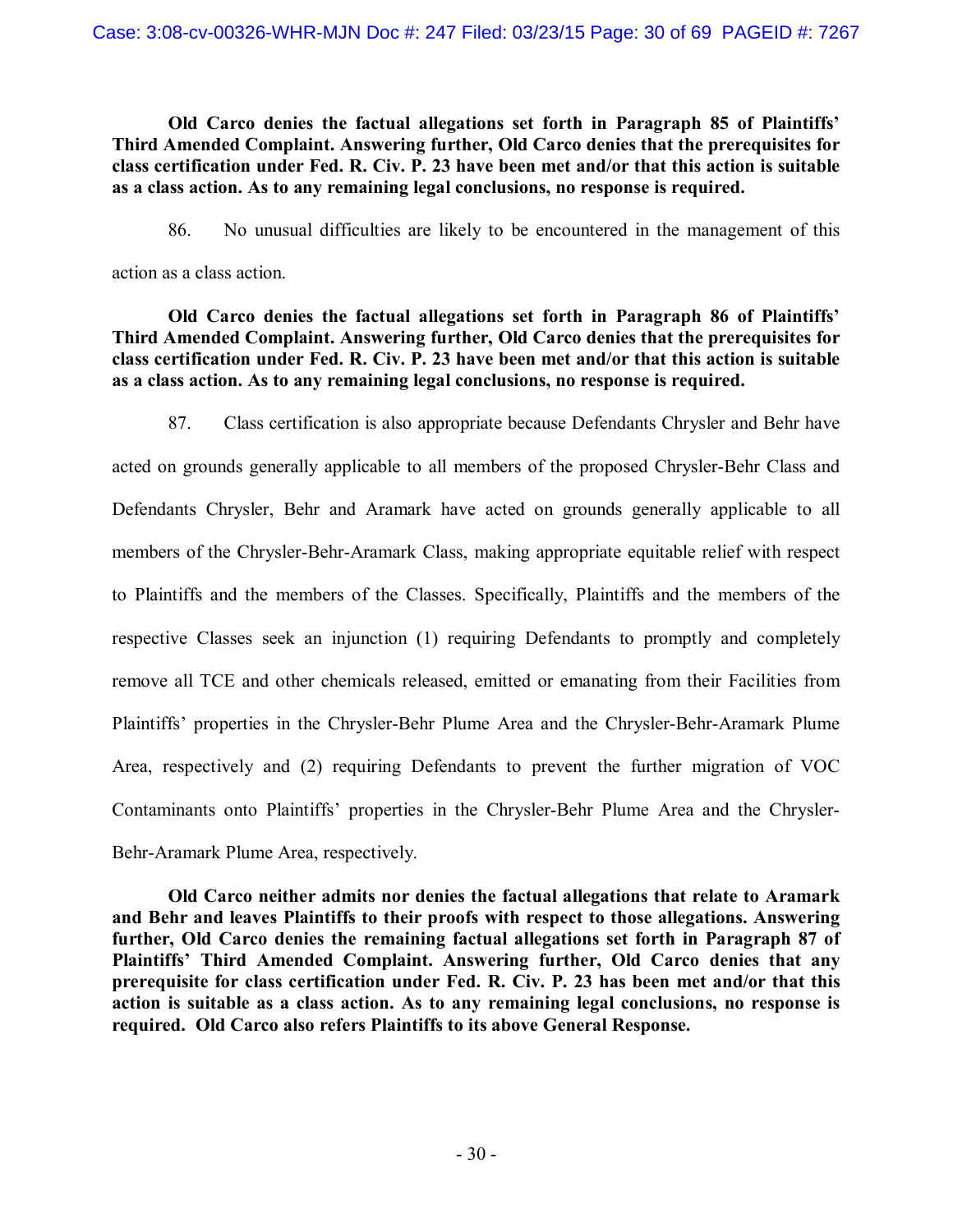**Old Carco denies the factual allegations set forth in Paragraph 85 of Plaintiffs' Third Amended Complaint. Answering further, Old Carco denies that the prerequisites for class certification under Fed. R. Civ. P. 23 have been met and/or that this action is suitable as a class action. As to any remaining legal conclusions, no response is required.**

86. No unusual difficulties are likely to be encountered in the management of this action as a class action.

**Old Carco denies the factual allegations set forth in Paragraph 86 of Plaintiffs' Third Amended Complaint. Answering further, Old Carco denies that the prerequisites for class certification under Fed. R. Civ. P. 23 have been met and/or that this action is suitable as a class action. As to any remaining legal conclusions, no response is required.**

87. Class certification is also appropriate because Defendants Chrysler and Behr have acted on grounds generally applicable to all members of the proposed Chrysler-Behr Class and Defendants Chrysler, Behr and Aramark have acted on grounds generally applicable to all members of the Chrysler-Behr-Aramark Class, making appropriate equitable relief with respect to Plaintiffs and the members of the Classes. Specifically, Plaintiffs and the members of the respective Classes seek an injunction (1) requiring Defendants to promptly and completely remove all TCE and other chemicals released, emitted or emanating from their Facilities from Plaintiffs' properties in the Chrysler-Behr Plume Area and the Chrysler-Behr-Aramark Plume Area, respectively and (2) requiring Defendants to prevent the further migration of VOC Contaminants onto Plaintiffs' properties in the Chrysler-Behr Plume Area and the Chrysler-Behr-Aramark Plume Area, respectively.

**Old Carco neither admits nor denies the factual allegations that relate to Aramark and Behr and leaves Plaintiffs to their proofs with respect to those allegations. Answering further, Old Carco denies the remaining factual allegations set forth in Paragraph 87 of Plaintiffs' Third Amended Complaint. Answering further, Old Carco denies that any prerequisite for class certification under Fed. R. Civ. P. 23 has been met and/or that this action is suitable as a class action. As to any remaining legal conclusions, no response is required. Old Carco also refers Plaintiffs to its above General Response.**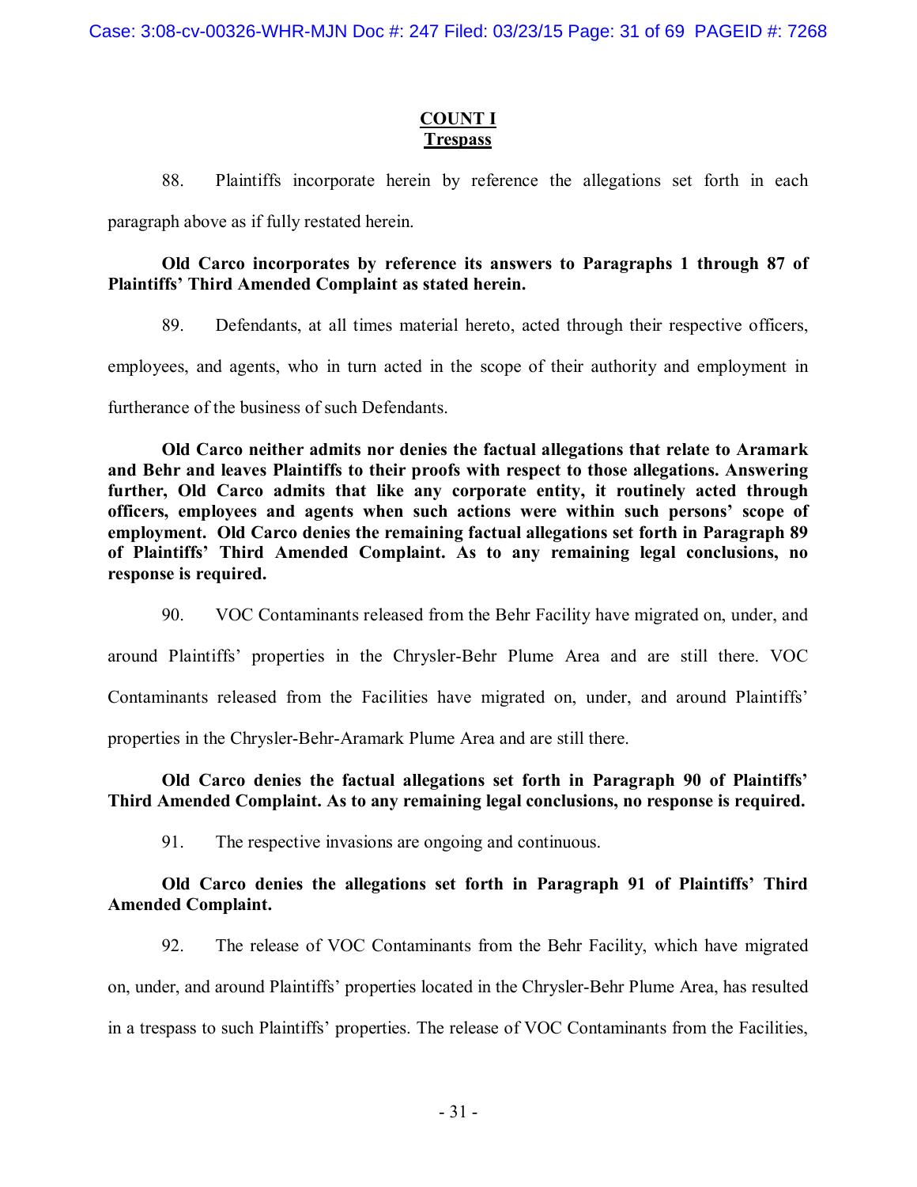## COUNT I
## Trespass

88. Plaintiffs incorporate herein by reference the allegations set forth in each paragraph above as if fully restated herein.

**Old Carco incorporates by reference its answers to Paragraphs 1 through 87 of Plaintiffs' Third Amended Complaint as stated herein.**

89. Defendants, at all times material hereto, acted through their respective officers, employees, and agents, who in turn acted in the scope of their authority and employment in furtherance of the business of such Defendants.

**Old Carco neither admits nor denies the factual allegations that relate to Aramark and Behr and leaves Plaintiffs to their proofs with respect to those allegations. Answering further, Old Carco admits that like any corporate entity, it routinely acted through officers, employees and agents when such actions were within such persons' scope of employment. Old Carco denies the remaining factual allegations set forth in Paragraph 89 of Plaintiffs' Third Amended Complaint. As to any remaining legal conclusions, no response is required.**

90. VOC Contaminants released from the Behr Facility have migrated on, under, and around Plaintiffs' properties in the Chrysler-Behr Plume Area and are still there. VOC Contaminants released from the Facilities have migrated on, under, and around Plaintiffs' properties in the Chrysler-Behr-Aramark Plume Area and are still there.

**Old Carco denies the factual allegations set forth in Paragraph 90 of Plaintiffs' Third Amended Complaint. As to any remaining legal conclusions, no response is required.**

91. The respective invasions are ongoing and continuous.

**Old Carco denies the allegations set forth in Paragraph 91 of Plaintiffs' Third Amended Complaint.**

92. The release of VOC Contaminants from the Behr Facility, which have migrated on, under, and around Plaintiffs' properties located in the Chrysler-Behr Plume Area, has resulted in a trespass to such Plaintiffs' properties. The release of VOC Contaminants from the Facilities,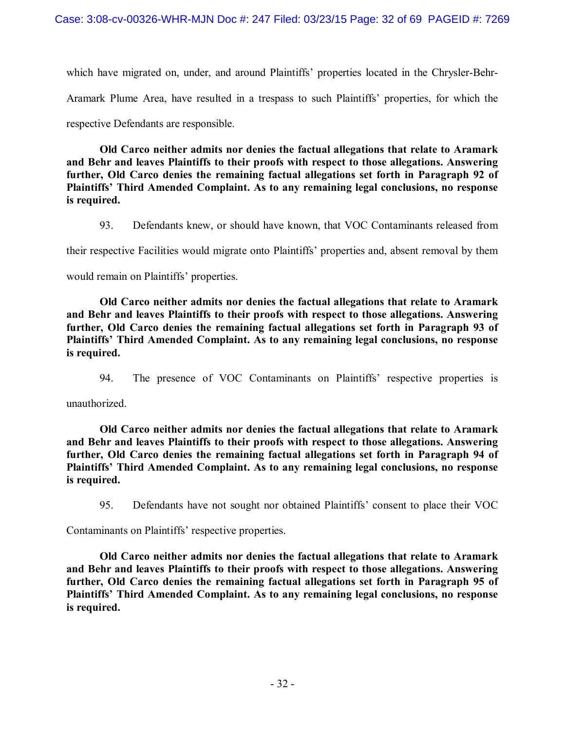which have migrated on, under, and around Plaintiffs' properties located in the Chrysler-Behr-Aramark Plume Area, have resulted in a trespass to such Plaintiffs' properties, for which the respective Defendants are responsible.

**Old Carco neither admits nor denies the factual allegations that relate to Aramark and Behr and leaves Plaintiffs to their proofs with respect to those allegations. Answering further, Old Carco denies the remaining factual allegations set forth in Paragraph 92 of Plaintiffs' Third Amended Complaint. As to any remaining legal conclusions, no response is required.**

93. Defendants knew, or should have known, that VOC Contaminants released from their respective Facilities would migrate onto Plaintiffs' properties and, absent removal by them would remain on Plaintiffs' properties.

**Old Carco neither admits nor denies the factual allegations that relate to Aramark and Behr and leaves Plaintiffs to their proofs with respect to those allegations. Answering further, Old Carco denies the remaining factual allegations set forth in Paragraph 93 of Plaintiffs' Third Amended Complaint. As to any remaining legal conclusions, no response is required.**

94. The presence of VOC Contaminants on Plaintiffs' respective properties is unauthorized.

**Old Carco neither admits nor denies the factual allegations that relate to Aramark and Behr and leaves Plaintiffs to their proofs with respect to those allegations. Answering further, Old Carco denies the remaining factual allegations set forth in Paragraph 94 of Plaintiffs' Third Amended Complaint. As to any remaining legal conclusions, no response is required.**

95. Defendants have not sought nor obtained Plaintiffs' consent to place their VOC Contaminants on Plaintiffs' respective properties.

**Old Carco neither admits nor denies the factual allegations that relate to Aramark and Behr and leaves Plaintiffs to their proofs with respect to those allegations. Answering further, Old Carco denies the remaining factual allegations set forth in Paragraph 95 of Plaintiffs' Third Amended Complaint. As to any remaining legal conclusions, no response is required.**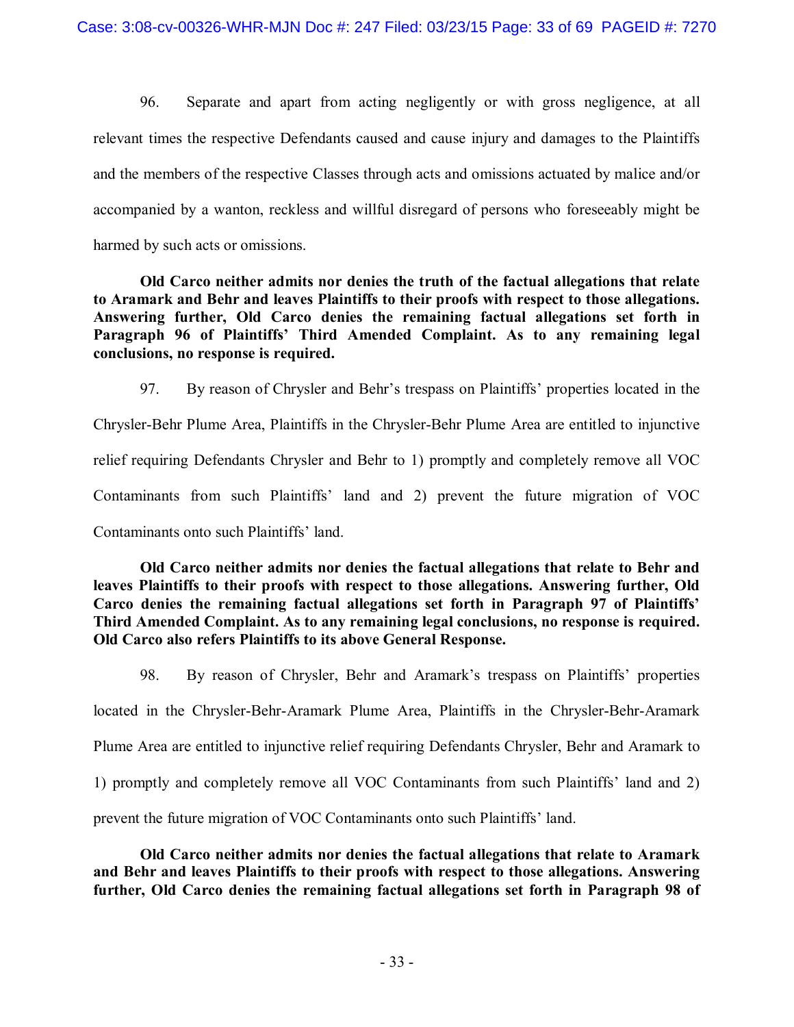96. Separate and apart from acting negligently or with gross negligence, at all relevant times the respective Defendants caused and cause injury and damages to the Plaintiffs and the members of the respective Classes through acts and omissions actuated by malice and/or accompanied by a wanton, reckless and willful disregard of persons who foreseeably might be harmed by such acts or omissions.

**Old Carco neither admits nor denies the truth of the factual allegations that relate to Aramark and Behr and leaves Plaintiffs to their proofs with respect to those allegations. Answering further, Old Carco denies the remaining factual allegations set forth in Paragraph 96 of Plaintiffs' Third Amended Complaint. As to any remaining legal conclusions, no response is required.**

97. By reason of Chrysler and Behr's trespass on Plaintiffs' properties located in the Chrysler-Behr Plume Area, Plaintiffs in the Chrysler-Behr Plume Area are entitled to injunctive relief requiring Defendants Chrysler and Behr to 1) promptly and completely remove all VOC Contaminants from such Plaintiffs' land and 2) prevent the future migration of VOC Contaminants onto such Plaintiffs' land.

**Old Carco neither admits nor denies the factual allegations that relate to Behr and leaves Plaintiffs to their proofs with respect to those allegations. Answering further, Old Carco denies the remaining factual allegations set forth in Paragraph 97 of Plaintiffs' Third Amended Complaint. As to any remaining legal conclusions, no response is required. Old Carco also refers Plaintiffs to its above General Response.**

98. By reason of Chrysler, Behr and Aramark's trespass on Plaintiffs' properties located in the Chrysler-Behr-Aramark Plume Area, Plaintiffs in the Chrysler-Behr-Aramark Plume Area are entitled to injunctive relief requiring Defendants Chrysler, Behr and Aramark to 1) promptly and completely remove all VOC Contaminants from such Plaintiffs' land and 2) prevent the future migration of VOC Contaminants onto such Plaintiffs' land.

**Old Carco neither admits nor denies the factual allegations that relate to Aramark and Behr and leaves Plaintiffs to their proofs with respect to those allegations. Answering further, Old Carco denies the remaining factual allegations set forth in Paragraph 98 of**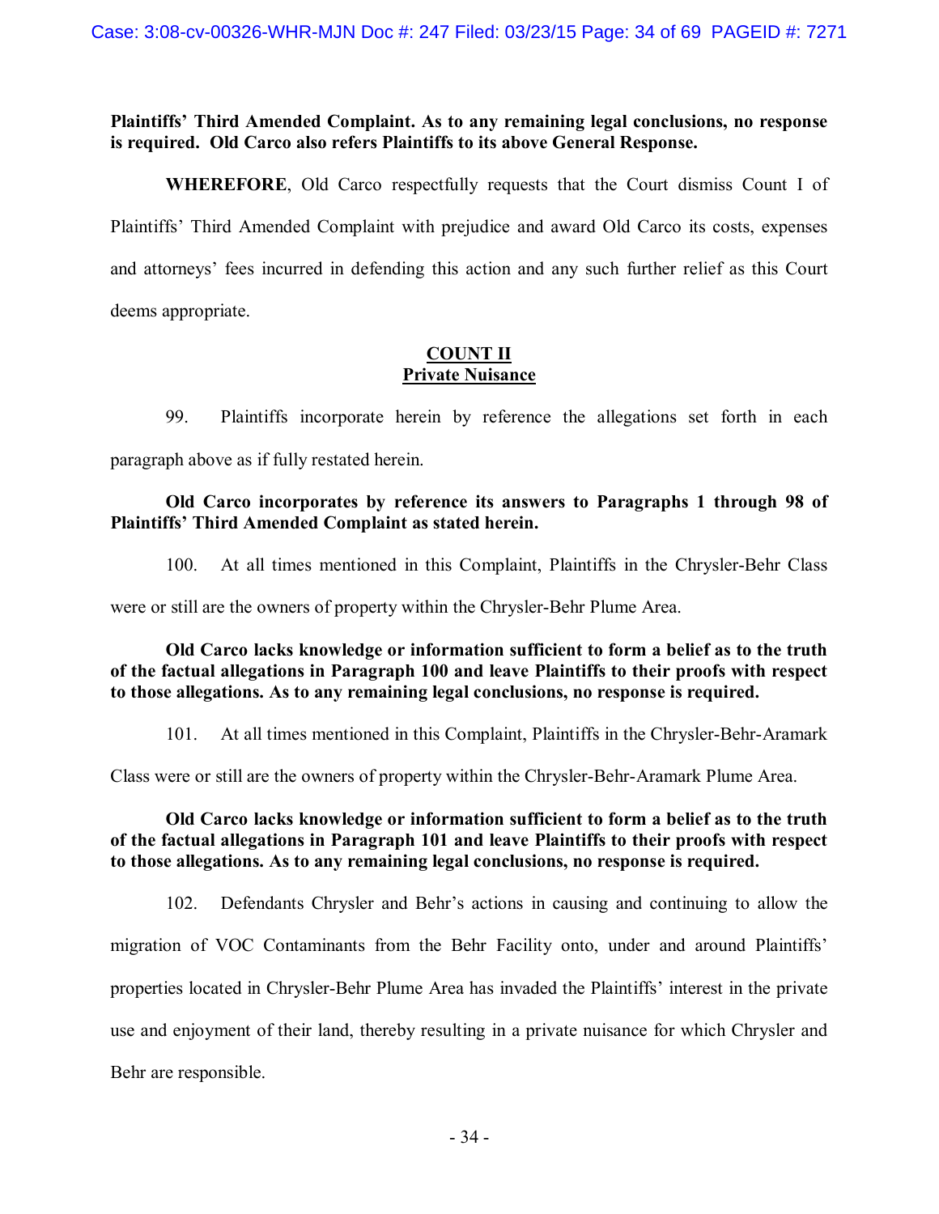**Plaintiffs' Third Amended Complaint. As to any remaining legal conclusions, no response is required. Old Carco also refers Plaintiffs to its above General Response.**

**WHEREFORE**, Old Carco respectfully requests that the Court dismiss Count I of Plaintiffs' Third Amended Complaint with prejudice and award Old Carco its costs, expenses and attorneys' fees incurred in defending this action and any such further relief as this Court deems appropriate.

## COUNT II
## Private Nuisance

99. Plaintiffs incorporate herein by reference the allegations set forth in each paragraph above as if fully restated herein.

**Old Carco incorporates by reference its answers to Paragraphs 1 through 98 of Plaintiffs' Third Amended Complaint as stated herein.**

100. At all times mentioned in this Complaint, Plaintiffs in the Chrysler-Behr Class were or still are the owners of property within the Chrysler-Behr Plume Area.

**Old Carco lacks knowledge or information sufficient to form a belief as to the truth of the factual allegations in Paragraph 100 and leave Plaintiffs to their proofs with respect to those allegations. As to any remaining legal conclusions, no response is required.**

101. At all times mentioned in this Complaint, Plaintiffs in the Chrysler-Behr-Aramark Class were or still are the owners of property within the Chrysler-Behr-Aramark Plume Area.

**Old Carco lacks knowledge or information sufficient to form a belief as to the truth of the factual allegations in Paragraph 101 and leave Plaintiffs to their proofs with respect to those allegations. As to any remaining legal conclusions, no response is required.**

102. Defendants Chrysler and Behr's actions in causing and continuing to allow the migration of VOC Contaminants from the Behr Facility onto, under and around Plaintiffs' properties located in Chrysler-Behr Plume Area has invaded the Plaintiffs' interest in the private use and enjoyment of their land, thereby resulting in a private nuisance for which Chrysler and Behr are responsible.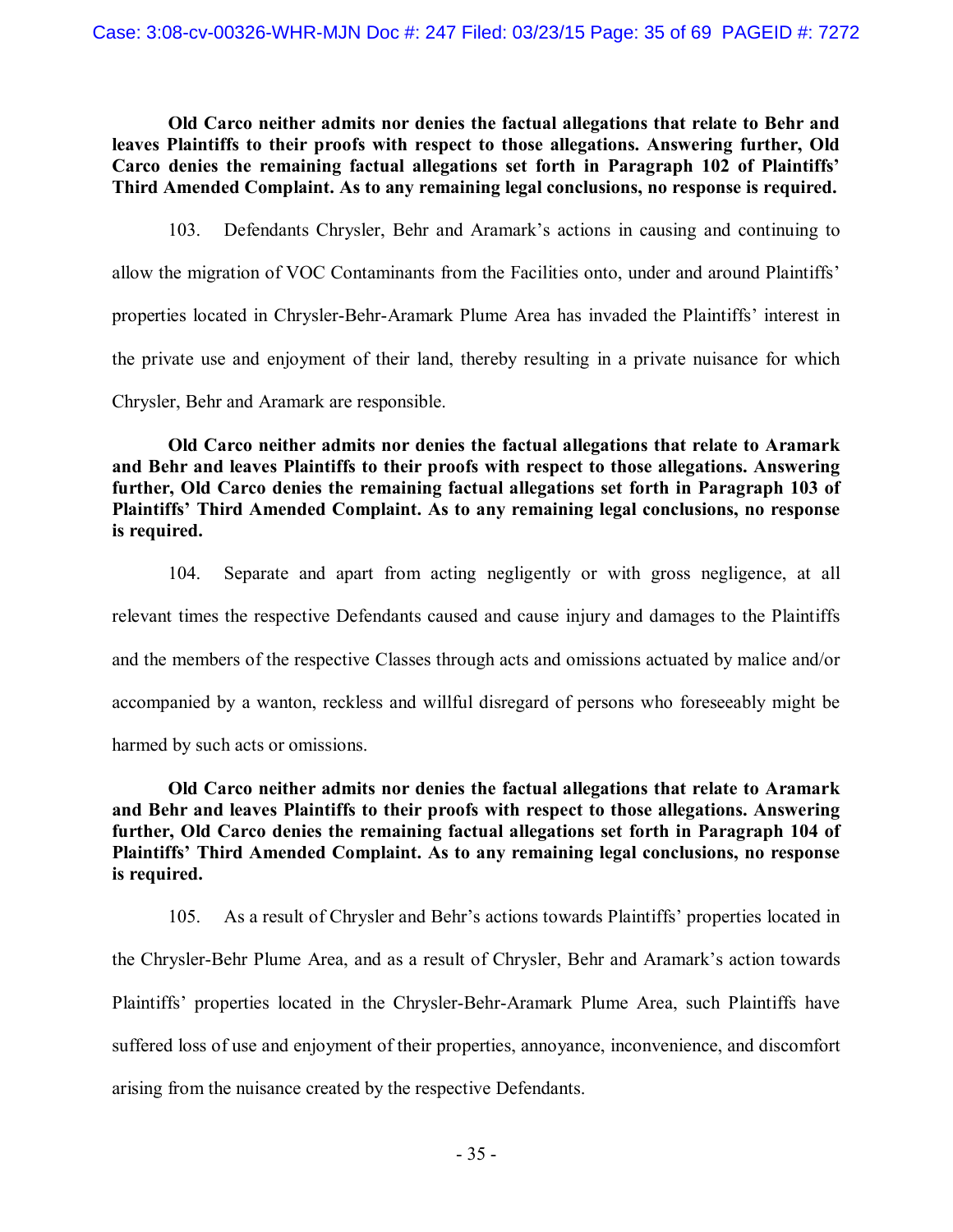**Old Carco neither admits nor denies the factual allegations that relate to Behr and leaves Plaintiffs to their proofs with respect to those allegations. Answering further, Old Carco denies the remaining factual allegations set forth in Paragraph 102 of Plaintiffs' Third Amended Complaint. As to any remaining legal conclusions, no response is required.**

103. Defendants Chrysler, Behr and Aramark's actions in causing and continuing to allow the migration of VOC Contaminants from the Facilities onto, under and around Plaintiffs' properties located in Chrysler-Behr-Aramark Plume Area has invaded the Plaintiffs' interest in the private use and enjoyment of their land, thereby resulting in a private nuisance for which Chrysler, Behr and Aramark are responsible.

**Old Carco neither admits nor denies the factual allegations that relate to Aramark and Behr and leaves Plaintiffs to their proofs with respect to those allegations. Answering further, Old Carco denies the remaining factual allegations set forth in Paragraph 103 of Plaintiffs' Third Amended Complaint. As to any remaining legal conclusions, no response is required.**

104. Separate and apart from acting negligently or with gross negligence, at all relevant times the respective Defendants caused and cause injury and damages to the Plaintiffs and the members of the respective Classes through acts and omissions actuated by malice and/or accompanied by a wanton, reckless and willful disregard of persons who foreseeably might be harmed by such acts or omissions.

**Old Carco neither admits nor denies the factual allegations that relate to Aramark and Behr and leaves Plaintiffs to their proofs with respect to those allegations. Answering further, Old Carco denies the remaining factual allegations set forth in Paragraph 104 of Plaintiffs' Third Amended Complaint. As to any remaining legal conclusions, no response is required.**

105. As a result of Chrysler and Behr's actions towards Plaintiffs' properties located in the Chrysler-Behr Plume Area, and as a result of Chrysler, Behr and Aramark's action towards Plaintiffs' properties located in the Chrysler-Behr-Aramark Plume Area, such Plaintiffs have suffered loss of use and enjoyment of their properties, annoyance, inconvenience, and discomfort arising from the nuisance created by the respective Defendants.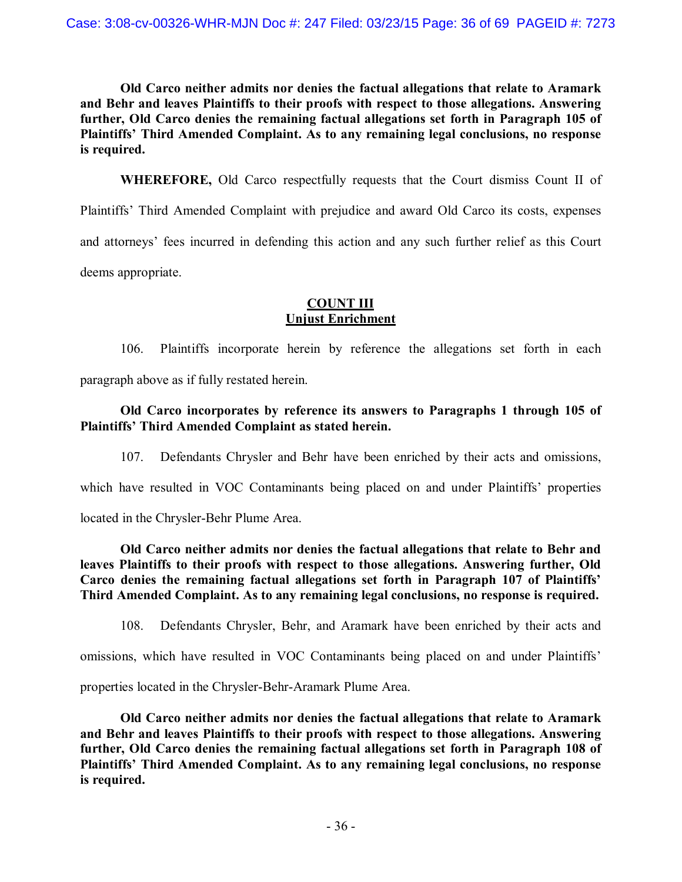**Old Carco neither admits nor denies the factual allegations that relate to Aramark and Behr and leaves Plaintiffs to their proofs with respect to those allegations. Answering further, Old Carco denies the remaining factual allegations set forth in Paragraph 105 of Plaintiffs' Third Amended Complaint. As to any remaining legal conclusions, no response is required.**

**WHEREFORE,** Old Carco respectfully requests that the Court dismiss Count II of Plaintiffs' Third Amended Complaint with prejudice and award Old Carco its costs, expenses and attorneys' fees incurred in defending this action and any such further relief as this Court deems appropriate.

## COUNT III
## Unjust Enrichment

106. Plaintiffs incorporate herein by reference the allegations set forth in each paragraph above as if fully restated herein.

**Old Carco incorporates by reference its answers to Paragraphs 1 through 105 of Plaintiffs' Third Amended Complaint as stated herein.**

107. Defendants Chrysler and Behr have been enriched by their acts and omissions, which have resulted in VOC Contaminants being placed on and under Plaintiffs' properties located in the Chrysler-Behr Plume Area.

**Old Carco neither admits nor denies the factual allegations that relate to Behr and leaves Plaintiffs to their proofs with respect to those allegations. Answering further, Old Carco denies the remaining factual allegations set forth in Paragraph 107 of Plaintiffs' Third Amended Complaint. As to any remaining legal conclusions, no response is required.**

108. Defendants Chrysler, Behr, and Aramark have been enriched by their acts and omissions, which have resulted in VOC Contaminants being placed on and under Plaintiffs' properties located in the Chrysler-Behr-Aramark Plume Area.

**Old Carco neither admits nor denies the factual allegations that relate to Aramark and Behr and leaves Plaintiffs to their proofs with respect to those allegations. Answering further, Old Carco denies the remaining factual allegations set forth in Paragraph 108 of Plaintiffs' Third Amended Complaint. As to any remaining legal conclusions, no response is required.**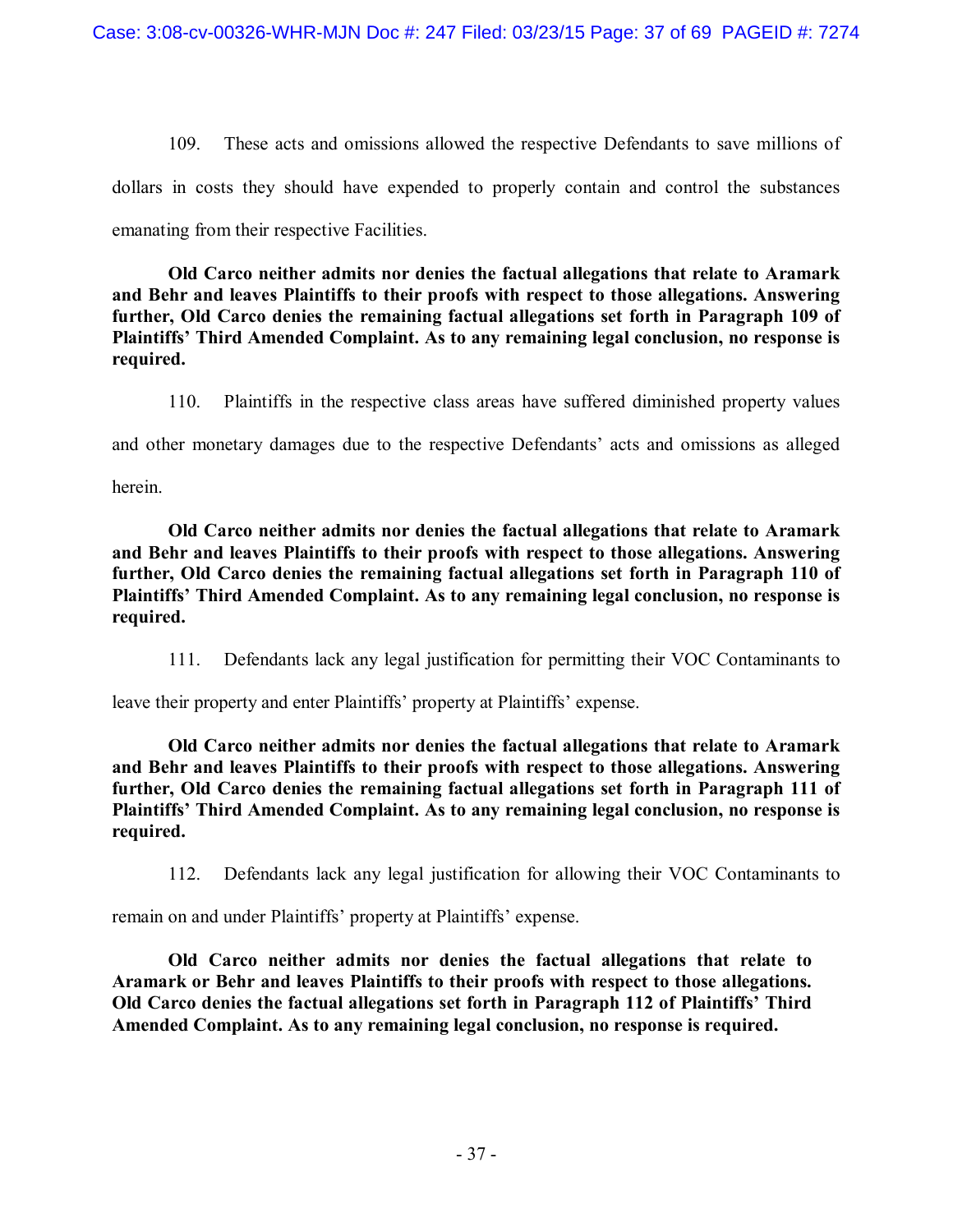109. These acts and omissions allowed the respective Defendants to save millions of dollars in costs they should have expended to properly contain and control the substances emanating from their respective Facilities.

**Old Carco neither admits nor denies the factual allegations that relate to Aramark and Behr and leaves Plaintiffs to their proofs with respect to those allegations. Answering further, Old Carco denies the remaining factual allegations set forth in Paragraph 109 of Plaintiffs' Third Amended Complaint. As to any remaining legal conclusion, no response is required.**

110. Plaintiffs in the respective class areas have suffered diminished property values and other monetary damages due to the respective Defendants' acts and omissions as alleged herein.

**Old Carco neither admits nor denies the factual allegations that relate to Aramark and Behr and leaves Plaintiffs to their proofs with respect to those allegations. Answering further, Old Carco denies the remaining factual allegations set forth in Paragraph 110 of Plaintiffs' Third Amended Complaint. As to any remaining legal conclusion, no response is required.**

111. Defendants lack any legal justification for permitting their VOC Contaminants to leave their property and enter Plaintiffs' property at Plaintiffs' expense.

**Old Carco neither admits nor denies the factual allegations that relate to Aramark and Behr and leaves Plaintiffs to their proofs with respect to those allegations. Answering further, Old Carco denies the remaining factual allegations set forth in Paragraph 111 of Plaintiffs' Third Amended Complaint. As to any remaining legal conclusion, no response is required.**

112. Defendants lack any legal justification for allowing their VOC Contaminants to remain on and under Plaintiffs' property at Plaintiffs' expense.

**Old Carco neither admits nor denies the factual allegations that relate to Aramark or Behr and leaves Plaintiffs to their proofs with respect to those allegations. Old Carco denies the factual allegations set forth in Paragraph 112 of Plaintiffs' Third Amended Complaint. As to any remaining legal conclusion, no response is required.**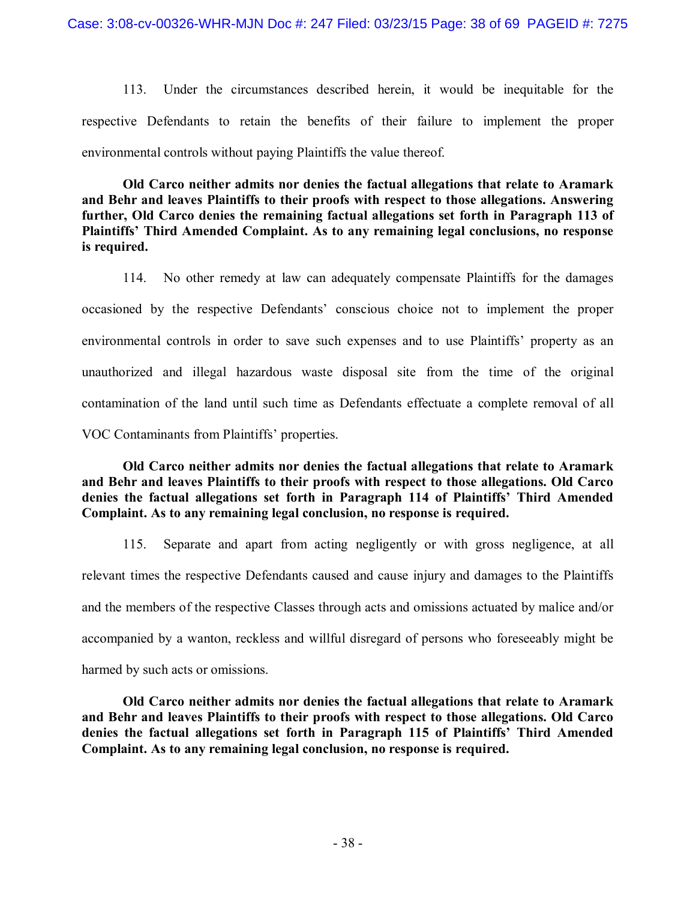113. Under the circumstances described herein, it would be inequitable for the respective Defendants to retain the benefits of their failure to implement the proper environmental controls without paying Plaintiffs the value thereof.

**Old Carco neither admits nor denies the factual allegations that relate to Aramark and Behr and leaves Plaintiffs to their proofs with respect to those allegations. Answering further, Old Carco denies the remaining factual allegations set forth in Paragraph 113 of Plaintiffs' Third Amended Complaint. As to any remaining legal conclusions, no response is required.**

114. No other remedy at law can adequately compensate Plaintiffs for the damages occasioned by the respective Defendants' conscious choice not to implement the proper environmental controls in order to save such expenses and to use Plaintiffs' property as an unauthorized and illegal hazardous waste disposal site from the time of the original contamination of the land until such time as Defendants effectuate a complete removal of all VOC Contaminants from Plaintiffs' properties.

**Old Carco neither admits nor denies the factual allegations that relate to Aramark and Behr and leaves Plaintiffs to their proofs with respect to those allegations. Old Carco denies the factual allegations set forth in Paragraph 114 of Plaintiffs' Third Amended Complaint. As to any remaining legal conclusion, no response is required.**

115. Separate and apart from acting negligently or with gross negligence, at all relevant times the respective Defendants caused and cause injury and damages to the Plaintiffs and the members of the respective Classes through acts and omissions actuated by malice and/or accompanied by a wanton, reckless and willful disregard of persons who foreseeably might be harmed by such acts or omissions.

**Old Carco neither admits nor denies the factual allegations that relate to Aramark and Behr and leaves Plaintiffs to their proofs with respect to those allegations. Old Carco denies the factual allegations set forth in Paragraph 115 of Plaintiffs' Third Amended Complaint. As to any remaining legal conclusion, no response is required.**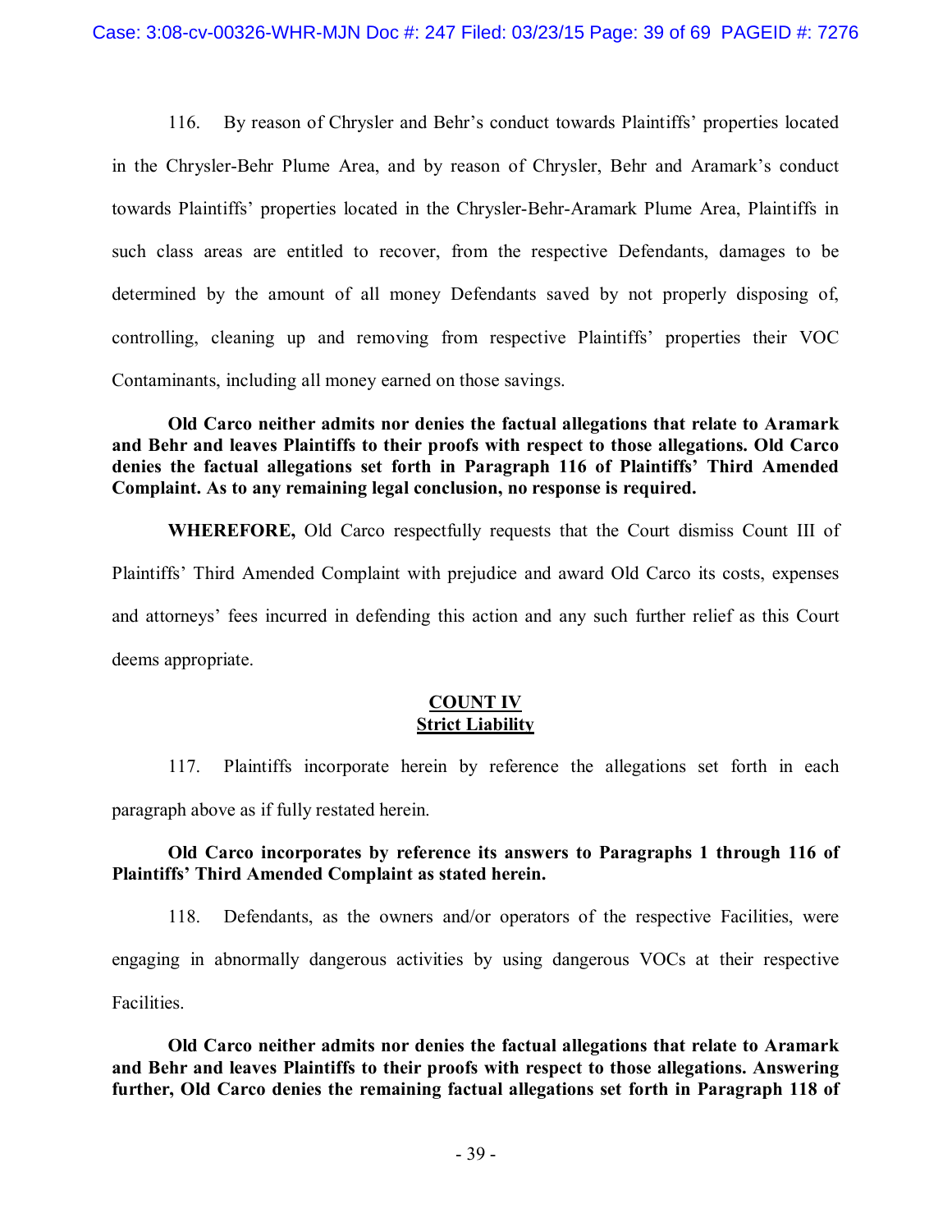116. By reason of Chrysler and Behr's conduct towards Plaintiffs' properties located in the Chrysler-Behr Plume Area, and by reason of Chrysler, Behr and Aramark's conduct towards Plaintiffs' properties located in the Chrysler-Behr-Aramark Plume Area, Plaintiffs in such class areas are entitled to recover, from the respective Defendants, damages to be determined by the amount of all money Defendants saved by not properly disposing of, controlling, cleaning up and removing from respective Plaintiffs' properties their VOC Contaminants, including all money earned on those savings.

**Old Carco neither admits nor denies the factual allegations that relate to Aramark and Behr and leaves Plaintiffs to their proofs with respect to those allegations. Old Carco denies the factual allegations set forth in Paragraph 116 of Plaintiffs' Third Amended Complaint. As to any remaining legal conclusion, no response is required.**

**WHEREFORE,** Old Carco respectfully requests that the Court dismiss Count III of Plaintiffs' Third Amended Complaint with prejudice and award Old Carco its costs, expenses and attorneys' fees incurred in defending this action and any such further relief as this Court deems appropriate.

## COUNT IV
## Strict Liability

117. Plaintiffs incorporate herein by reference the allegations set forth in each paragraph above as if fully restated herein.

**Old Carco incorporates by reference its answers to Paragraphs 1 through 116 of Plaintiffs' Third Amended Complaint as stated herein.**

118. Defendants, as the owners and/or operators of the respective Facilities, were engaging in abnormally dangerous activities by using dangerous VOCs at their respective Facilities.

**Old Carco neither admits nor denies the factual allegations that relate to Aramark and Behr and leaves Plaintiffs to their proofs with respect to those allegations. Answering further, Old Carco denies the remaining factual allegations set forth in Paragraph 118 of**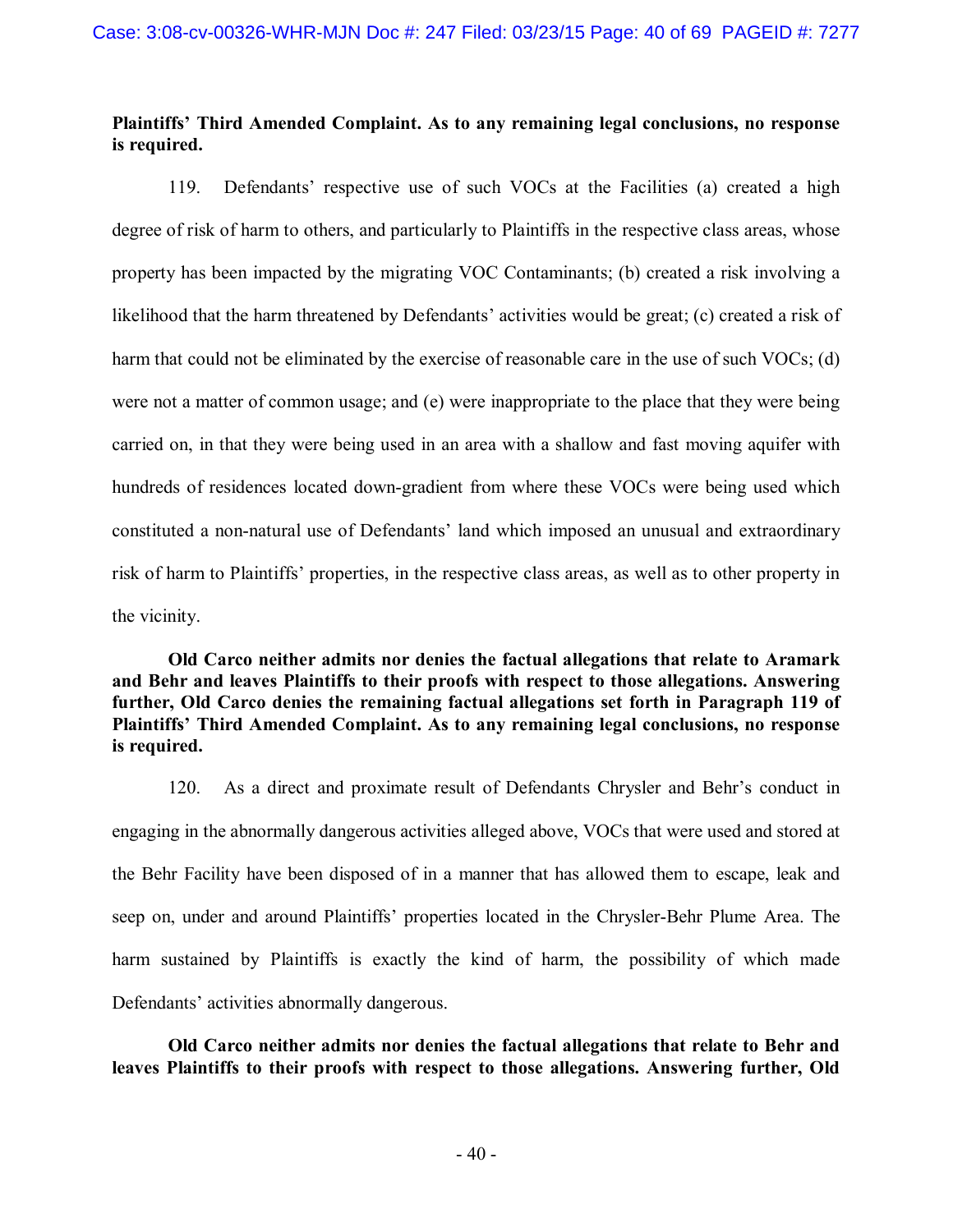**Plaintiffs' Third Amended Complaint. As to any remaining legal conclusions, no response is required.**

119. Defendants' respective use of such VOCs at the Facilities (a) created a high degree of risk of harm to others, and particularly to Plaintiffs in the respective class areas, whose property has been impacted by the migrating VOC Contaminants; (b) created a risk involving a likelihood that the harm threatened by Defendants' activities would be great; (c) created a risk of harm that could not be eliminated by the exercise of reasonable care in the use of such VOCs; (d) were not a matter of common usage; and (e) were inappropriate to the place that they were being carried on, in that they were being used in an area with a shallow and fast moving aquifer with hundreds of residences located down-gradient from where these VOCs were being used which constituted a non-natural use of Defendants' land which imposed an unusual and extraordinary risk of harm to Plaintiffs' properties, in the respective class areas, as well as to other property in the vicinity.

**Old Carco neither admits nor denies the factual allegations that relate to Aramark and Behr and leaves Plaintiffs to their proofs with respect to those allegations. Answering further, Old Carco denies the remaining factual allegations set forth in Paragraph 119 of Plaintiffs' Third Amended Complaint. As to any remaining legal conclusions, no response is required.**

120. As a direct and proximate result of Defendants Chrysler and Behr's conduct in engaging in the abnormally dangerous activities alleged above, VOCs that were used and stored at the Behr Facility have been disposed of in a manner that has allowed them to escape, leak and seep on, under and around Plaintiffs' properties located in the Chrysler-Behr Plume Area. The harm sustained by Plaintiffs is exactly the kind of harm, the possibility of which made Defendants' activities abnormally dangerous.

**Old Carco neither admits nor denies the factual allegations that relate to Behr and leaves Plaintiffs to their proofs with respect to those allegations. Answering further, Old**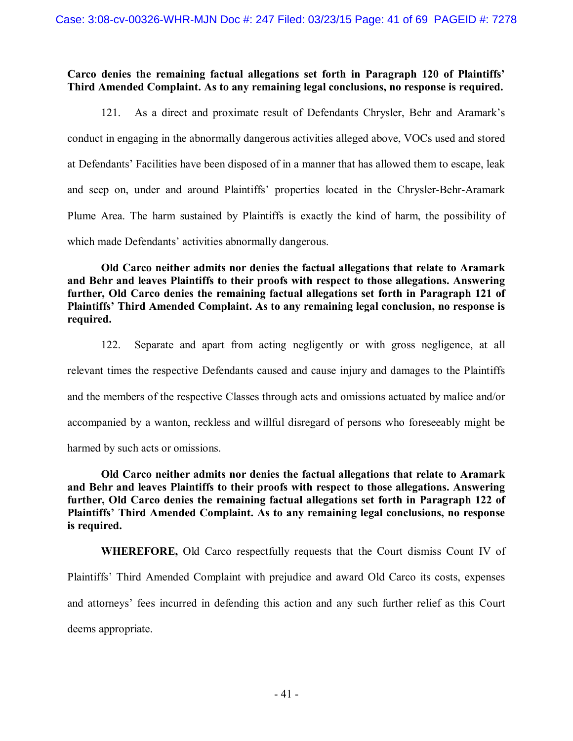**Carco denies the remaining factual allegations set forth in Paragraph 120 of Plaintiffs' Third Amended Complaint. As to any remaining legal conclusions, no response is required.**

121. As a direct and proximate result of Defendants Chrysler, Behr and Aramark's conduct in engaging in the abnormally dangerous activities alleged above, VOCs used and stored at Defendants' Facilities have been disposed of in a manner that has allowed them to escape, leak and seep on, under and around Plaintiffs' properties located in the Chrysler-Behr-Aramark Plume Area. The harm sustained by Plaintiffs is exactly the kind of harm, the possibility of which made Defendants' activities abnormally dangerous.

**Old Carco neither admits nor denies the factual allegations that relate to Aramark and Behr and leaves Plaintiffs to their proofs with respect to those allegations. Answering further, Old Carco denies the remaining factual allegations set forth in Paragraph 121 of Plaintiffs' Third Amended Complaint. As to any remaining legal conclusion, no response is required.**

122. Separate and apart from acting negligently or with gross negligence, at all relevant times the respective Defendants caused and cause injury and damages to the Plaintiffs and the members of the respective Classes through acts and omissions actuated by malice and/or accompanied by a wanton, reckless and willful disregard of persons who foreseeably might be harmed by such acts or omissions.

**Old Carco neither admits nor denies the factual allegations that relate to Aramark and Behr and leaves Plaintiffs to their proofs with respect to those allegations. Answering further, Old Carco denies the remaining factual allegations set forth in Paragraph 122 of Plaintiffs' Third Amended Complaint. As to any remaining legal conclusions, no response is required.**

**WHEREFORE,** Old Carco respectfully requests that the Court dismiss Count IV of Plaintiffs' Third Amended Complaint with prejudice and award Old Carco its costs, expenses and attorneys' fees incurred in defending this action and any such further relief as this Court deems appropriate.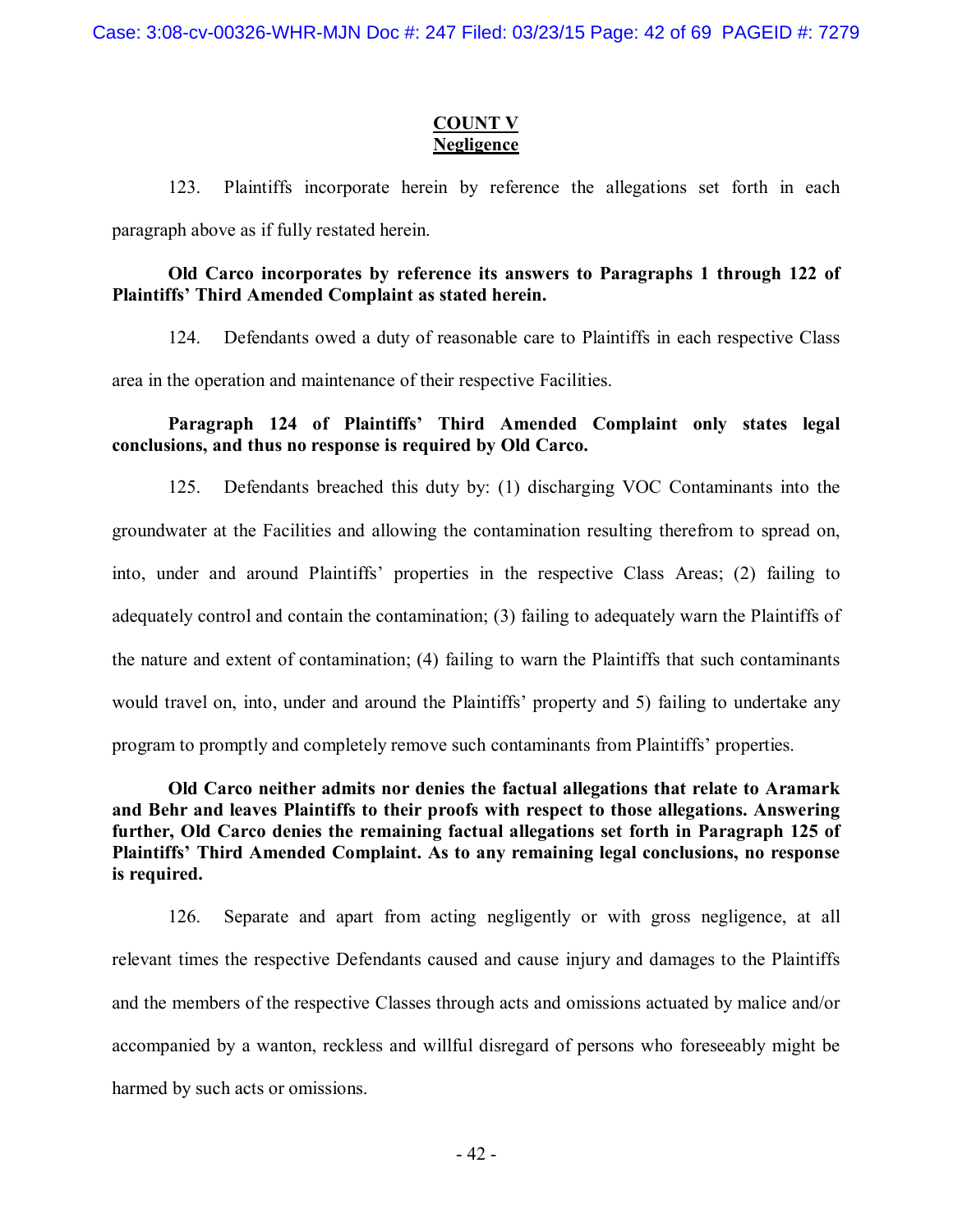**COUNT V**
**Negligence**

123. Plaintiffs incorporate herein by reference the allegations set forth in each paragraph above as if fully restated herein.

**Old Carco incorporates by reference its answers to Paragraphs 1 through 122 of Plaintiffs' Third Amended Complaint as stated herein.**

124. Defendants owed a duty of reasonable care to Plaintiffs in each respective Class area in the operation and maintenance of their respective Facilities.

**Paragraph 124 of Plaintiffs' Third Amended Complaint only states legal conclusions, and thus no response is required by Old Carco.**

125. Defendants breached this duty by: (1) discharging VOC Contaminants into the groundwater at the Facilities and allowing the contamination resulting therefrom to spread on, into, under and around Plaintiffs' properties in the respective Class Areas; (2) failing to adequately control and contain the contamination; (3) failing to adequately warn the Plaintiffs of the nature and extent of contamination; (4) failing to warn the Plaintiffs that such contaminants would travel on, into, under and around the Plaintiffs' property and 5) failing to undertake any program to promptly and completely remove such contaminants from Plaintiffs' properties.

**Old Carco neither admits nor denies the factual allegations that relate to Aramark and Behr and leaves Plaintiffs to their proofs with respect to those allegations. Answering further, Old Carco denies the remaining factual allegations set forth in Paragraph 125 of Plaintiffs' Third Amended Complaint. As to any remaining legal conclusions, no response is required.**

126. Separate and apart from acting negligently or with gross negligence, at all relevant times the respective Defendants caused and cause injury and damages to the Plaintiffs and the members of the respective Classes through acts and omissions actuated by malice and/or accompanied by a wanton, reckless and willful disregard of persons who foreseeably might be harmed by such acts or omissions.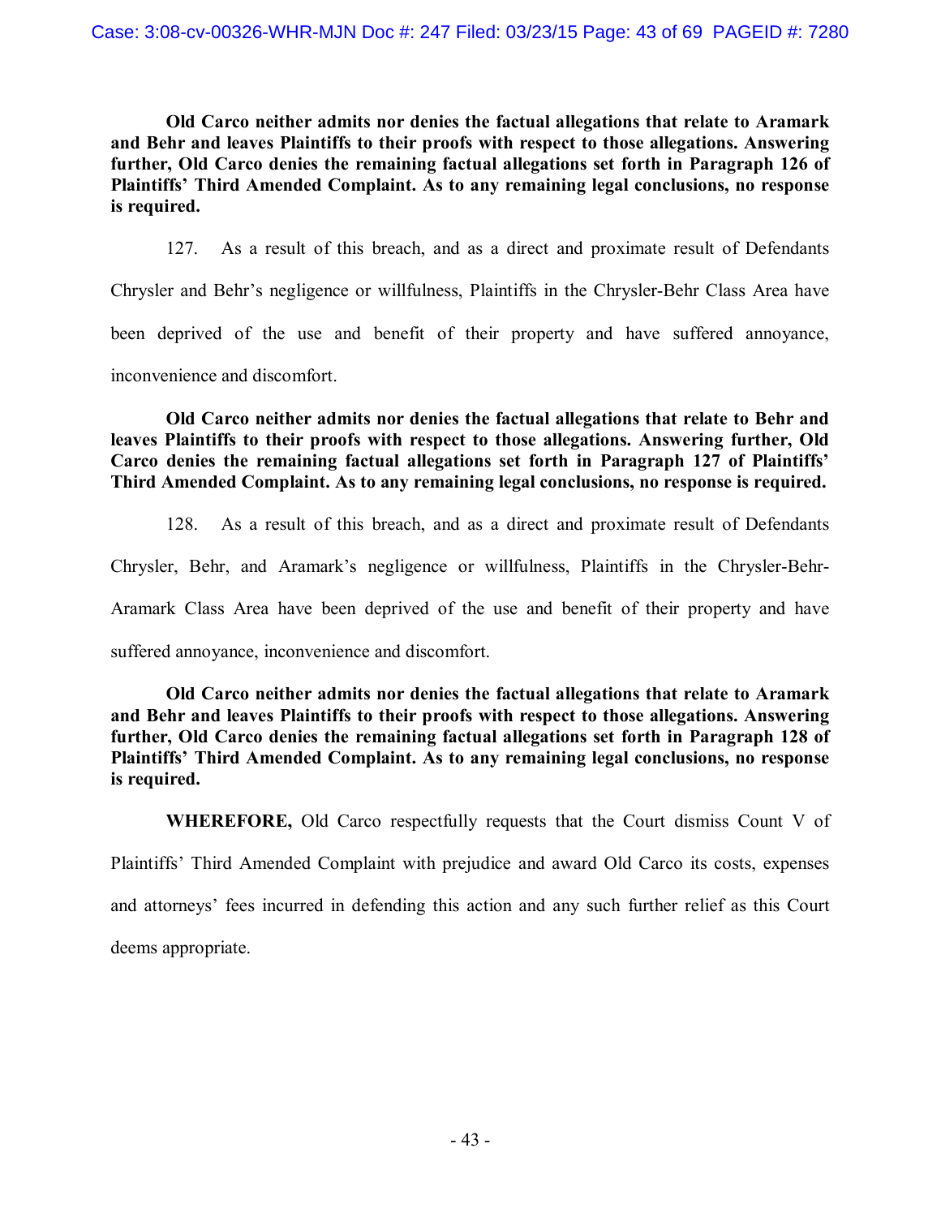**Old Carco neither admits nor denies the factual allegations that relate to Aramark and Behr and leaves Plaintiffs to their proofs with respect to those allegations. Answering further, Old Carco denies the remaining factual allegations set forth in Paragraph 126 of Plaintiffs' Third Amended Complaint. As to any remaining legal conclusions, no response is required.**

127. As a result of this breach, and as a direct and proximate result of Defendants Chrysler and Behr's negligence or willfulness, Plaintiffs in the Chrysler-Behr Class Area have been deprived of the use and benefit of their property and have suffered annoyance, inconvenience and discomfort.

**Old Carco neither admits nor denies the factual allegations that relate to Behr and leaves Plaintiffs to their proofs with respect to those allegations. Answering further, Old Carco denies the remaining factual allegations set forth in Paragraph 127 of Plaintiffs' Third Amended Complaint. As to any remaining legal conclusions, no response is required.**

128. As a result of this breach, and as a direct and proximate result of Defendants Chrysler, Behr, and Aramark's negligence or willfulness, Plaintiffs in the Chrysler-Behr-Aramark Class Area have been deprived of the use and benefit of their property and have suffered annoyance, inconvenience and discomfort.

**Old Carco neither admits nor denies the factual allegations that relate to Aramark and Behr and leaves Plaintiffs to their proofs with respect to those allegations. Answering further, Old Carco denies the remaining factual allegations set forth in Paragraph 128 of Plaintiffs' Third Amended Complaint. As to any remaining legal conclusions, no response is required.**

**WHEREFORE,** Old Carco respectfully requests that the Court dismiss Count V of Plaintiffs' Third Amended Complaint with prejudice and award Old Carco its costs, expenses and attorneys' fees incurred in defending this action and any such further relief as this Court deems appropriate.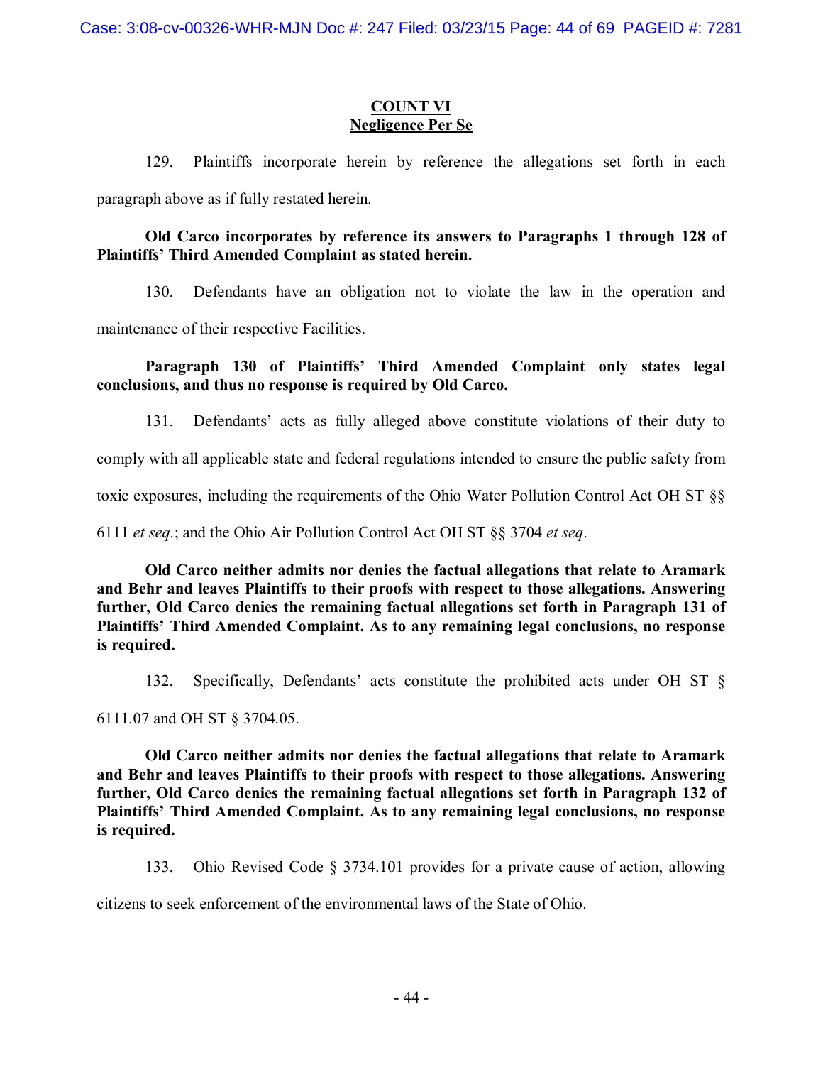**COUNT VI**
**Negligence Per Se**

129. Plaintiffs incorporate herein by reference the allegations set forth in each paragraph above as if fully restated herein.

**Old Carco incorporates by reference its answers to Paragraphs 1 through 128 of Plaintiffs' Third Amended Complaint as stated herein.**

130. Defendants have an obligation not to violate the law in the operation and maintenance of their respective Facilities.

**Paragraph 130 of Plaintiffs' Third Amended Complaint only states legal conclusions, and thus no response is required by Old Carco.**

131. Defendants' acts as fully alleged above constitute violations of their duty to comply with all applicable state and federal regulations intended to ensure the public safety from toxic exposures, including the requirements of the Ohio Water Pollution Control Act OH ST §§ 6111 *et seq.*; and the Ohio Air Pollution Control Act OH ST §§ 3704 *et seq*.

**Old Carco neither admits nor denies the factual allegations that relate to Aramark and Behr and leaves Plaintiffs to their proofs with respect to those allegations. Answering further, Old Carco denies the remaining factual allegations set forth in Paragraph 131 of Plaintiffs' Third Amended Complaint. As to any remaining legal conclusions, no response is required.**

132. Specifically, Defendants' acts constitute the prohibited acts under OH ST § 6111.07 and OH ST § 3704.05.

**Old Carco neither admits nor denies the factual allegations that relate to Aramark and Behr and leaves Plaintiffs to their proofs with respect to those allegations. Answering further, Old Carco denies the remaining factual allegations set forth in Paragraph 132 of Plaintiffs' Third Amended Complaint. As to any remaining legal conclusions, no response is required.**

133. Ohio Revised Code § 3734.101 provides for a private cause of action, allowing citizens to seek enforcement of the environmental laws of the State of Ohio.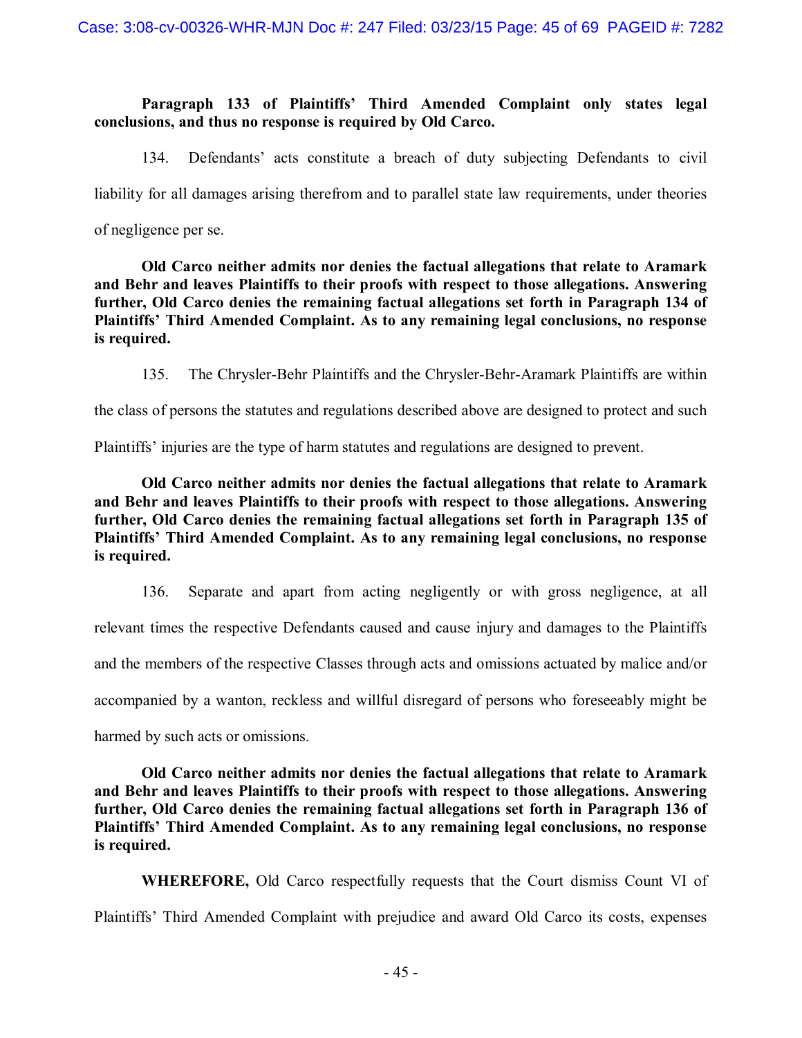**Paragraph 133 of Plaintiffs' Third Amended Complaint only states legal conclusions, and thus no response is required by Old Carco.**

134. Defendants' acts constitute a breach of duty subjecting Defendants to civil liability for all damages arising therefrom and to parallel state law requirements, under theories of negligence per se.

**Old Carco neither admits nor denies the factual allegations that relate to Aramark and Behr and leaves Plaintiffs to their proofs with respect to those allegations. Answering further, Old Carco denies the remaining factual allegations set forth in Paragraph 134 of Plaintiffs' Third Amended Complaint. As to any remaining legal conclusions, no response is required.**

135. The Chrysler-Behr Plaintiffs and the Chrysler-Behr-Aramark Plaintiffs are within the class of persons the statutes and regulations described above are designed to protect and such Plaintiffs' injuries are the type of harm statutes and regulations are designed to prevent.

**Old Carco neither admits nor denies the factual allegations that relate to Aramark and Behr and leaves Plaintiffs to their proofs with respect to those allegations. Answering further, Old Carco denies the remaining factual allegations set forth in Paragraph 135 of Plaintiffs' Third Amended Complaint. As to any remaining legal conclusions, no response is required.**

136. Separate and apart from acting negligently or with gross negligence, at all relevant times the respective Defendants caused and cause injury and damages to the Plaintiffs and the members of the respective Classes through acts and omissions actuated by malice and/or accompanied by a wanton, reckless and willful disregard of persons who foreseeably might be harmed by such acts or omissions.

**Old Carco neither admits nor denies the factual allegations that relate to Aramark and Behr and leaves Plaintiffs to their proofs with respect to those allegations. Answering further, Old Carco denies the remaining factual allegations set forth in Paragraph 136 of Plaintiffs' Third Amended Complaint. As to any remaining legal conclusions, no response is required.**

**WHEREFORE,** Old Carco respectfully requests that the Court dismiss Count VI of Plaintiffs' Third Amended Complaint with prejudice and award Old Carco its costs, expenses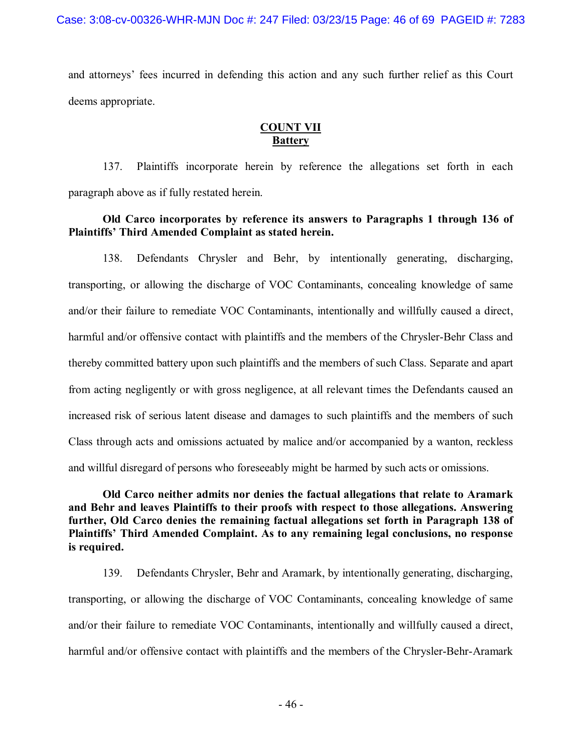and attorneys' fees incurred in defending this action and any such further relief as this Court deems appropriate.

## COUNT VII
## Battery

137. Plaintiffs incorporate herein by reference the allegations set forth in each paragraph above as if fully restated herein.

**Old Carco incorporates by reference its answers to Paragraphs 1 through 136 of Plaintiffs' Third Amended Complaint as stated herein.**

138. Defendants Chrysler and Behr, by intentionally generating, discharging, transporting, or allowing the discharge of VOC Contaminants, concealing knowledge of same and/or their failure to remediate VOC Contaminants, intentionally and willfully caused a direct, harmful and/or offensive contact with plaintiffs and the members of the Chrysler-Behr Class and thereby committed battery upon such plaintiffs and the members of such Class. Separate and apart from acting negligently or with gross negligence, at all relevant times the Defendants caused an increased risk of serious latent disease and damages to such plaintiffs and the members of such Class through acts and omissions actuated by malice and/or accompanied by a wanton, reckless and willful disregard of persons who foreseeably might be harmed by such acts or omissions.

**Old Carco neither admits nor denies the factual allegations that relate to Aramark and Behr and leaves Plaintiffs to their proofs with respect to those allegations. Answering further, Old Carco denies the remaining factual allegations set forth in Paragraph 138 of Plaintiffs' Third Amended Complaint. As to any remaining legal conclusions, no response is required.**

139. Defendants Chrysler, Behr and Aramark, by intentionally generating, discharging, transporting, or allowing the discharge of VOC Contaminants, concealing knowledge of same and/or their failure to remediate VOC Contaminants, intentionally and willfully caused a direct, harmful and/or offensive contact with plaintiffs and the members of the Chrysler-Behr-Aramark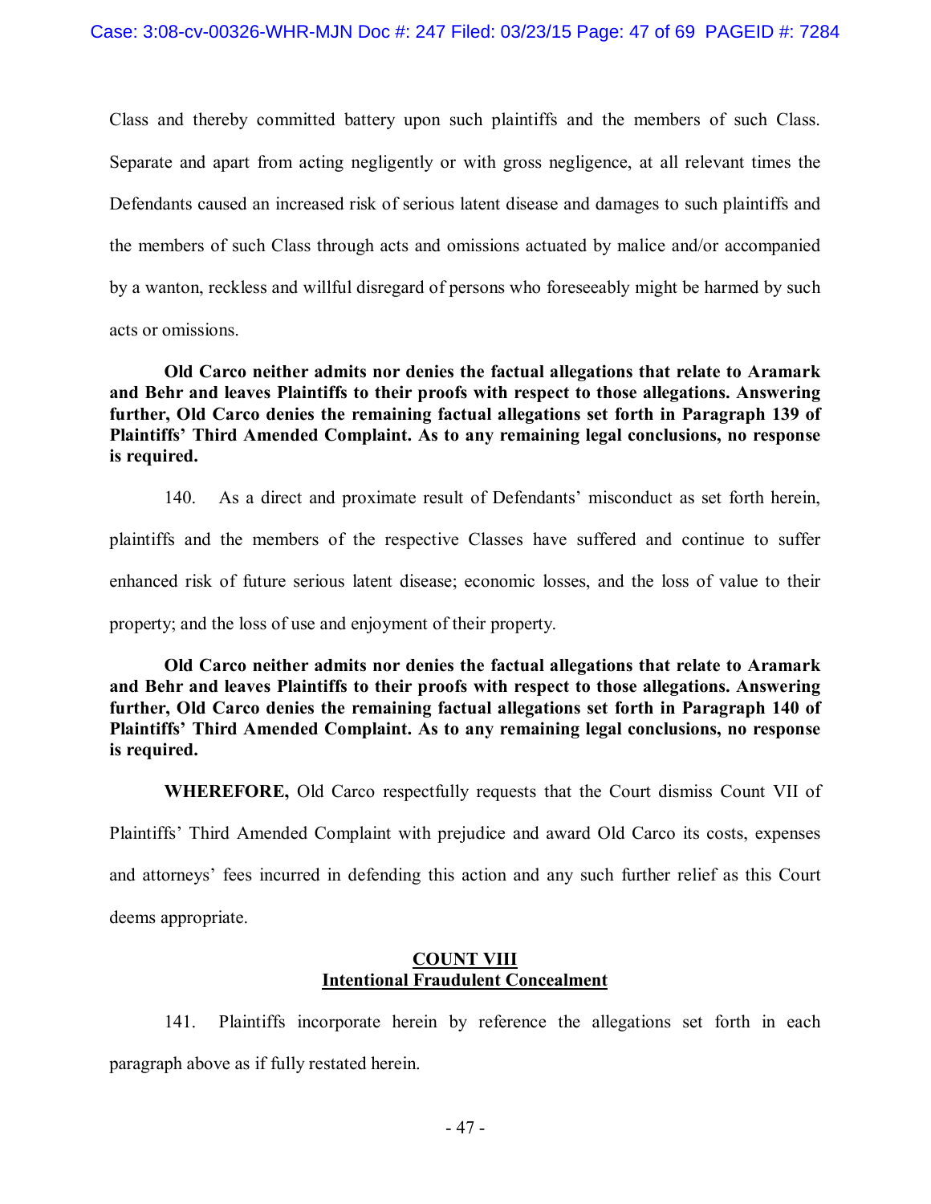Class and thereby committed battery upon such plaintiffs and the members of such Class. Separate and apart from acting negligently or with gross negligence, at all relevant times the Defendants caused an increased risk of serious latent disease and damages to such plaintiffs and the members of such Class through acts and omissions actuated by malice and/or accompanied by a wanton, reckless and willful disregard of persons who foreseeably might be harmed by such acts or omissions.

**Old Carco neither admits nor denies the factual allegations that relate to Aramark and Behr and leaves Plaintiffs to their proofs with respect to those allegations. Answering further, Old Carco denies the remaining factual allegations set forth in Paragraph 139 of Plaintiffs' Third Amended Complaint. As to any remaining legal conclusions, no response is required.**

140. As a direct and proximate result of Defendants' misconduct as set forth herein, plaintiffs and the members of the respective Classes have suffered and continue to suffer enhanced risk of future serious latent disease; economic losses, and the loss of value to their property; and the loss of use and enjoyment of their property.

**Old Carco neither admits nor denies the factual allegations that relate to Aramark and Behr and leaves Plaintiffs to their proofs with respect to those allegations. Answering further, Old Carco denies the remaining factual allegations set forth in Paragraph 140 of Plaintiffs' Third Amended Complaint. As to any remaining legal conclusions, no response is required.**

**WHEREFORE,** Old Carco respectfully requests that the Court dismiss Count VII of Plaintiffs' Third Amended Complaint with prejudice and award Old Carco its costs, expenses and attorneys' fees incurred in defending this action and any such further relief as this Court deems appropriate.

## COUNT VIII
## Intentional Fraudulent Concealment

141. Plaintiffs incorporate herein by reference the allegations set forth in each paragraph above as if fully restated herein.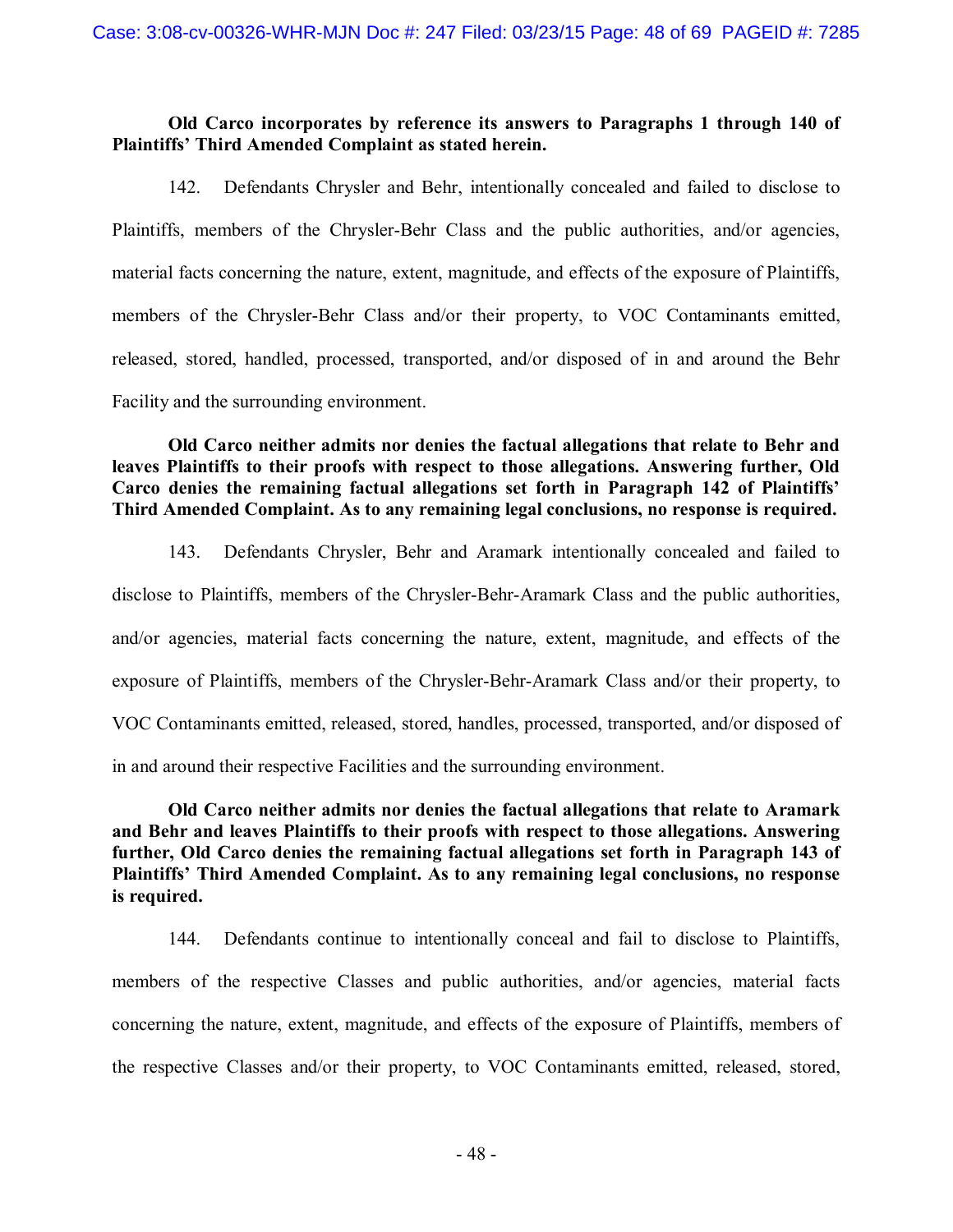**Old Carco incorporates by reference its answers to Paragraphs 1 through 140 of Plaintiffs' Third Amended Complaint as stated herein.**

142. Defendants Chrysler and Behr, intentionally concealed and failed to disclose to Plaintiffs, members of the Chrysler-Behr Class and the public authorities, and/or agencies, material facts concerning the nature, extent, magnitude, and effects of the exposure of Plaintiffs, members of the Chrysler-Behr Class and/or their property, to VOC Contaminants emitted, released, stored, handled, processed, transported, and/or disposed of in and around the Behr Facility and the surrounding environment.

**Old Carco neither admits nor denies the factual allegations that relate to Behr and leaves Plaintiffs to their proofs with respect to those allegations. Answering further, Old Carco denies the remaining factual allegations set forth in Paragraph 142 of Plaintiffs' Third Amended Complaint. As to any remaining legal conclusions, no response is required.**

143. Defendants Chrysler, Behr and Aramark intentionally concealed and failed to disclose to Plaintiffs, members of the Chrysler-Behr-Aramark Class and the public authorities, and/or agencies, material facts concerning the nature, extent, magnitude, and effects of the exposure of Plaintiffs, members of the Chrysler-Behr-Aramark Class and/or their property, to VOC Contaminants emitted, released, stored, handles, processed, transported, and/or disposed of in and around their respective Facilities and the surrounding environment.

**Old Carco neither admits nor denies the factual allegations that relate to Aramark and Behr and leaves Plaintiffs to their proofs with respect to those allegations. Answering further, Old Carco denies the remaining factual allegations set forth in Paragraph 143 of Plaintiffs' Third Amended Complaint. As to any remaining legal conclusions, no response is required.**

144. Defendants continue to intentionally conceal and fail to disclose to Plaintiffs, members of the respective Classes and public authorities, and/or agencies, material facts concerning the nature, extent, magnitude, and effects of the exposure of Plaintiffs, members of the respective Classes and/or their property, to VOC Contaminants emitted, released, stored,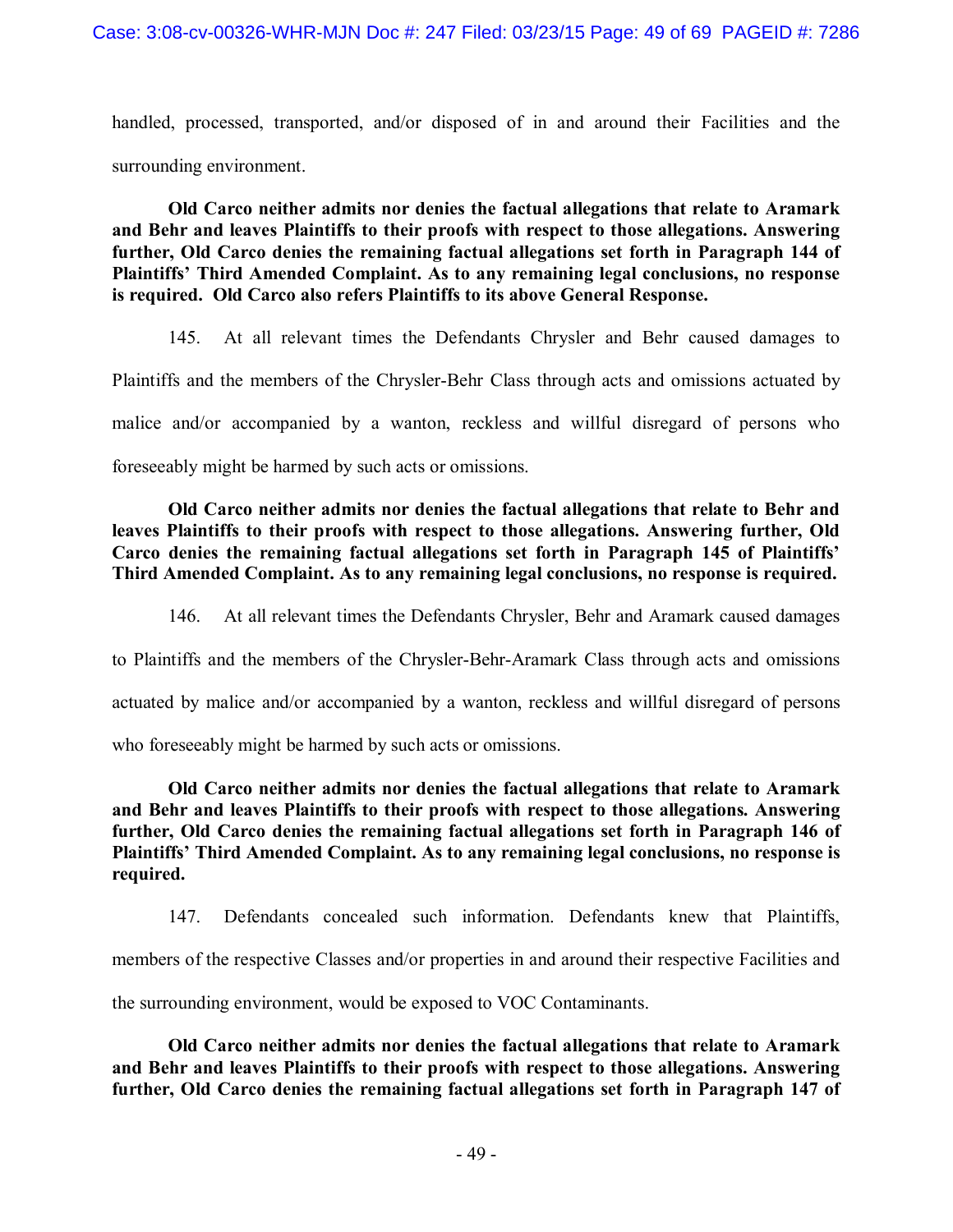handled, processed, transported, and/or disposed of in and around their Facilities and the surrounding environment.

**Old Carco neither admits nor denies the factual allegations that relate to Aramark and Behr and leaves Plaintiffs to their proofs with respect to those allegations. Answering further, Old Carco denies the remaining factual allegations set forth in Paragraph 144 of Plaintiffs' Third Amended Complaint. As to any remaining legal conclusions, no response is required. Old Carco also refers Plaintiffs to its above General Response.**

145. At all relevant times the Defendants Chrysler and Behr caused damages to Plaintiffs and the members of the Chrysler-Behr Class through acts and omissions actuated by malice and/or accompanied by a wanton, reckless and willful disregard of persons who foreseeably might be harmed by such acts or omissions.

**Old Carco neither admits nor denies the factual allegations that relate to Behr and leaves Plaintiffs to their proofs with respect to those allegations. Answering further, Old Carco denies the remaining factual allegations set forth in Paragraph 145 of Plaintiffs' Third Amended Complaint. As to any remaining legal conclusions, no response is required.**

146. At all relevant times the Defendants Chrysler, Behr and Aramark caused damages to Plaintiffs and the members of the Chrysler-Behr-Aramark Class through acts and omissions actuated by malice and/or accompanied by a wanton, reckless and willful disregard of persons who foreseeably might be harmed by such acts or omissions.

**Old Carco neither admits nor denies the factual allegations that relate to Aramark and Behr and leaves Plaintiffs to their proofs with respect to those allegations. Answering further, Old Carco denies the remaining factual allegations set forth in Paragraph 146 of Plaintiffs' Third Amended Complaint. As to any remaining legal conclusions, no response is required.**

147. Defendants concealed such information. Defendants knew that Plaintiffs, members of the respective Classes and/or properties in and around their respective Facilities and the surrounding environment, would be exposed to VOC Contaminants.

**Old Carco neither admits nor denies the factual allegations that relate to Aramark and Behr and leaves Plaintiffs to their proofs with respect to those allegations. Answering further, Old Carco denies the remaining factual allegations set forth in Paragraph 147 of**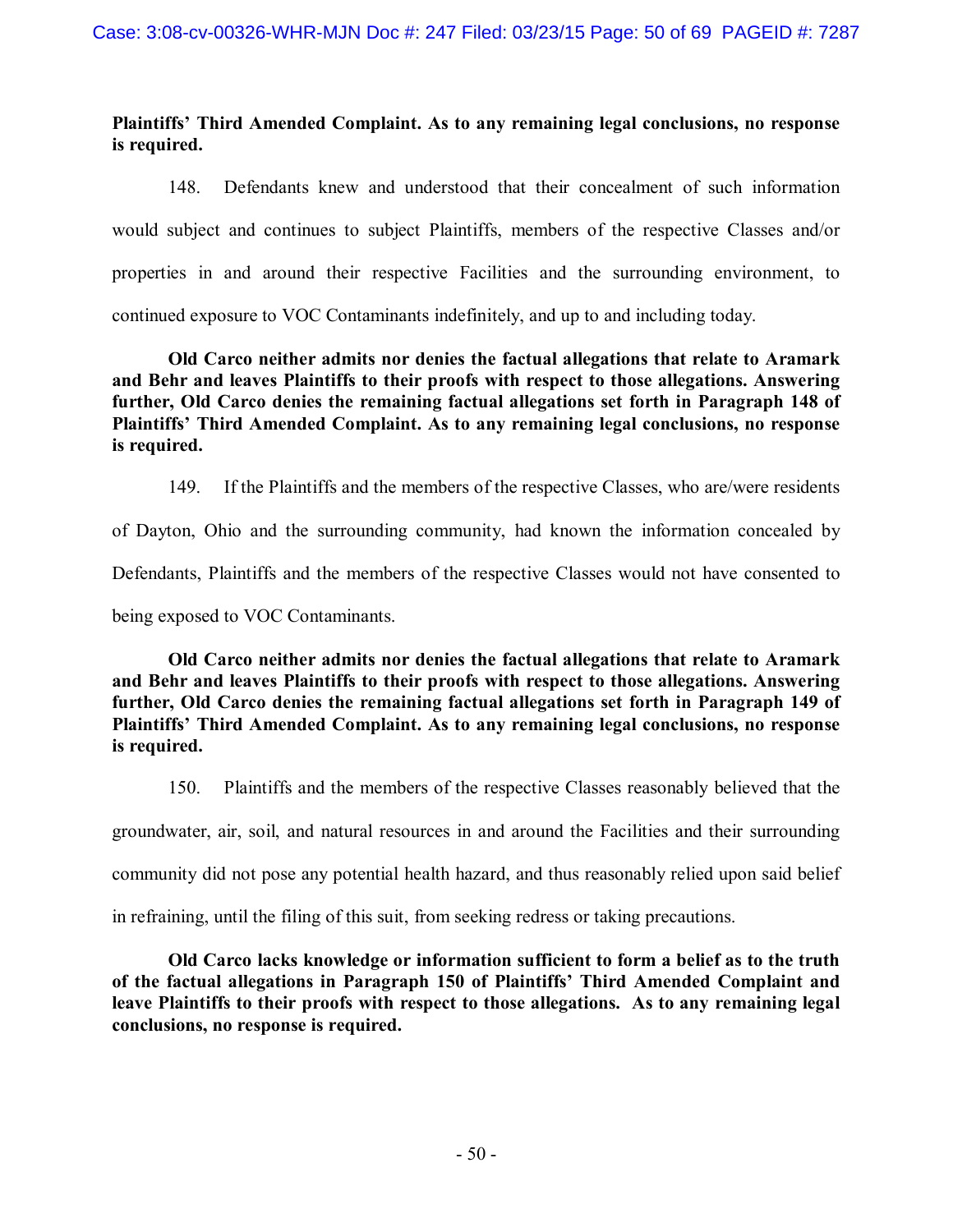**Plaintiffs' Third Amended Complaint. As to any remaining legal conclusions, no response is required.**

148. Defendants knew and understood that their concealment of such information would subject and continues to subject Plaintiffs, members of the respective Classes and/or properties in and around their respective Facilities and the surrounding environment, to continued exposure to VOC Contaminants indefinitely, and up to and including today.

**Old Carco neither admits nor denies the factual allegations that relate to Aramark and Behr and leaves Plaintiffs to their proofs with respect to those allegations. Answering further, Old Carco denies the remaining factual allegations set forth in Paragraph 148 of Plaintiffs' Third Amended Complaint. As to any remaining legal conclusions, no response is required.**

149. If the Plaintiffs and the members of the respective Classes, who are/were residents of Dayton, Ohio and the surrounding community, had known the information concealed by Defendants, Plaintiffs and the members of the respective Classes would not have consented to being exposed to VOC Contaminants.

**Old Carco neither admits nor denies the factual allegations that relate to Aramark and Behr and leaves Plaintiffs to their proofs with respect to those allegations. Answering further, Old Carco denies the remaining factual allegations set forth in Paragraph 149 of Plaintiffs' Third Amended Complaint. As to any remaining legal conclusions, no response is required.**

150. Plaintiffs and the members of the respective Classes reasonably believed that the groundwater, air, soil, and natural resources in and around the Facilities and their surrounding community did not pose any potential health hazard, and thus reasonably relied upon said belief in refraining, until the filing of this suit, from seeking redress or taking precautions.

**Old Carco lacks knowledge or information sufficient to form a belief as to the truth of the factual allegations in Paragraph 150 of Plaintiffs' Third Amended Complaint and leave Plaintiffs to their proofs with respect to those allegations. As to any remaining legal conclusions, no response is required.**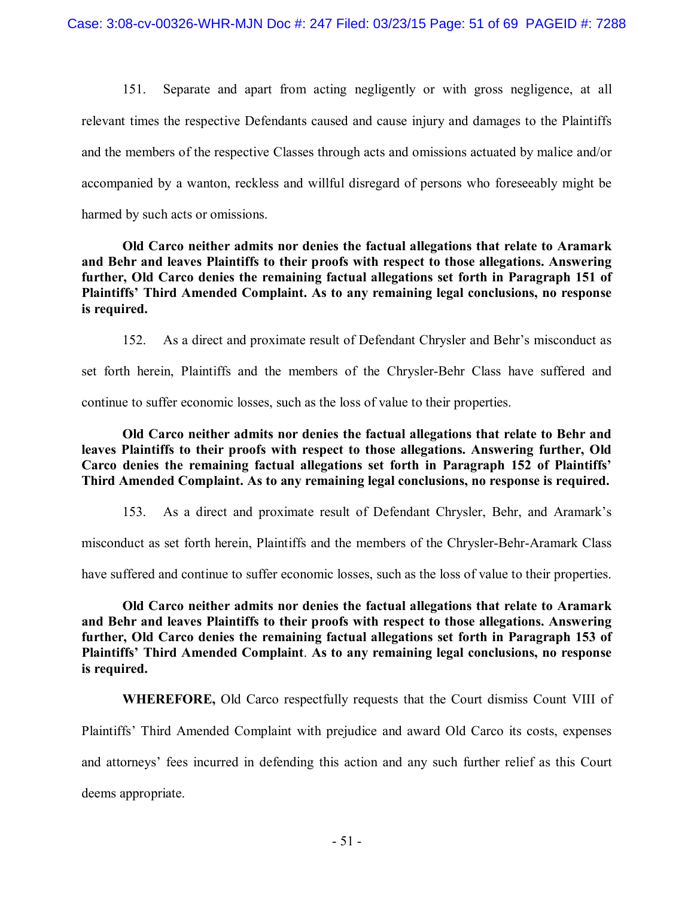151. Separate and apart from acting negligently or with gross negligence, at all relevant times the respective Defendants caused and cause injury and damages to the Plaintiffs and the members of the respective Classes through acts and omissions actuated by malice and/or accompanied by a wanton, reckless and willful disregard of persons who foreseeably might be harmed by such acts or omissions.

**Old Carco neither admits nor denies the factual allegations that relate to Aramark and Behr and leaves Plaintiffs to their proofs with respect to those allegations. Answering further, Old Carco denies the remaining factual allegations set forth in Paragraph 151 of Plaintiffs' Third Amended Complaint. As to any remaining legal conclusions, no response is required.**

152. As a direct and proximate result of Defendant Chrysler and Behr's misconduct as set forth herein, Plaintiffs and the members of the Chrysler-Behr Class have suffered and continue to suffer economic losses, such as the loss of value to their properties.

**Old Carco neither admits nor denies the factual allegations that relate to Behr and leaves Plaintiffs to their proofs with respect to those allegations. Answering further, Old Carco denies the remaining factual allegations set forth in Paragraph 152 of Plaintiffs' Third Amended Complaint. As to any remaining legal conclusions, no response is required.**

153. As a direct and proximate result of Defendant Chrysler, Behr, and Aramark's misconduct as set forth herein, Plaintiffs and the members of the Chrysler-Behr-Aramark Class have suffered and continue to suffer economic losses, such as the loss of value to their properties.

**Old Carco neither admits nor denies the factual allegations that relate to Aramark and Behr and leaves Plaintiffs to their proofs with respect to those allegations. Answering further, Old Carco denies the remaining factual allegations set forth in Paragraph 153 of Plaintiffs' Third Amended Complaint. As to any remaining legal conclusions, no response is required.**

**WHEREFORE,** Old Carco respectfully requests that the Court dismiss Count VIII of Plaintiffs' Third Amended Complaint with prejudice and award Old Carco its costs, expenses and attorneys' fees incurred in defending this action and any such further relief as this Court deems appropriate.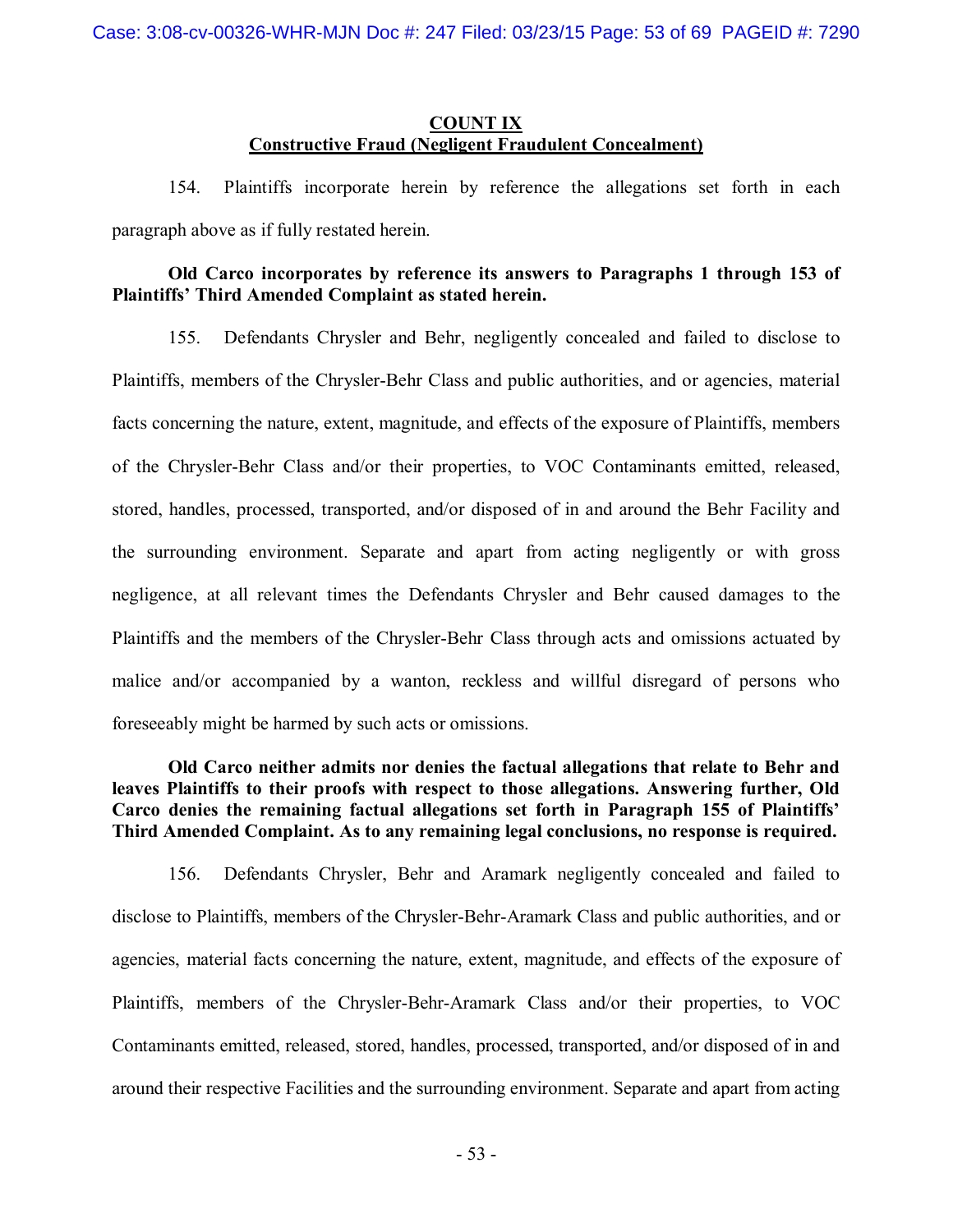**COUNT IX**
**Constructive Fraud (Negligent Fraudulent Concealment)**

154. Plaintiffs incorporate herein by reference the allegations set forth in each paragraph above as if fully restated herein.

**Old Carco incorporates by reference its answers to Paragraphs 1 through 153 of Plaintiffs' Third Amended Complaint as stated herein.**

155. Defendants Chrysler and Behr, negligently concealed and failed to disclose to Plaintiffs, members of the Chrysler-Behr Class and public authorities, and or agencies, material facts concerning the nature, extent, magnitude, and effects of the exposure of Plaintiffs, members of the Chrysler-Behr Class and/or their properties, to VOC Contaminants emitted, released, stored, handles, processed, transported, and/or disposed of in and around the Behr Facility and the surrounding environment. Separate and apart from acting negligently or with gross negligence, at all relevant times the Defendants Chrysler and Behr caused damages to the Plaintiffs and the members of the Chrysler-Behr Class through acts and omissions actuated by malice and/or accompanied by a wanton, reckless and willful disregard of persons who foreseeably might be harmed by such acts or omissions.

**Old Carco neither admits nor denies the factual allegations that relate to Behr and leaves Plaintiffs to their proofs with respect to those allegations. Answering further, Old Carco denies the remaining factual allegations set forth in Paragraph 155 of Plaintiffs' Third Amended Complaint. As to any remaining legal conclusions, no response is required.**

156. Defendants Chrysler, Behr and Aramark negligently concealed and failed to disclose to Plaintiffs, members of the Chrysler-Behr-Aramark Class and public authorities, and or agencies, material facts concerning the nature, extent, magnitude, and effects of the exposure of Plaintiffs, members of the Chrysler-Behr-Aramark Class and/or their properties, to VOC Contaminants emitted, released, stored, handles, processed, transported, and/or disposed of in and around their respective Facilities and the surrounding environment. Separate and apart from acting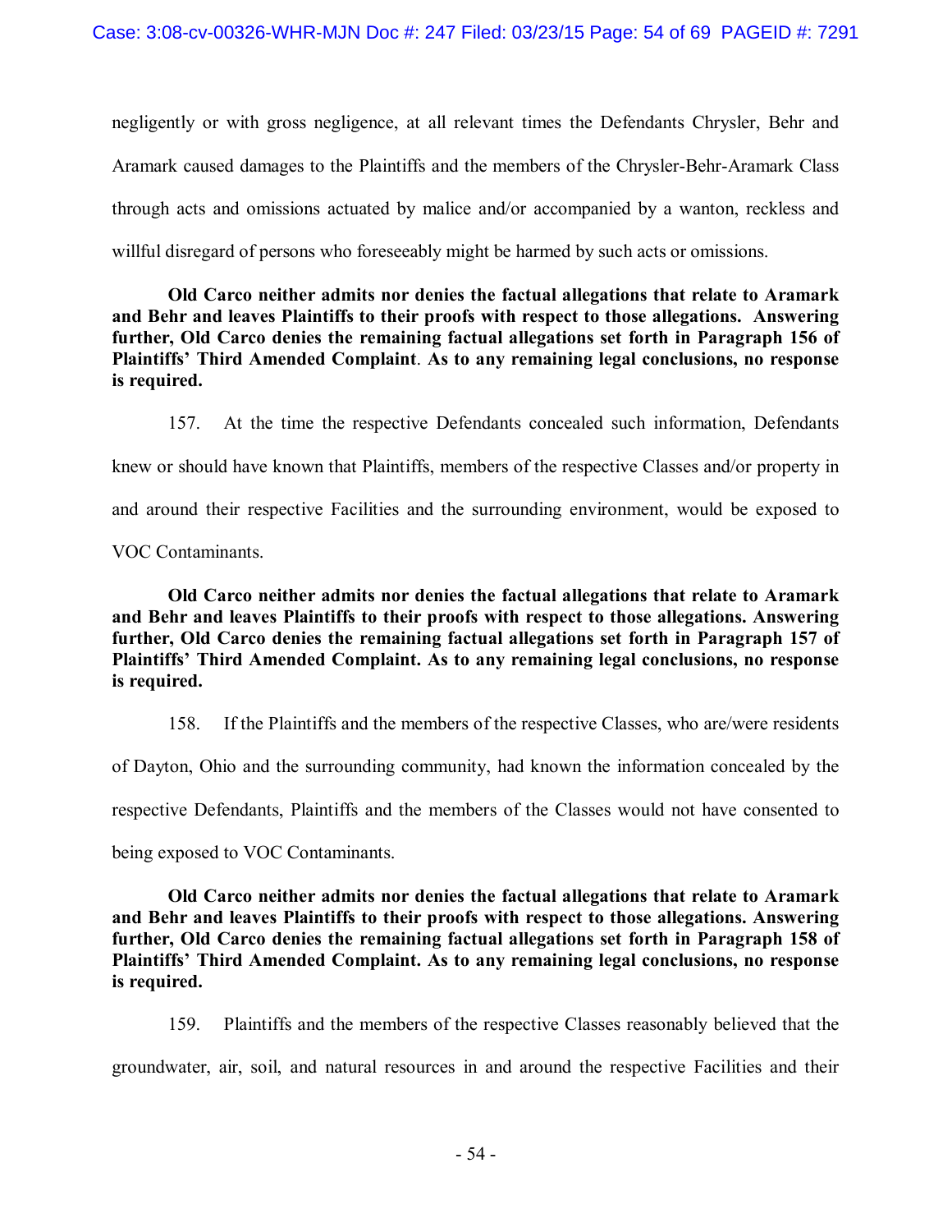negligently or with gross negligence, at all relevant times the Defendants Chrysler, Behr and Aramark caused damages to the Plaintiffs and the members of the Chrysler-Behr-Aramark Class through acts and omissions actuated by malice and/or accompanied by a wanton, reckless and willful disregard of persons who foreseeably might be harmed by such acts or omissions.

**Old Carco neither admits nor denies the factual allegations that relate to Aramark and Behr and leaves Plaintiffs to their proofs with respect to those allegations. Answering further, Old Carco denies the remaining factual allegations set forth in Paragraph 156 of Plaintiffs' Third Amended Complaint. As to any remaining legal conclusions, no response is required.**

157. At the time the respective Defendants concealed such information, Defendants knew or should have known that Plaintiffs, members of the respective Classes and/or property in and around their respective Facilities and the surrounding environment, would be exposed to VOC Contaminants.

**Old Carco neither admits nor denies the factual allegations that relate to Aramark and Behr and leaves Plaintiffs to their proofs with respect to those allegations. Answering further, Old Carco denies the remaining factual allegations set forth in Paragraph 157 of Plaintiffs' Third Amended Complaint. As to any remaining legal conclusions, no response is required.**

158. If the Plaintiffs and the members of the respective Classes, who are/were residents of Dayton, Ohio and the surrounding community, had known the information concealed by the respective Defendants, Plaintiffs and the members of the Classes would not have consented to being exposed to VOC Contaminants.

**Old Carco neither admits nor denies the factual allegations that relate to Aramark and Behr and leaves Plaintiffs to their proofs with respect to those allegations. Answering further, Old Carco denies the remaining factual allegations set forth in Paragraph 158 of Plaintiffs' Third Amended Complaint. As to any remaining legal conclusions, no response is required.**

159. Plaintiffs and the members of the respective Classes reasonably believed that the groundwater, air, soil, and natural resources in and around the respective Facilities and their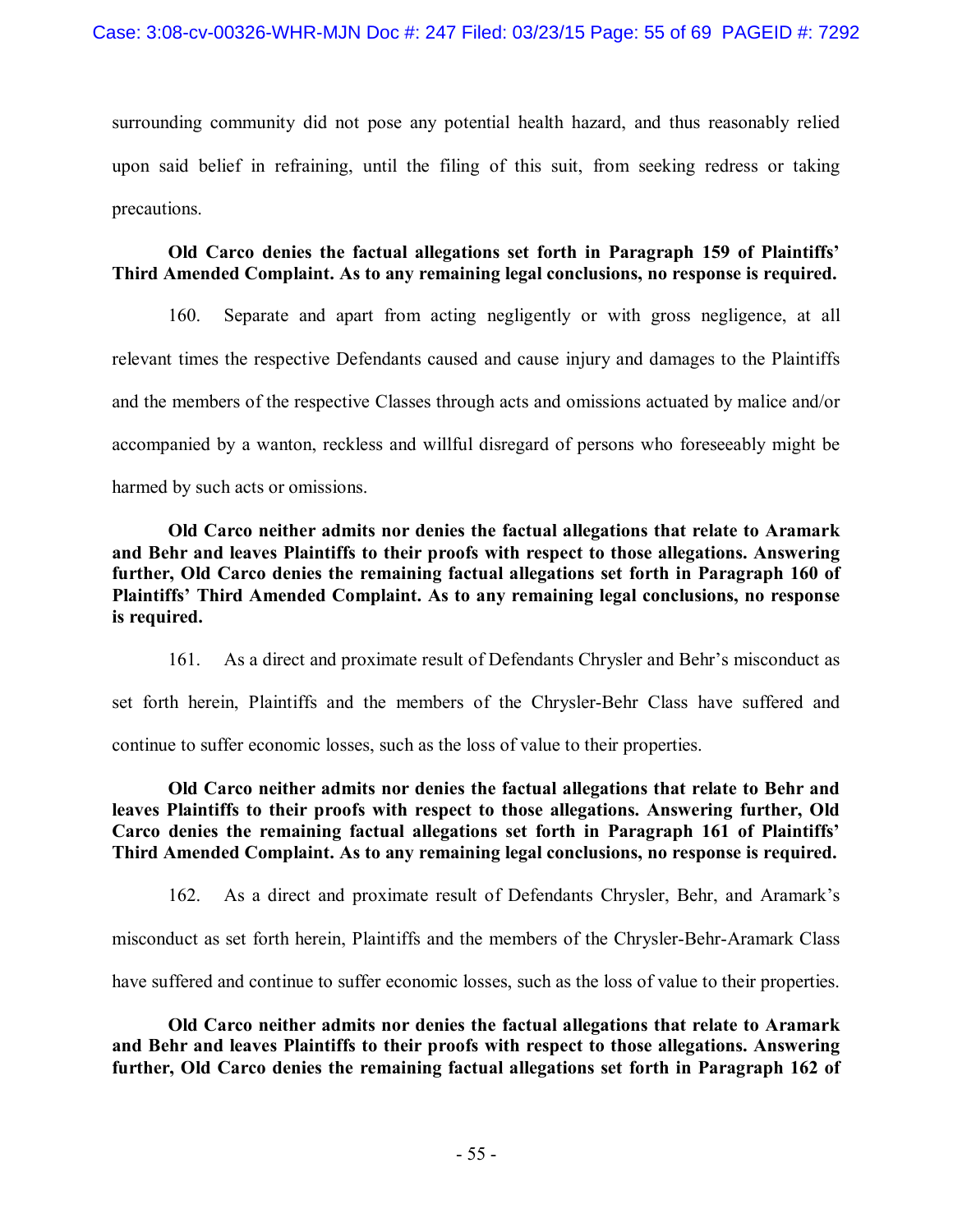surrounding community did not pose any potential health hazard, and thus reasonably relied upon said belief in refraining, until the filing of this suit, from seeking redress or taking precautions.

**Old Carco denies the factual allegations set forth in Paragraph 159 of Plaintiffs' Third Amended Complaint. As to any remaining legal conclusions, no response is required.**

160. Separate and apart from acting negligently or with gross negligence, at all relevant times the respective Defendants caused and cause injury and damages to the Plaintiffs and the members of the respective Classes through acts and omissions actuated by malice and/or accompanied by a wanton, reckless and willful disregard of persons who foreseeably might be harmed by such acts or omissions.

**Old Carco neither admits nor denies the factual allegations that relate to Aramark and Behr and leaves Plaintiffs to their proofs with respect to those allegations. Answering further, Old Carco denies the remaining factual allegations set forth in Paragraph 160 of Plaintiffs' Third Amended Complaint. As to any remaining legal conclusions, no response is required.**

161. As a direct and proximate result of Defendants Chrysler and Behr's misconduct as set forth herein, Plaintiffs and the members of the Chrysler-Behr Class have suffered and continue to suffer economic losses, such as the loss of value to their properties.

**Old Carco neither admits nor denies the factual allegations that relate to Behr and leaves Plaintiffs to their proofs with respect to those allegations. Answering further, Old Carco denies the remaining factual allegations set forth in Paragraph 161 of Plaintiffs' Third Amended Complaint. As to any remaining legal conclusions, no response is required.**

162. As a direct and proximate result of Defendants Chrysler, Behr, and Aramark's misconduct as set forth herein, Plaintiffs and the members of the Chrysler-Behr-Aramark Class have suffered and continue to suffer economic losses, such as the loss of value to their properties.

**Old Carco neither admits nor denies the factual allegations that relate to Aramark and Behr and leaves Plaintiffs to their proofs with respect to those allegations. Answering further, Old Carco denies the remaining factual allegations set forth in Paragraph 162 of**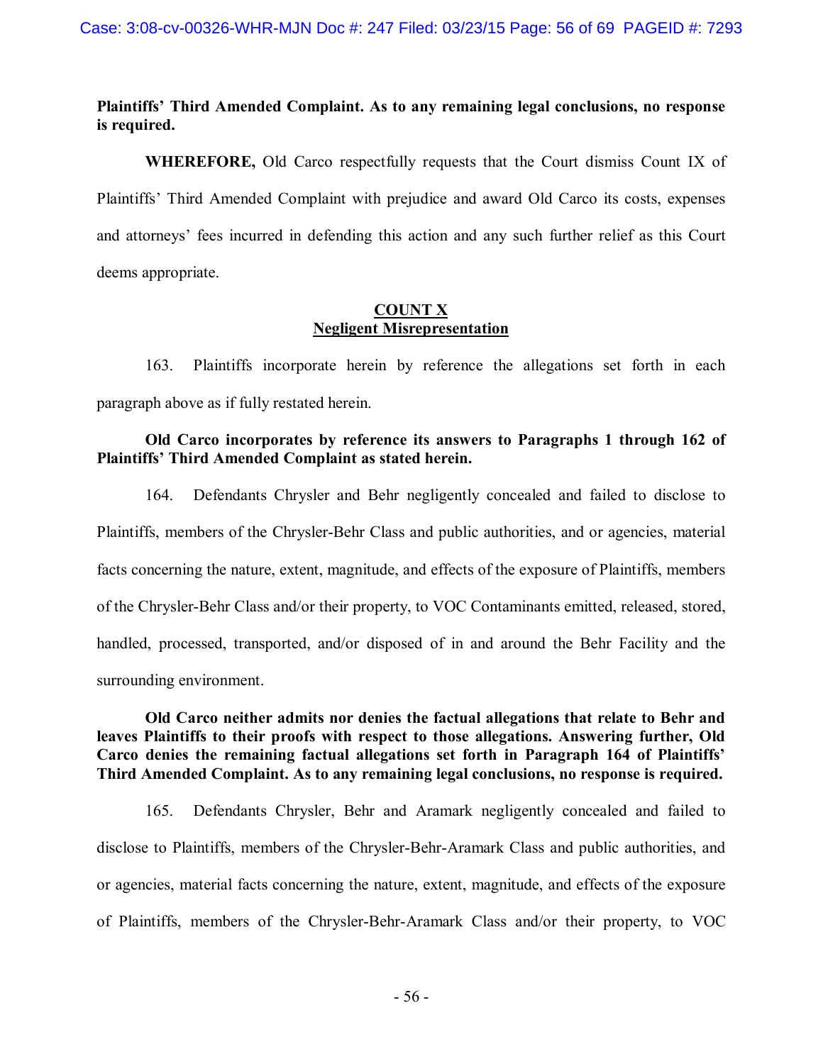**Plaintiffs' Third Amended Complaint. As to any remaining legal conclusions, no response is required.**

**WHEREFORE,** Old Carco respectfully requests that the Court dismiss Count IX of Plaintiffs' Third Amended Complaint with prejudice and award Old Carco its costs, expenses and attorneys' fees incurred in defending this action and any such further relief as this Court deems appropriate.

## COUNT X
## Negligent Misrepresentation

163. Plaintiffs incorporate herein by reference the allegations set forth in each paragraph above as if fully restated herein.

**Old Carco incorporates by reference its answers to Paragraphs 1 through 162 of Plaintiffs' Third Amended Complaint as stated herein.**

164. Defendants Chrysler and Behr negligently concealed and failed to disclose to Plaintiffs, members of the Chrysler-Behr Class and public authorities, and or agencies, material facts concerning the nature, extent, magnitude, and effects of the exposure of Plaintiffs, members of the Chrysler-Behr Class and/or their property, to VOC Contaminants emitted, released, stored, handled, processed, transported, and/or disposed of in and around the Behr Facility and the surrounding environment.

**Old Carco neither admits nor denies the factual allegations that relate to Behr and leaves Plaintiffs to their proofs with respect to those allegations. Answering further, Old Carco denies the remaining factual allegations set forth in Paragraph 164 of Plaintiffs' Third Amended Complaint. As to any remaining legal conclusions, no response is required.**

165. Defendants Chrysler, Behr and Aramark negligently concealed and failed to disclose to Plaintiffs, members of the Chrysler-Behr-Aramark Class and public authorities, and or agencies, material facts concerning the nature, extent, magnitude, and effects of the exposure of Plaintiffs, members of the Chrysler-Behr-Aramark Class and/or their property, to VOC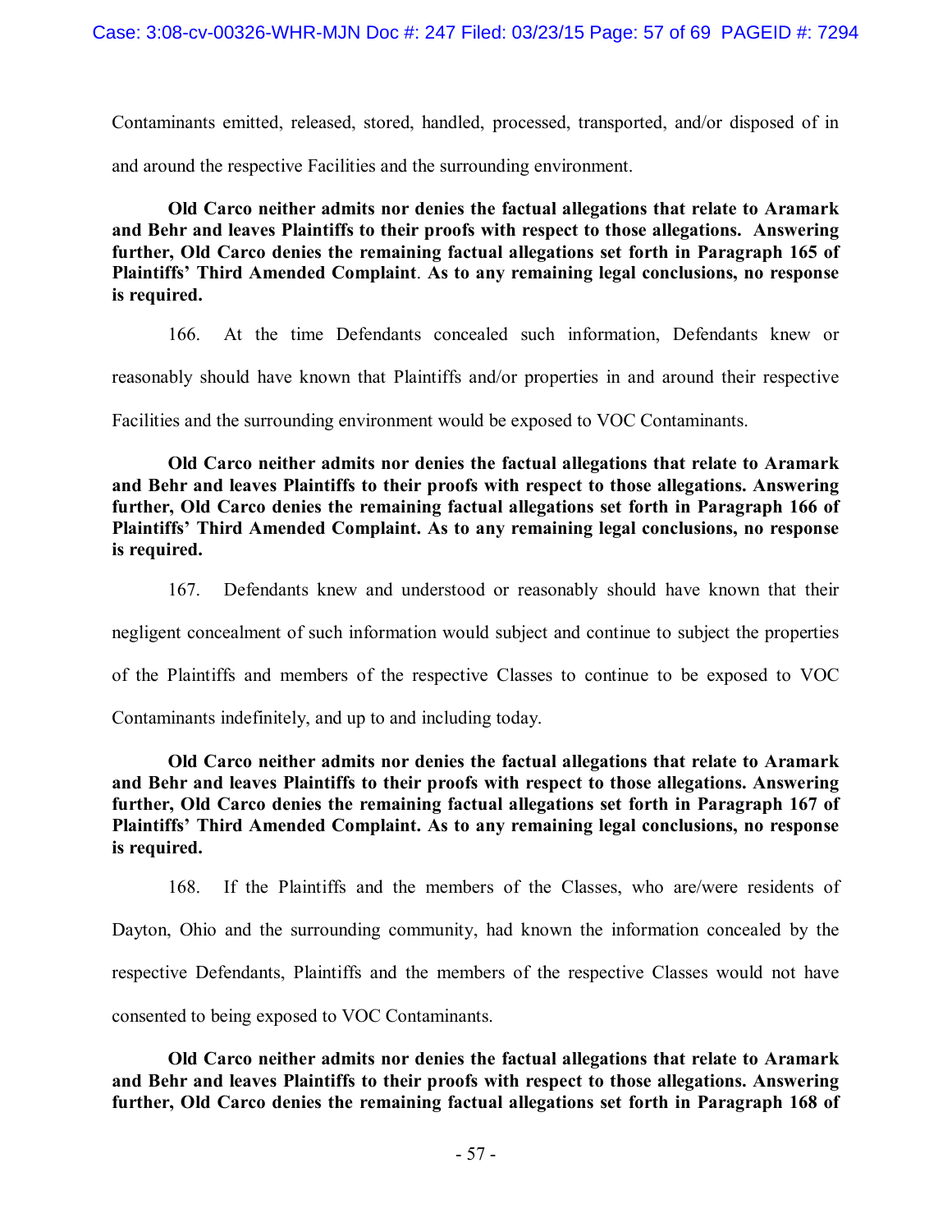Contaminants emitted, released, stored, handled, processed, transported, and/or disposed of in and around the respective Facilities and the surrounding environment.

**Old Carco neither admits nor denies the factual allegations that relate to Aramark and Behr and leaves Plaintiffs to their proofs with respect to those allegations. Answering further, Old Carco denies the remaining factual allegations set forth in Paragraph 165 of Plaintiffs' Third Amended Complaint. As to any remaining legal conclusions, no response is required.**

166. At the time Defendants concealed such information, Defendants knew or reasonably should have known that Plaintiffs and/or properties in and around their respective Facilities and the surrounding environment would be exposed to VOC Contaminants.

**Old Carco neither admits nor denies the factual allegations that relate to Aramark and Behr and leaves Plaintiffs to their proofs with respect to those allegations. Answering further, Old Carco denies the remaining factual allegations set forth in Paragraph 166 of Plaintiffs' Third Amended Complaint. As to any remaining legal conclusions, no response is required.**

167. Defendants knew and understood or reasonably should have known that their negligent concealment of such information would subject and continue to subject the properties of the Plaintiffs and members of the respective Classes to continue to be exposed to VOC Contaminants indefinitely, and up to and including today.

**Old Carco neither admits nor denies the factual allegations that relate to Aramark and Behr and leaves Plaintiffs to their proofs with respect to those allegations. Answering further, Old Carco denies the remaining factual allegations set forth in Paragraph 167 of Plaintiffs' Third Amended Complaint. As to any remaining legal conclusions, no response is required.**

168. If the Plaintiffs and the members of the Classes, who are/were residents of Dayton, Ohio and the surrounding community, had known the information concealed by the respective Defendants, Plaintiffs and the members of the respective Classes would not have consented to being exposed to VOC Contaminants.

**Old Carco neither admits nor denies the factual allegations that relate to Aramark and Behr and leaves Plaintiffs to their proofs with respect to those allegations. Answering further, Old Carco denies the remaining factual allegations set forth in Paragraph 168 of**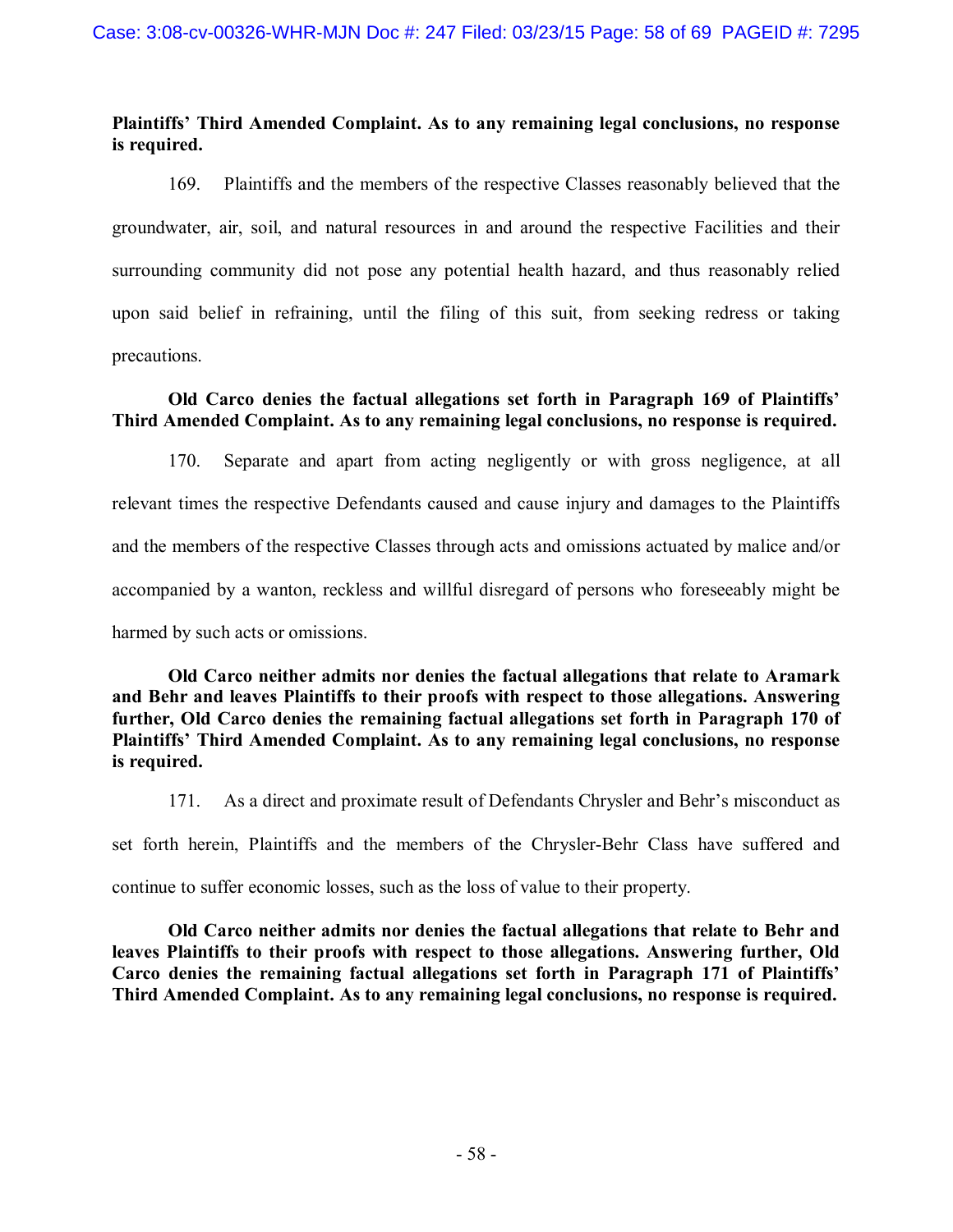**Plaintiffs' Third Amended Complaint. As to any remaining legal conclusions, no response is required.**

169. Plaintiffs and the members of the respective Classes reasonably believed that the groundwater, air, soil, and natural resources in and around the respective Facilities and their surrounding community did not pose any potential health hazard, and thus reasonably relied upon said belief in refraining, until the filing of this suit, from seeking redress or taking precautions.

**Old Carco denies the factual allegations set forth in Paragraph 169 of Plaintiffs' Third Amended Complaint. As to any remaining legal conclusions, no response is required.**

170. Separate and apart from acting negligently or with gross negligence, at all relevant times the respective Defendants caused and cause injury and damages to the Plaintiffs and the members of the respective Classes through acts and omissions actuated by malice and/or accompanied by a wanton, reckless and willful disregard of persons who foreseeably might be harmed by such acts or omissions.

**Old Carco neither admits nor denies the factual allegations that relate to Aramark and Behr and leaves Plaintiffs to their proofs with respect to those allegations. Answering further, Old Carco denies the remaining factual allegations set forth in Paragraph 170 of Plaintiffs' Third Amended Complaint. As to any remaining legal conclusions, no response is required.**

171. As a direct and proximate result of Defendants Chrysler and Behr's misconduct as set forth herein, Plaintiffs and the members of the Chrysler-Behr Class have suffered and continue to suffer economic losses, such as the loss of value to their property.

**Old Carco neither admits nor denies the factual allegations that relate to Behr and leaves Plaintiffs to their proofs with respect to those allegations. Answering further, Old Carco denies the remaining factual allegations set forth in Paragraph 171 of Plaintiffs' Third Amended Complaint. As to any remaining legal conclusions, no response is required.**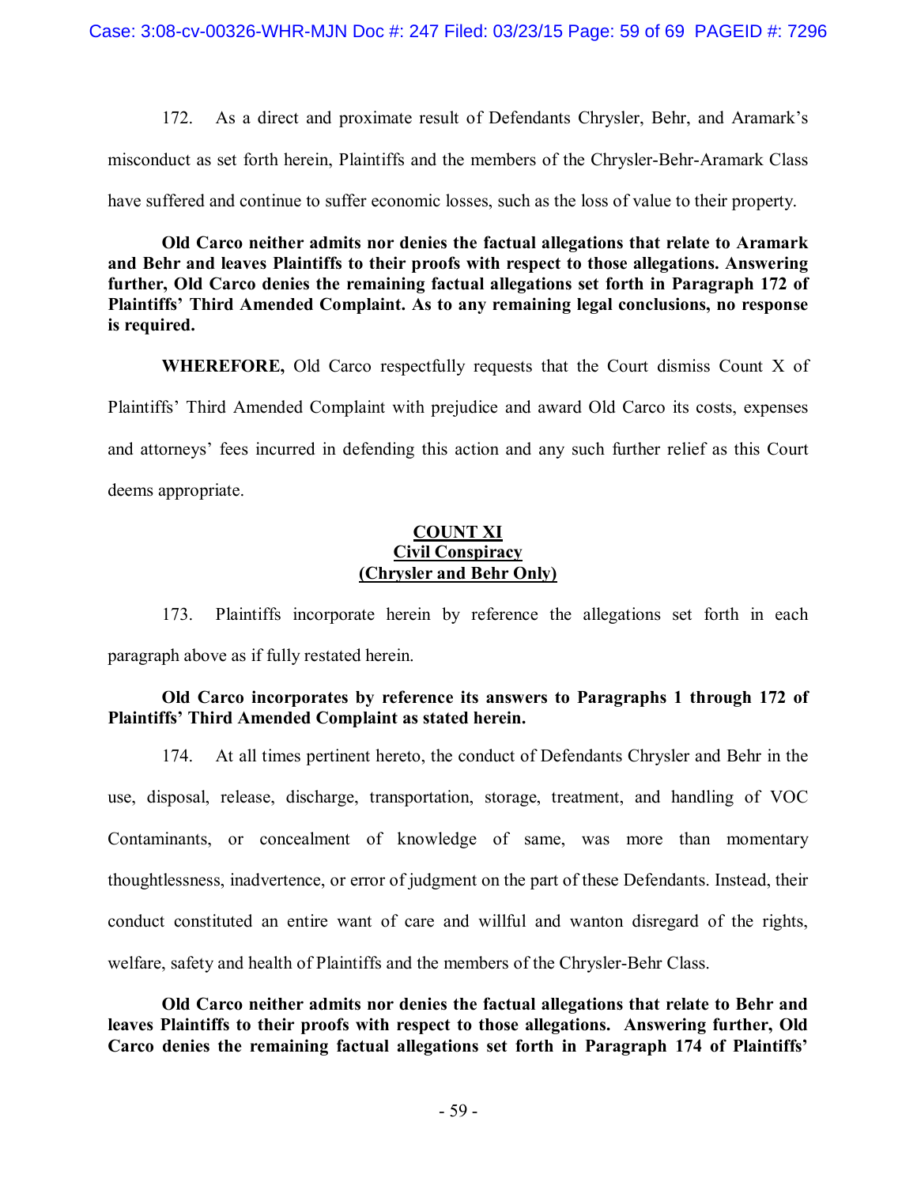172. As a direct and proximate result of Defendants Chrysler, Behr, and Aramark's misconduct as set forth herein, Plaintiffs and the members of the Chrysler-Behr-Aramark Class have suffered and continue to suffer economic losses, such as the loss of value to their property.

**Old Carco neither admits nor denies the factual allegations that relate to Aramark and Behr and leaves Plaintiffs to their proofs with respect to those allegations. Answering further, Old Carco denies the remaining factual allegations set forth in Paragraph 172 of Plaintiffs' Third Amended Complaint. As to any remaining legal conclusions, no response is required.**

**WHEREFORE,** Old Carco respectfully requests that the Court dismiss Count X of Plaintiffs' Third Amended Complaint with prejudice and award Old Carco its costs, expenses and attorneys' fees incurred in defending this action and any such further relief as this Court deems appropriate.

## COUNT XI
## Civil Conspiracy
## (Chrysler and Behr Only)

173. Plaintiffs incorporate herein by reference the allegations set forth in each paragraph above as if fully restated herein.

**Old Carco incorporates by reference its answers to Paragraphs 1 through 172 of Plaintiffs' Third Amended Complaint as stated herein.**

174. At all times pertinent hereto, the conduct of Defendants Chrysler and Behr in the use, disposal, release, discharge, transportation, storage, treatment, and handling of VOC Contaminants, or concealment of knowledge of same, was more than momentary thoughtlessness, inadvertence, or error of judgment on the part of these Defendants. Instead, their conduct constituted an entire want of care and willful and wanton disregard of the rights, welfare, safety and health of Plaintiffs and the members of the Chrysler-Behr Class.

**Old Carco neither admits nor denies the factual allegations that relate to Behr and leaves Plaintiffs to their proofs with respect to those allegations. Answering further, Old Carco denies the remaining factual allegations set forth in Paragraph 174 of Plaintiffs'**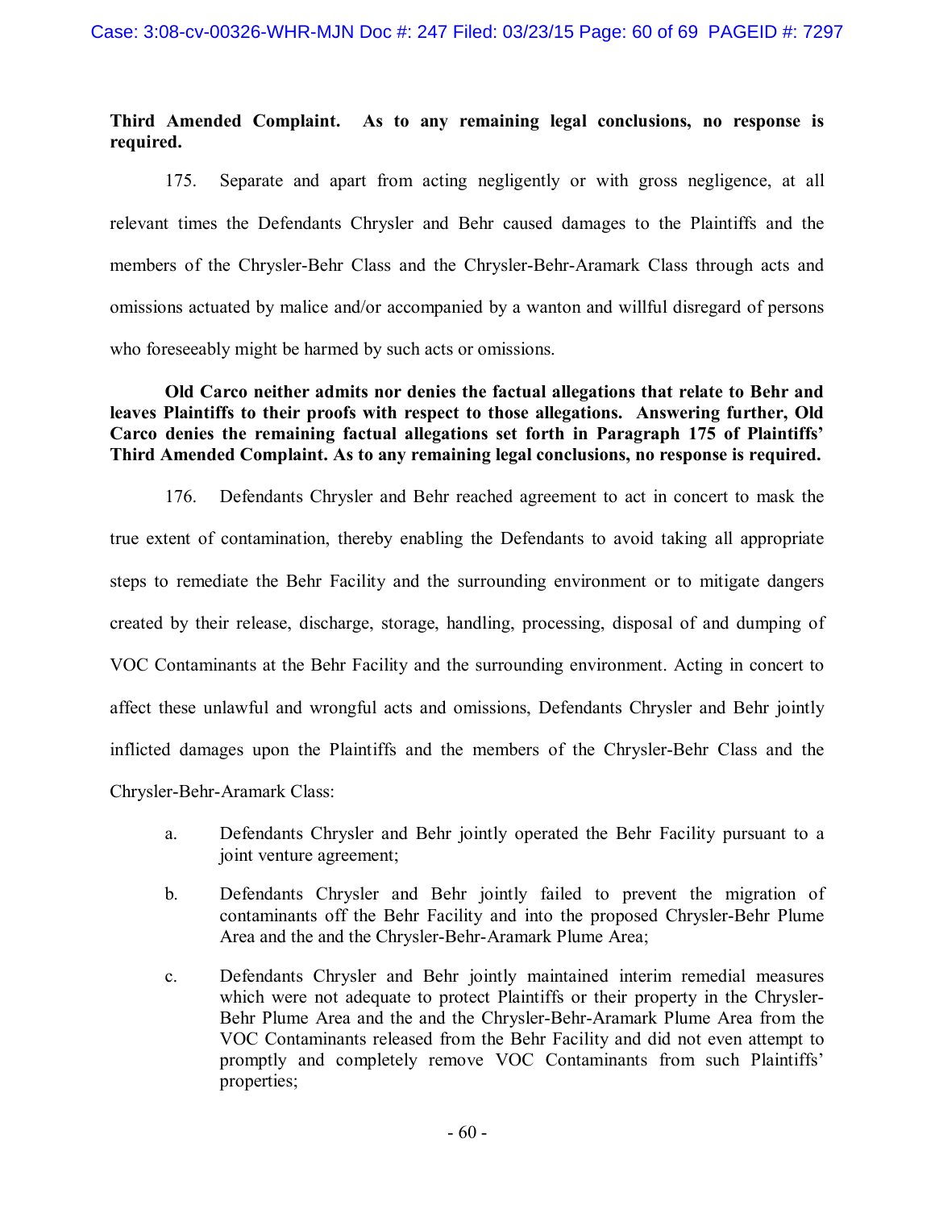**Third Amended Complaint. As to any remaining legal conclusions, no response is required.**

175. Separate and apart from acting negligently or with gross negligence, at all relevant times the Defendants Chrysler and Behr caused damages to the Plaintiffs and the members of the Chrysler-Behr Class and the Chrysler-Behr-Aramark Class through acts and omissions actuated by malice and/or accompanied by a wanton and willful disregard of persons who foreseeably might be harmed by such acts or omissions.

**Old Carco neither admits nor denies the factual allegations that relate to Behr and leaves Plaintiffs to their proofs with respect to those allegations. Answering further, Old Carco denies the remaining factual allegations set forth in Paragraph 175 of Plaintiffs' Third Amended Complaint. As to any remaining legal conclusions, no response is required.**

176. Defendants Chrysler and Behr reached agreement to act in concert to mask the true extent of contamination, thereby enabling the Defendants to avoid taking all appropriate steps to remediate the Behr Facility and the surrounding environment or to mitigate dangers created by their release, discharge, storage, handling, processing, disposal of and dumping of VOC Contaminants at the Behr Facility and the surrounding environment. Acting in concert to affect these unlawful and wrongful acts and omissions, Defendants Chrysler and Behr jointly inflicted damages upon the Plaintiffs and the members of the Chrysler-Behr Class and the Chrysler-Behr-Aramark Class:

a. Defendants Chrysler and Behr jointly operated the Behr Facility pursuant to a joint venture agreement;

b. Defendants Chrysler and Behr jointly failed to prevent the migration of contaminants off the Behr Facility and into the proposed Chrysler-Behr Plume Area and the and the Chrysler-Behr-Aramark Plume Area;

c. Defendants Chrysler and Behr jointly maintained interim remedial measures which were not adequate to protect Plaintiffs or their property in the Chrysler-Behr Plume Area and the and the Chrysler-Behr-Aramark Plume Area from the VOC Contaminants released from the Behr Facility and did not even attempt to promptly and completely remove VOC Contaminants from such Plaintiffs' properties;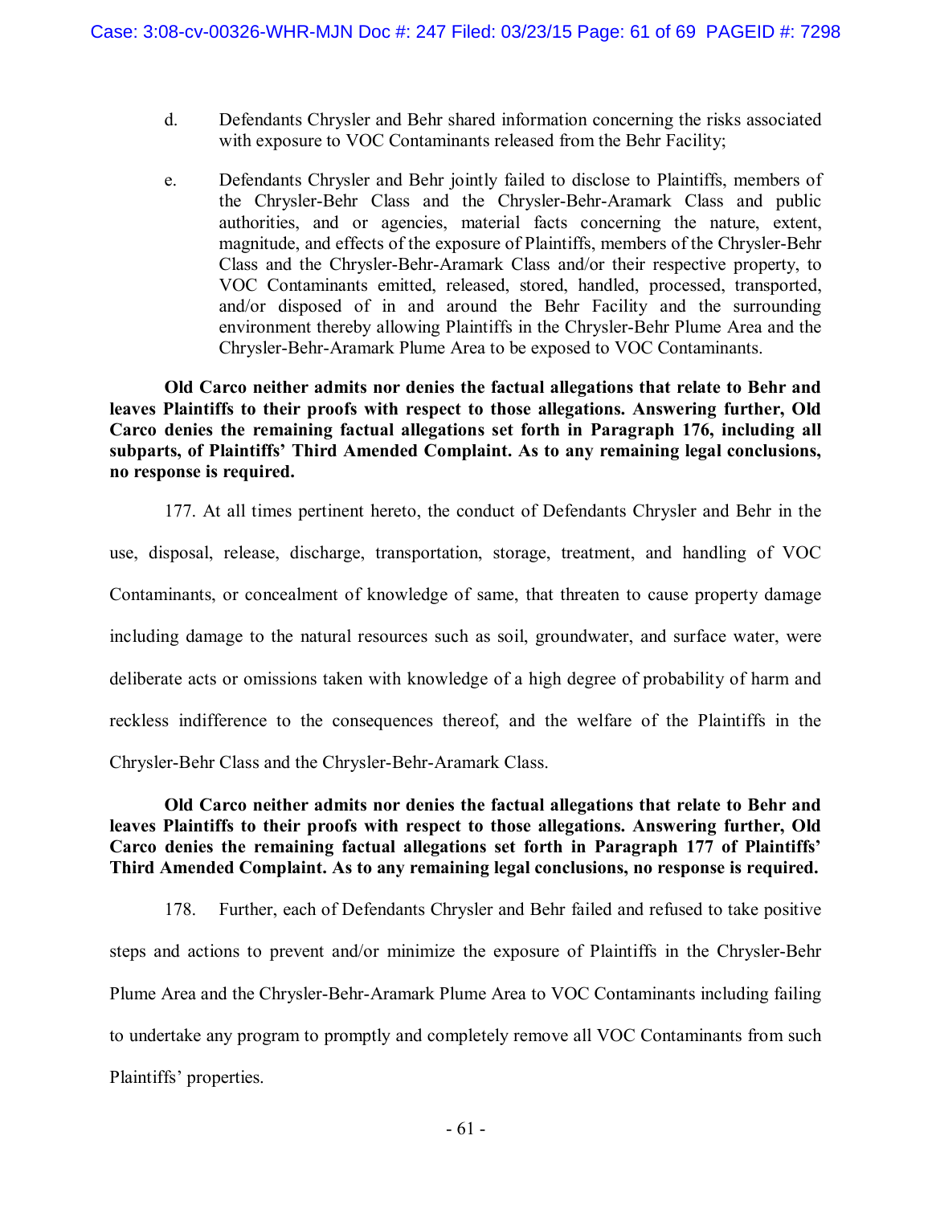d. Defendants Chrysler and Behr shared information concerning the risks associated with exposure to VOC Contaminants released from the Behr Facility;

e. Defendants Chrysler and Behr jointly failed to disclose to Plaintiffs, members of the Chrysler-Behr Class and the Chrysler-Behr-Aramark Class and public authorities, and or agencies, material facts concerning the nature, extent, magnitude, and effects of the exposure of Plaintiffs, members of the Chrysler-Behr Class and the Chrysler-Behr-Aramark Class and/or their respective property, to VOC Contaminants emitted, released, stored, handled, processed, transported, and/or disposed of in and around the Behr Facility and the surrounding environment thereby allowing Plaintiffs in the Chrysler-Behr Plume Area and the Chrysler-Behr-Aramark Plume Area to be exposed to VOC Contaminants.

**Old Carco neither admits nor denies the factual allegations that relate to Behr and leaves Plaintiffs to their proofs with respect to those allegations. Answering further, Old Carco denies the remaining factual allegations set forth in Paragraph 176, including all subparts, of Plaintiffs' Third Amended Complaint. As to any remaining legal conclusions, no response is required.**

177. At all times pertinent hereto, the conduct of Defendants Chrysler and Behr in the use, disposal, release, discharge, transportation, storage, treatment, and handling of VOC Contaminants, or concealment of knowledge of same, that threaten to cause property damage including damage to the natural resources such as soil, groundwater, and surface water, were deliberate acts or omissions taken with knowledge of a high degree of probability of harm and reckless indifference to the consequences thereof, and the welfare of the Plaintiffs in the Chrysler-Behr Class and the Chrysler-Behr-Aramark Class.

**Old Carco neither admits nor denies the factual allegations that relate to Behr and leaves Plaintiffs to their proofs with respect to those allegations. Answering further, Old Carco denies the remaining factual allegations set forth in Paragraph 177 of Plaintiffs' Third Amended Complaint. As to any remaining legal conclusions, no response is required.**

178. Further, each of Defendants Chrysler and Behr failed and refused to take positive steps and actions to prevent and/or minimize the exposure of Plaintiffs in the Chrysler-Behr Plume Area and the Chrysler-Behr-Aramark Plume Area to VOC Contaminants including failing to undertake any program to promptly and completely remove all VOC Contaminants from such Plaintiffs' properties.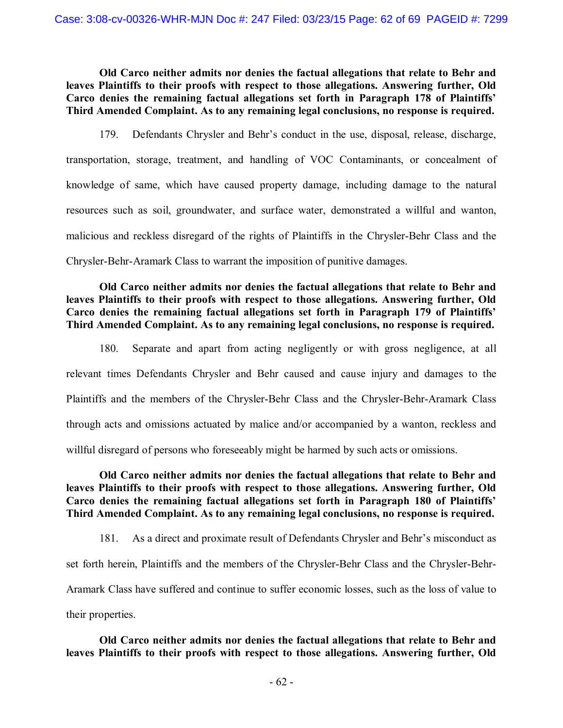**Old Carco neither admits nor denies the factual allegations that relate to Behr and leaves Plaintiffs to their proofs with respect to those allegations. Answering further, Old Carco denies the remaining factual allegations set forth in Paragraph 178 of Plaintiffs' Third Amended Complaint. As to any remaining legal conclusions, no response is required.**

179. Defendants Chrysler and Behr's conduct in the use, disposal, release, discharge, transportation, storage, treatment, and handling of VOC Contaminants, or concealment of knowledge of same, which have caused property damage, including damage to the natural resources such as soil, groundwater, and surface water, demonstrated a willful and wanton, malicious and reckless disregard of the rights of Plaintiffs in the Chrysler-Behr Class and the Chrysler-Behr-Aramark Class to warrant the imposition of punitive damages.

**Old Carco neither admits nor denies the factual allegations that relate to Behr and leaves Plaintiffs to their proofs with respect to those allegations. Answering further, Old Carco denies the remaining factual allegations set forth in Paragraph 179 of Plaintiffs' Third Amended Complaint. As to any remaining legal conclusions, no response is required.**

180. Separate and apart from acting negligently or with gross negligence, at all relevant times Defendants Chrysler and Behr caused and cause injury and damages to the Plaintiffs and the members of the Chrysler-Behr Class and the Chrysler-Behr-Aramark Class through acts and omissions actuated by malice and/or accompanied by a wanton, reckless and willful disregard of persons who foreseeably might be harmed by such acts or omissions.

**Old Carco neither admits nor denies the factual allegations that relate to Behr and leaves Plaintiffs to their proofs with respect to those allegations. Answering further, Old Carco denies the remaining factual allegations set forth in Paragraph 180 of Plaintiffs' Third Amended Complaint. As to any remaining legal conclusions, no response is required.**

181. As a direct and proximate result of Defendants Chrysler and Behr's misconduct as set forth herein, Plaintiffs and the members of the Chrysler-Behr Class and the Chrysler-Behr-Aramark Class have suffered and continue to suffer economic losses, such as the loss of value to their properties.

**Old Carco neither admits nor denies the factual allegations that relate to Behr and leaves Plaintiffs to their proofs with respect to those allegations. Answering further, Old**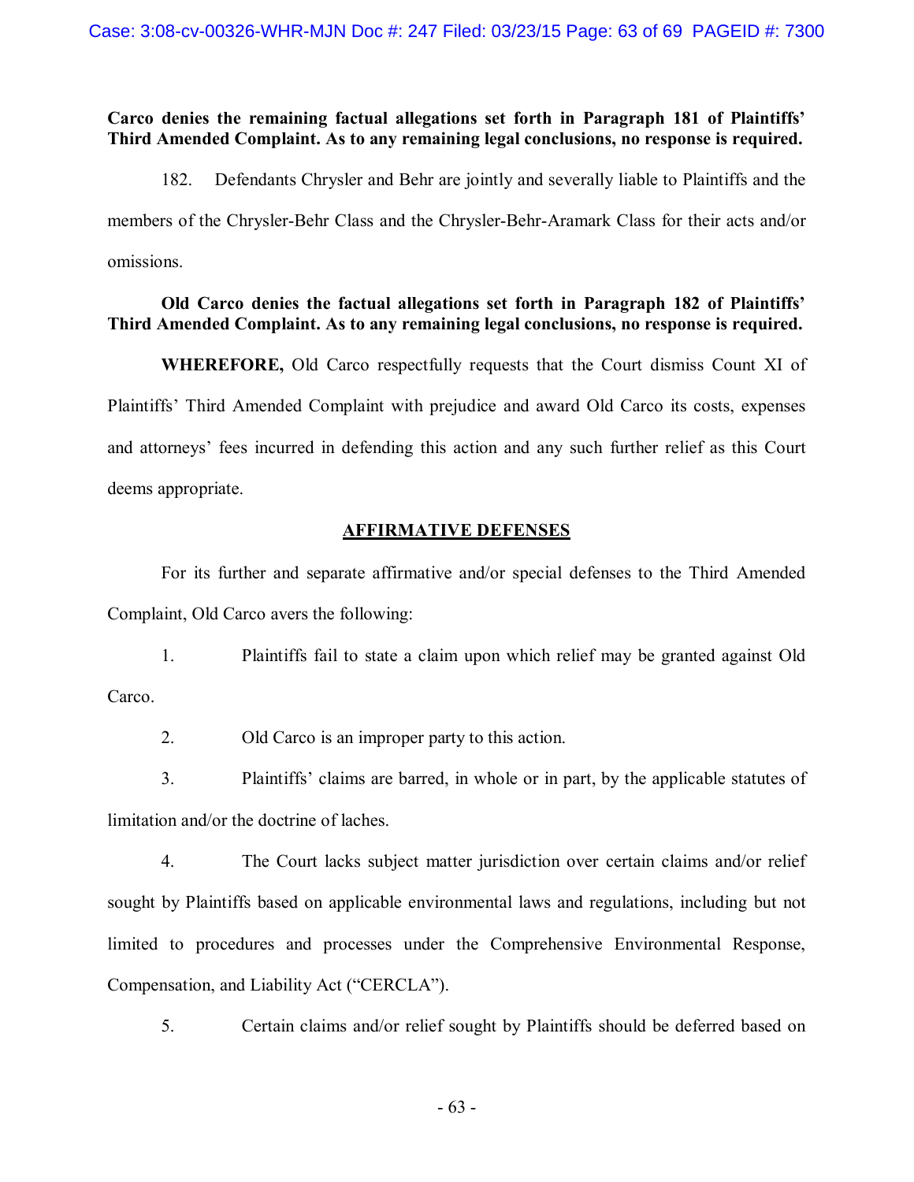**Carco denies the remaining factual allegations set forth in Paragraph 181 of Plaintiffs' Third Amended Complaint. As to any remaining legal conclusions, no response is required.**

182. Defendants Chrysler and Behr are jointly and severally liable to Plaintiffs and the members of the Chrysler-Behr Class and the Chrysler-Behr-Aramark Class for their acts and/or omissions.

**Old Carco denies the factual allegations set forth in Paragraph 182 of Plaintiffs' Third Amended Complaint. As to any remaining legal conclusions, no response is required.**

**WHEREFORE,** Old Carco respectfully requests that the Court dismiss Count XI of Plaintiffs' Third Amended Complaint with prejudice and award Old Carco its costs, expenses and attorneys' fees incurred in defending this action and any such further relief as this Court deems appropriate.

## AFFIRMATIVE DEFENSES

For its further and separate affirmative and/or special defenses to the Third Amended Complaint, Old Carco avers the following:

1. Plaintiffs fail to state a claim upon which relief may be granted against Old Carco.

2. Old Carco is an improper party to this action.

3. Plaintiffs' claims are barred, in whole or in part, by the applicable statutes of limitation and/or the doctrine of laches.

4. The Court lacks subject matter jurisdiction over certain claims and/or relief sought by Plaintiffs based on applicable environmental laws and regulations, including but not limited to procedures and processes under the Comprehensive Environmental Response, Compensation, and Liability Act ("CERCLA").

5. Certain claims and/or relief sought by Plaintiffs should be deferred based on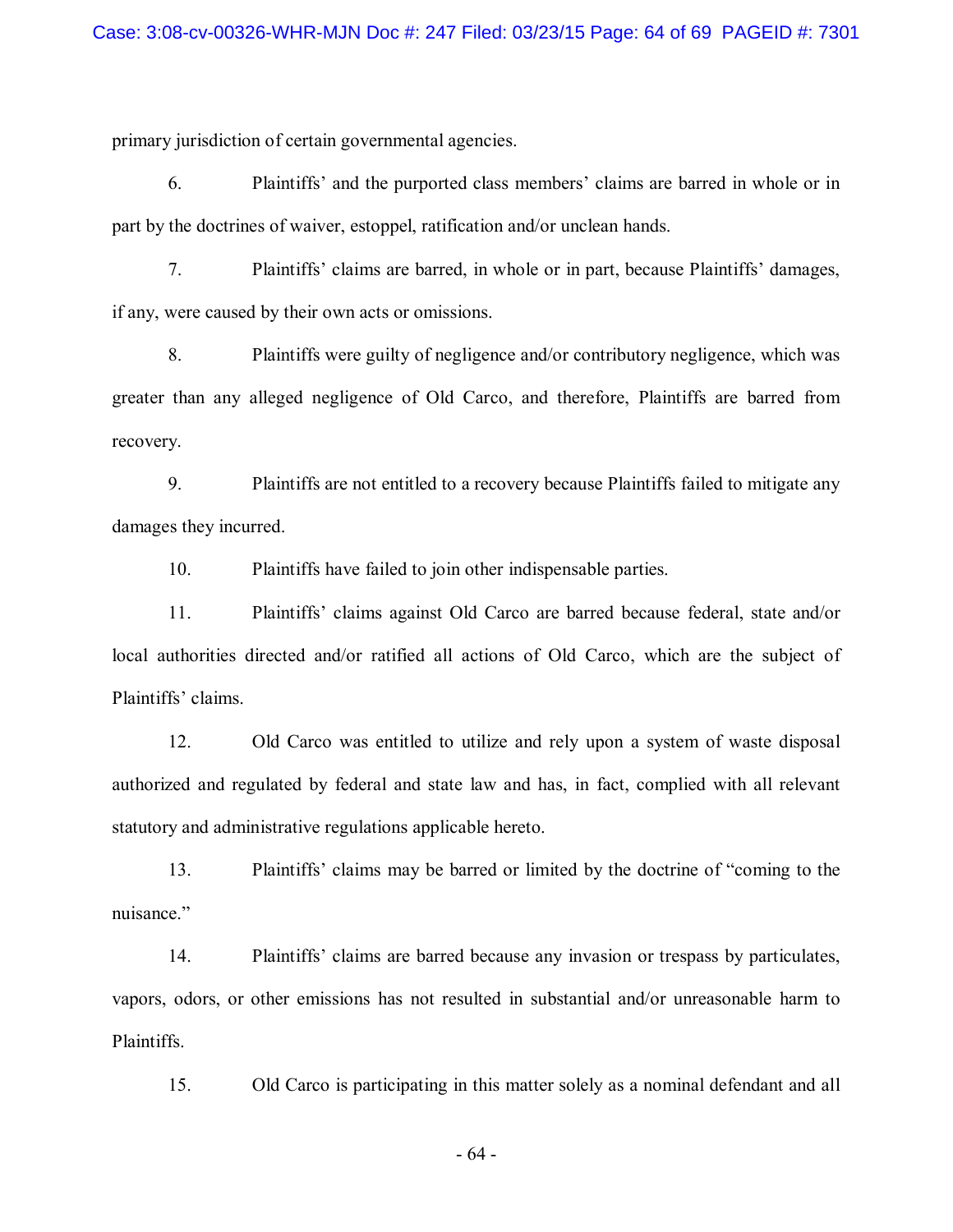primary jurisdiction of certain governmental agencies.

6. Plaintiffs' and the purported class members' claims are barred in whole or in part by the doctrines of waiver, estoppel, ratification and/or unclean hands.

7. Plaintiffs' claims are barred, in whole or in part, because Plaintiffs' damages, if any, were caused by their own acts or omissions.

8. Plaintiffs were guilty of negligence and/or contributory negligence, which was greater than any alleged negligence of Old Carco, and therefore, Plaintiffs are barred from recovery.

9. Plaintiffs are not entitled to a recovery because Plaintiffs failed to mitigate any damages they incurred.

10. Plaintiffs have failed to join other indispensable parties.

11. Plaintiffs' claims against Old Carco are barred because federal, state and/or local authorities directed and/or ratified all actions of Old Carco, which are the subject of Plaintiffs' claims.

12. Old Carco was entitled to utilize and rely upon a system of waste disposal authorized and regulated by federal and state law and has, in fact, complied with all relevant statutory and administrative regulations applicable hereto.

13. Plaintiffs' claims may be barred or limited by the doctrine of "coming to the nuisance."

14. Plaintiffs' claims are barred because any invasion or trespass by particulates, vapors, odors, or other emissions has not resulted in substantial and/or unreasonable harm to Plaintiffs.

15. Old Carco is participating in this matter solely as a nominal defendant and all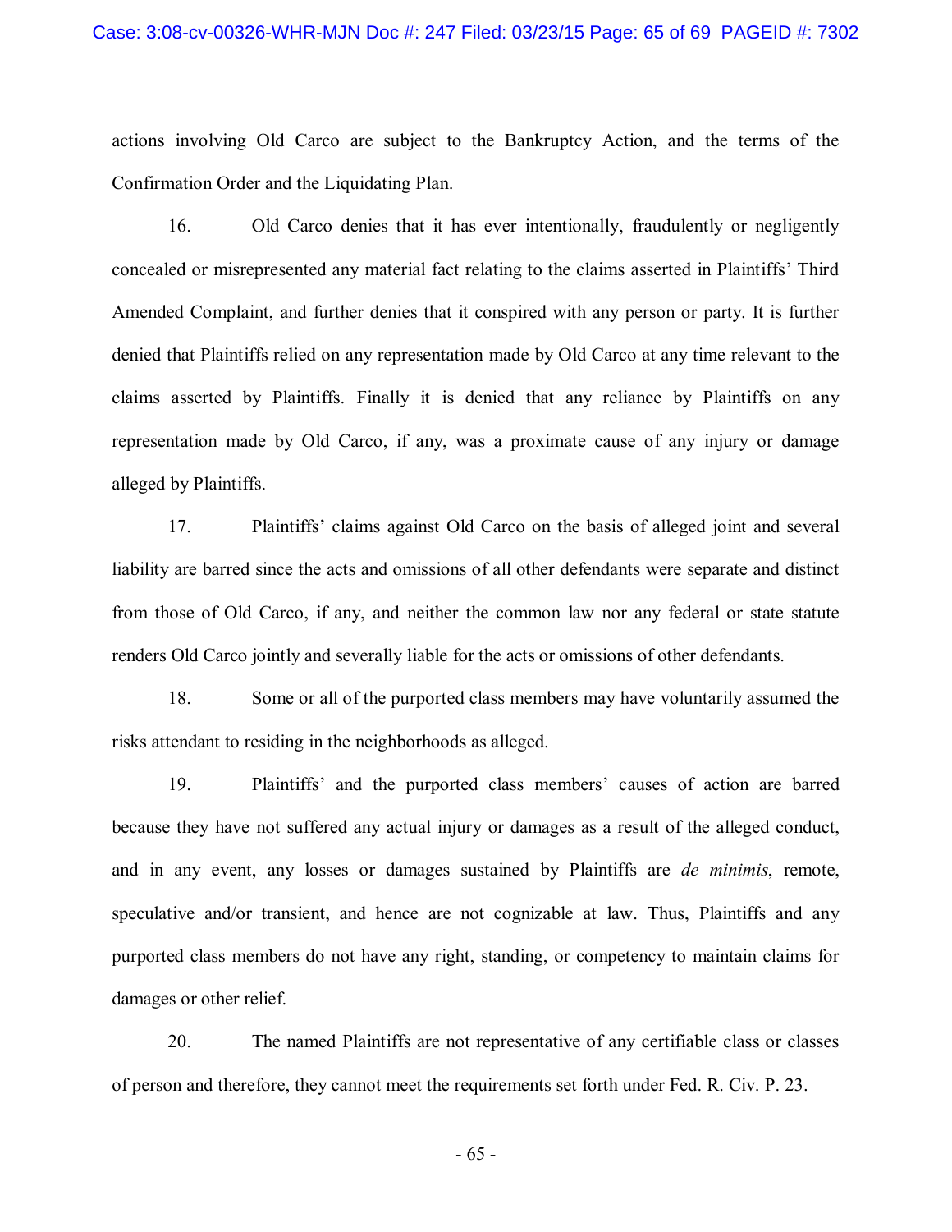actions involving Old Carco are subject to the Bankruptcy Action, and the terms of the Confirmation Order and the Liquidating Plan.

16. Old Carco denies that it has ever intentionally, fraudulently or negligently concealed or misrepresented any material fact relating to the claims asserted in Plaintiffs' Third Amended Complaint, and further denies that it conspired with any person or party. It is further denied that Plaintiffs relied on any representation made by Old Carco at any time relevant to the claims asserted by Plaintiffs. Finally it is denied that any reliance by Plaintiffs on any representation made by Old Carco, if any, was a proximate cause of any injury or damage alleged by Plaintiffs.

17. Plaintiffs' claims against Old Carco on the basis of alleged joint and several liability are barred since the acts and omissions of all other defendants were separate and distinct from those of Old Carco, if any, and neither the common law nor any federal or state statute renders Old Carco jointly and severally liable for the acts or omissions of other defendants.

18. Some or all of the purported class members may have voluntarily assumed the risks attendant to residing in the neighborhoods as alleged.

19. Plaintiffs' and the purported class members' causes of action are barred because they have not suffered any actual injury or damages as a result of the alleged conduct, and in any event, any losses or damages sustained by Plaintiffs are *de minimis*, remote, speculative and/or transient, and hence are not cognizable at law. Thus, Plaintiffs and any purported class members do not have any right, standing, or competency to maintain claims for damages or other relief.

20. The named Plaintiffs are not representative of any certifiable class or classes of person and therefore, they cannot meet the requirements set forth under Fed. R. Civ. P. 23.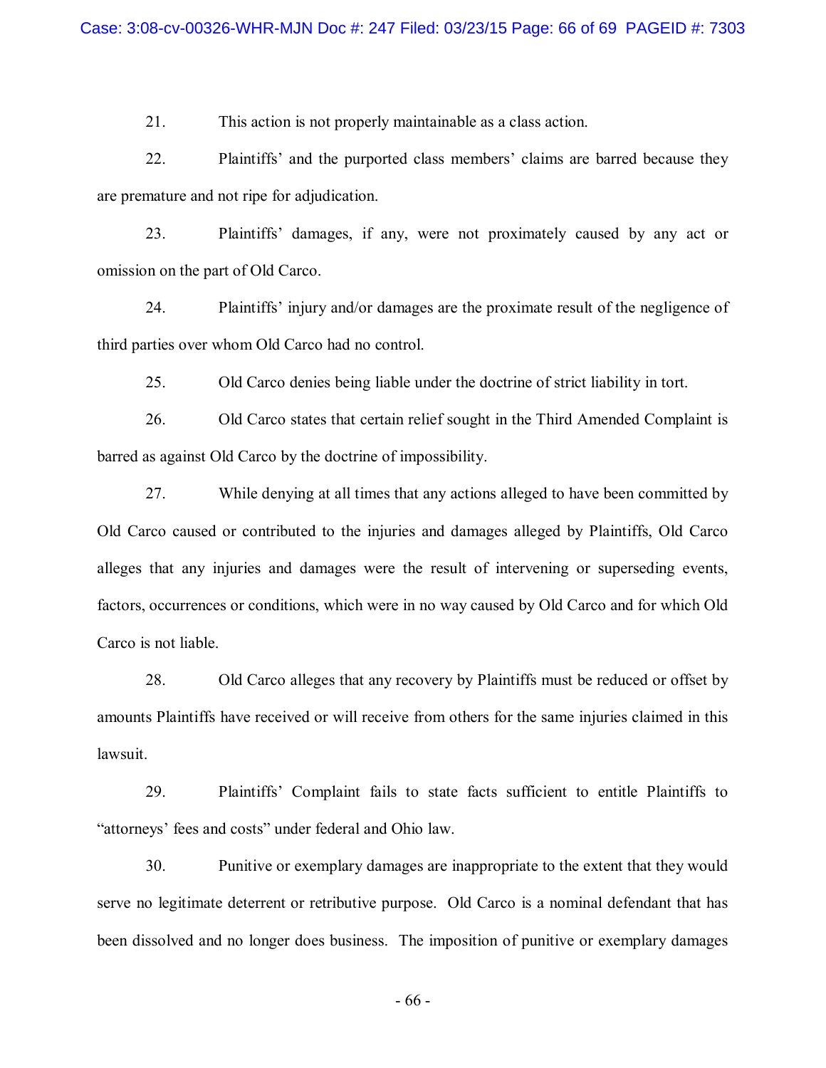21. This action is not properly maintainable as a class action.

22. Plaintiffs' and the purported class members' claims are barred because they are premature and not ripe for adjudication.

23. Plaintiffs' damages, if any, were not proximately caused by any act or omission on the part of Old Carco.

24. Plaintiffs' injury and/or damages are the proximate result of the negligence of third parties over whom Old Carco had no control.

25. Old Carco denies being liable under the doctrine of strict liability in tort.

26. Old Carco states that certain relief sought in the Third Amended Complaint is barred as against Old Carco by the doctrine of impossibility.

27. While denying at all times that any actions alleged to have been committed by Old Carco caused or contributed to the injuries and damages alleged by Plaintiffs, Old Carco alleges that any injuries and damages were the result of intervening or superseding events, factors, occurrences or conditions, which were in no way caused by Old Carco and for which Old Carco is not liable.

28. Old Carco alleges that any recovery by Plaintiffs must be reduced or offset by amounts Plaintiffs have received or will receive from others for the same injuries claimed in this lawsuit.

29. Plaintiffs' Complaint fails to state facts sufficient to entitle Plaintiffs to "attorneys' fees and costs" under federal and Ohio law.

30. Punitive or exemplary damages are inappropriate to the extent that they would serve no legitimate deterrent or retributive purpose. Old Carco is a nominal defendant that has been dissolved and no longer does business. The imposition of punitive or exemplary damages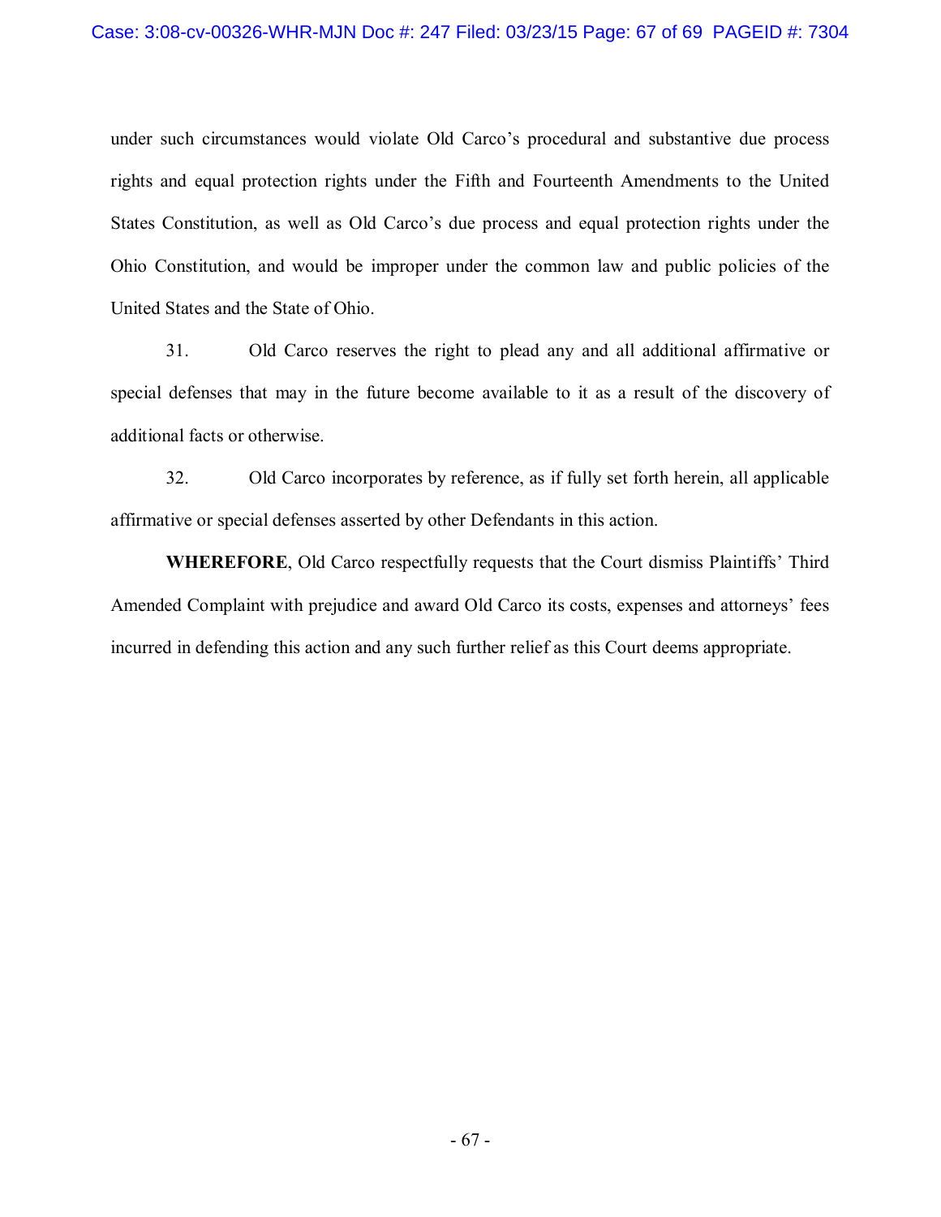under such circumstances would violate Old Carco's procedural and substantive due process rights and equal protection rights under the Fifth and Fourteenth Amendments to the United States Constitution, as well as Old Carco's due process and equal protection rights under the Ohio Constitution, and would be improper under the common law and public policies of the United States and the State of Ohio.

31. Old Carco reserves the right to plead any and all additional affirmative or special defenses that may in the future become available to it as a result of the discovery of additional facts or otherwise.

32. Old Carco incorporates by reference, as if fully set forth herein, all applicable affirmative or special defenses asserted by other Defendants in this action.

**WHEREFORE**, Old Carco respectfully requests that the Court dismiss Plaintiffs' Third Amended Complaint with prejudice and award Old Carco its costs, expenses and attorneys' fees incurred in defending this action and any such further relief as this Court deems appropriate.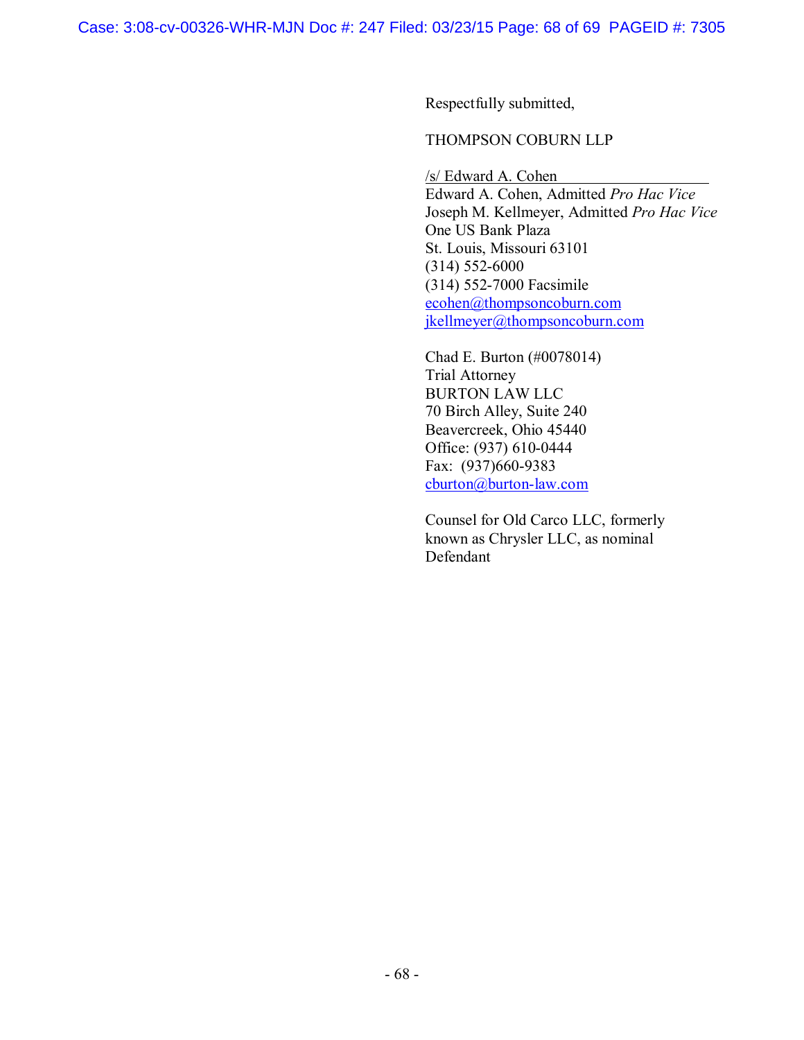Respectfully submitted,

THOMPSON COBURN LLP

/s/ Edward A. Cohen
Edward A. Cohen, Admitted *Pro Hac Vice*
Joseph M. Kellmeyer, Admitted *Pro Hac Vice*
One US Bank Plaza
St. Louis, Missouri 63101
(314) 552-6000
(314) 552-7000 Facsimile
ecohen@thompsoncoburn.com
jkellmeyer@thompsoncoburn.com

Chad E. Burton (#0078014)
Trial Attorney
BURTON LAW LLC
70 Birch Alley, Suite 240
Beavercreek, Ohio 45440
Office: (937) 610-0444
Fax: (937)660-9383
cburton@burton-law.com

Counsel for Old Carco LLC, formerly known as Chrysler LLC, as nominal Defendant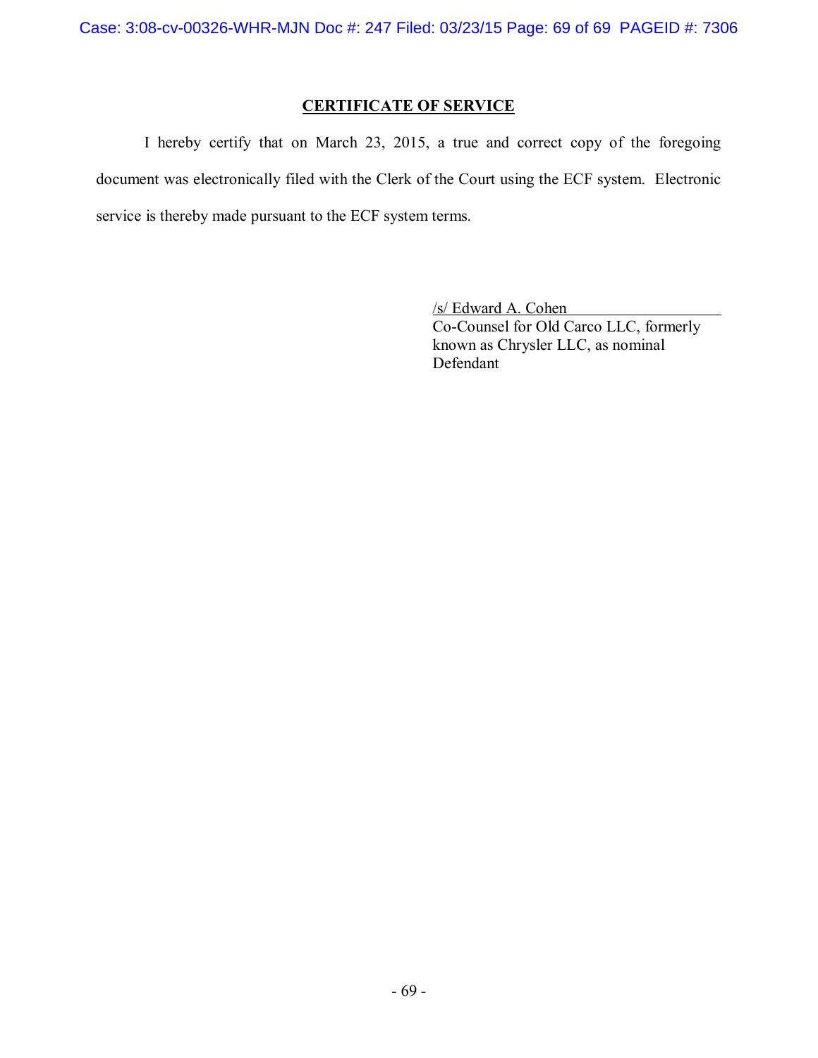## CERTIFICATE OF SERVICE

I hereby certify that on March 23, 2015, a true and correct copy of the foregoing document was electronically filed with the Clerk of the Court using the ECF system. Electronic service is thereby made pursuant to the ECF system terms.

/s/ Edward A. Cohen
Co-Counsel for Old Carco LLC, formerly known as Chrysler LLC, as nominal Defendant